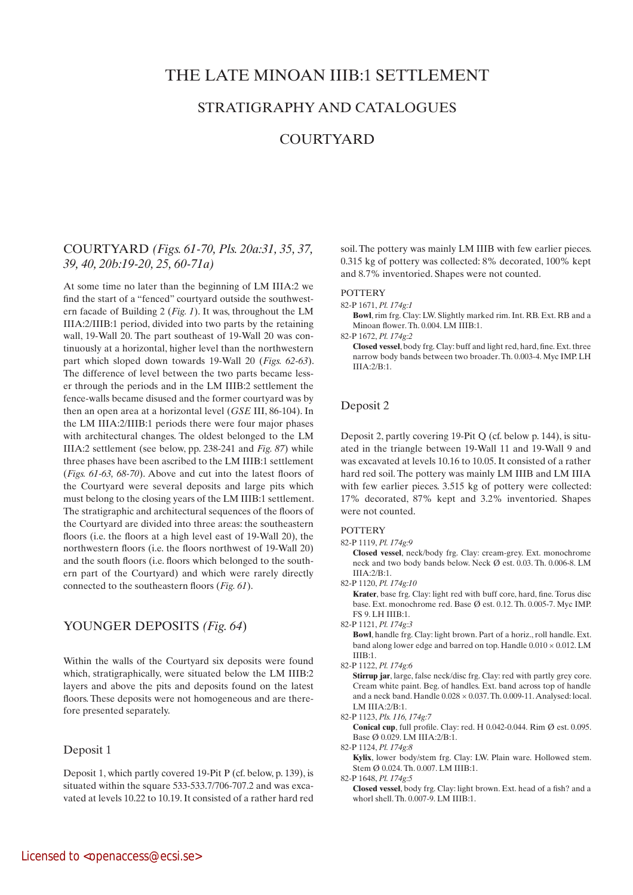# THE LATE MINOAN IIIB:1 SETTLEMENT

## STRATIGRAPHY AND CATALOGUES

## COURTYARD

### COURTYARD *(Figs. 61-70, Pls. 20a:31, 35, 37, 39, 40, 20b:19-20, 25, 60-71a)*

At some time no later than the beginning of LM IIIA:2 we find the start of a "fenced" courtyard outside the southwestern facade of Building 2 (*Fig. 1*). It was, throughout the LM IIIA:2/IIIB:1 period, divided into two parts by the retaining wall, 19-Wall 20. The part southeast of 19-Wall 20 was continuously at a horizontal, higher level than the northwestern part which sloped down towards 19-Wall 20 (*Figs. 62-63*). The difference of level between the two parts became lesser through the periods and in the LM IIIB:2 settlement the fence-walls became disused and the former courtyard was by then an open area at a horizontal level (*GSE* III, 86-104). In the LM IIIA:2/IIIB:1 periods there were four major phases with architectural changes. The oldest belonged to the LM IIIA:2 settlement (see below, pp. 238-241 and *Fig. 87*) while three phases have been ascribed to the LM IIIB:1 settlement (*Figs. 61-63, 68-70*). Above and cut into the latest floors of the Courtyard were several deposits and large pits which must belong to the closing years of the LM IIIB:1 settlement. The stratigraphic and architectural sequences of the floors of the Courtyard are divided into three areas: the southeastern floors (i.e. the floors at a high level east of 19-Wall 20), the northwestern floors (i.e. the floors northwest of 19-Wall 20) and the south floors (i.e. floors which belonged to the southern part of the Courtyard) and which were rarely directly connected to the southeastern floors (*Fig. 61*).

### YOUNGER DEPOSITS *(Fig. 64)*

Within the walls of the Courtyard six deposits were found which, stratigraphically, were situated below the LM IIIB:2 layers and above the pits and deposits found on the latest floors. These deposits were not homogeneous and are therefore presented separately.

#### Deposit 1

Deposit 1, which partly covered 19-Pit P (cf. below, p. 139), is situated within the square 533-533.7/706-707.2 and was excavated at levels 10.22 to 10.19. It consisted of a rather hard red soil. The pottery was mainly LM IIIB with few earlier pieces. 0.315 kg of pottery was collected: 8% decorated, 100% kept and 8.7% inventoried. Shapes were not counted.

POTTERY

82-P 1671, *Pl. 174g:1*
**Bowl**, rim frg. Clay: LW. Slightly marked rim. Int. RB. Ext. RB and a Minoan flower. Th. 0.004. LM IIIB:1.

82-P 1672, *Pl. 174g:2*
**Closed vessel**, body frg. Clay: buff and light red, hard, fine. Ext. three narrow body bands between two broader. Th. 0.003-4. Myc IMP. LH IIIA:2/B:1.

#### Deposit 2

Deposit 2, partly covering 19-Pit Q (cf. below p. 144), is situated in the triangle between 19-Wall 11 and 19-Wall 9 and was excavated at levels 10.16 to 10.05. It consisted of a rather hard red soil. The pottery was mainly LM IIIB and LM IIIA with few earlier pieces. 3.515 kg of pottery were collected: 17% decorated, 87% kept and 3.2% inventoried. Shapes were not counted.

POTTERY

82-P 1119, *Pl. 174g:9*
**Closed vessel**, neck/body frg. Clay: cream-grey. Ext. monochrome neck and two body bands below. Neck Ø est. 0.03. Th. 0.006-8. LM IIIA:2/B:1.

82-P 1120, *Pl. 174g:10*
**Krater**, base frg. Clay: light red with buff core, hard, fine. Torus disc base. Ext. monochrome red. Base Ø est. 0.12. Th. 0.005-7. Myc IMP. FS 9. LH IIIB:1.

82-P 1121, *Pl. 174g:3*
**Bowl**, handle frg. Clay: light brown. Part of a horiz., roll handle. Ext. band along lower edge and barred on top. Handle 0.010 × 0.012. LM IIIB:1.

82-P 1122, *Pl. 174g:6*
**Stirrup jar**, large, false neck/disc frg. Clay: red with partly grey core. Cream white paint. Beg. of handles. Ext. band across top of handle and a neck band. Handle 0.028 × 0.037. Th. 0.009-11. Analysed: local. LM IIIA:2/B:1.

82-P 1123, *Pls. 116, 174g:7*
**Conical cup**, full profile. Clay: red. H 0.042-0.044. Rim Ø est. 0.095. Base Ø 0.029. LM IIIA:2/B:1.

82-P 1124, *Pl. 174g:8*
**Kylix**, lower body/stem frg. Clay: LW. Plain ware. Hollowed stem. Stem Ø 0.024. Th. 0.007. LM IIIB:1.

82-P 1648, *Pl. 174g:5*
**Closed vessel**, body frg. Clay: light brown. Ext. head of a fish? and a whorl shell. Th. 0.007-9. LM IIIB:1.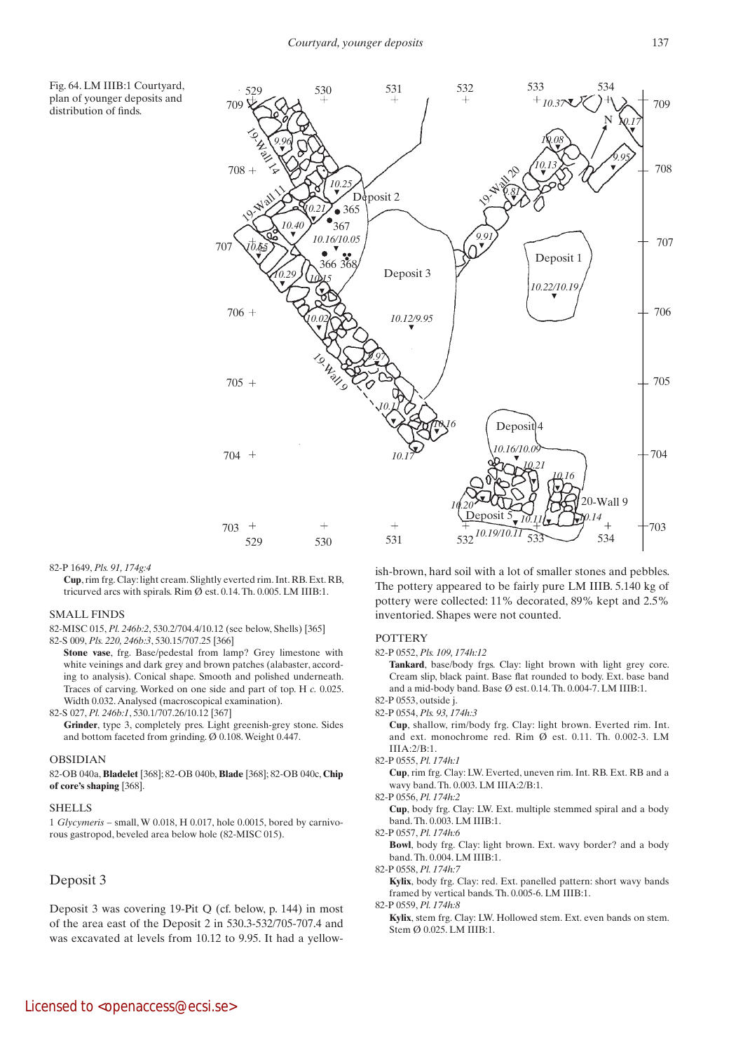Fig. 64. LM IIIB:1 Courtyard, plan of younger deposits and distribution of finds.

82-P 1649, *Pls. 91, 174g:4*

**Cup**, rim frg. Clay: light cream. Slightly everted rim. Int. RB. Ext. RB, tricurved arcs with spirals. Rim Ø est. 0.14. Th. 0.005. LM IIIB:1.

SMALL FINDS

82-MISC 015, *Pl. 246b:2*, 530.2/704.4/10.12 (see below, Shells) [365]

82-S 009, *Pls. 220, 246b:3*, 530.15/707.25 [366]

**Stone vase**, frg. Base/pedestal from lamp? Grey limestone with white veinings and dark grey and brown patches (alabaster, according to analysis). Conical shape. Smooth and polished underneath. Traces of carving. Worked on one side and part of top. H *c.* 0.025. Width 0.032. Analysed (macroscopical examination).

82-S 027, *Pl. 246b:1*, 530.1/707.26/10.12 [367]

**Grinder**, type 3, completely pres. Light greenish-grey stone. Sides and bottom faceted from grinding. Ø 0.108. Weight 0.447.

OBSIDIAN

82-OB 040a, **Bladelet** [368]; 82-OB 040b, **Blade** [368]; 82-OB 040c, **Chip of core's shaping** [368].

SHELLS

1 *Glycymeris* – small, W 0.018, H 0.017, hole 0.0015, bored by carnivorous gastropod, beveled area below hole (82-MISC 015).

## Deposit 3

Deposit 3 was covering 19-Pit Q (cf. below, p. 144) in most of the area east of the Deposit 2 in 530.3-532/705-707.4 and was excavated at levels from 10.12 to 9.95. It had a yellowish-brown, hard soil with a lot of smaller stones and pebbles. The pottery appeared to be fairly pure LM IIIB. 5.140 kg of pottery were collected: 11% decorated, 89% kept and 2.5% inventoried. Shapes were not counted.

POTTERY

82-P 0552, *Pls. 109, 174h:12*

**Tankard**, base/body frgs. Clay: light brown with light grey core. Cream slip, black paint. Base flat rounded to body. Ext. base band and a mid-body band. Base Ø est. 0.14. Th. 0.004-7. LM IIIB:1.

82-P 0553, outside j.

82-P 0554, *Pls. 93, 174h:3*

**Cup**, shallow, rim/body frg. Clay: light brown. Everted rim. Int. and ext. monochrome red. Rim Ø est. 0.11. Th. 0.002-3. LM IIIA:2/B:1.

82-P 0555, *Pl. 174h:1*

**Cup**, rim frg. Clay: LW. Everted, uneven rim. Int. RB. Ext. RB and a wavy band. Th. 0.003. LM IIIA:2/B:1.

82-P 0556, *Pl. 174h:2*

**Cup**, body frg. Clay: LW. Ext. multiple stemmed spiral and a body band. Th. 0.003. LM IIIB:1.

82-P 0557, *Pl. 174h:6*

**Bowl**, body frg. Clay: light brown. Ext. wavy border? and a body band. Th. 0.004. LM IIIB:1.

82-P 0558, *Pl. 174h:7*

**Kylix**, body frg. Clay: red. Ext. panelled pattern: short wavy bands framed by vertical bands. Th. 0.005-6. LM IIIB:1.

82-P 0559, *Pl. 174h:8*

**Kylix**, stem frg. Clay: LW. Hollowed stem. Ext. even bands on stem. Stem Ø 0.025. LM IIIB:1.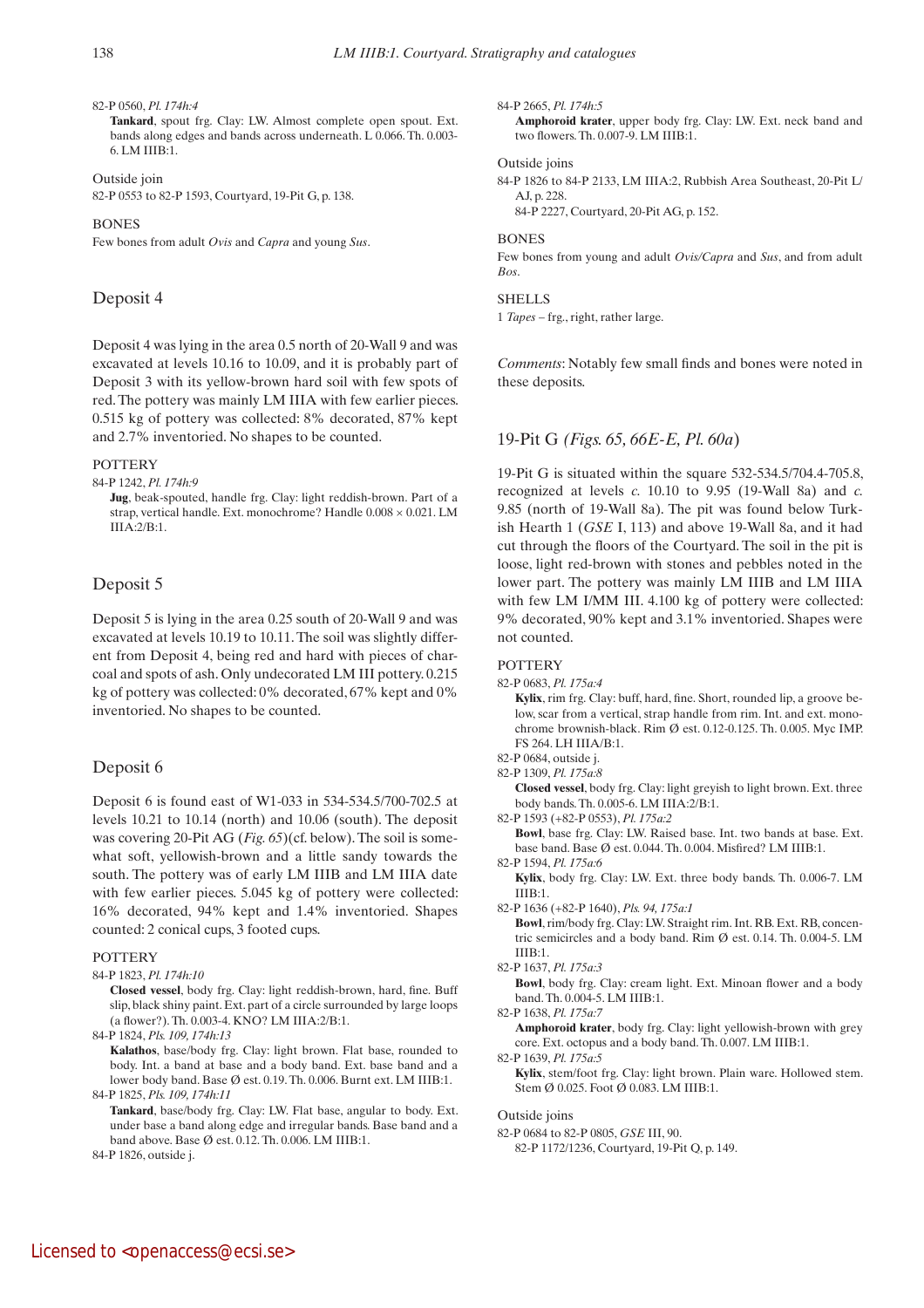82-P 0560, *Pl. 174h:4*

**Tankard**, spout frg. Clay: LW. Almost complete open spout. Ext. bands along edges and bands across underneath. L 0.066. Th. 0.003-6. LM IIIB:1.

Outside join

82-P 0553 to 82-P 1593, Courtyard, 19-Pit G, p. 138.

BONES

Few bones from adult *Ovis* and *Capra* and young *Sus*.

## Deposit 4

Deposit 4 was lying in the area 0.5 north of 20-Wall 9 and was excavated at levels 10.16 to 10.09, and it is probably part of Deposit 3 with its yellow-brown hard soil with few spots of red. The pottery was mainly LM IIIA with few earlier pieces. 0.515 kg of pottery was collected: 8% decorated, 87% kept and 2.7% inventoried. No shapes to be counted.

POTTERY

84-P 1242, *Pl. 174h:9*

**Jug**, beak-spouted, handle frg. Clay: light reddish-brown. Part of a strap, vertical handle. Ext. monochrome? Handle 0.008 × 0.021. LM IIIA:2/B:1.

## Deposit 5

Deposit 5 is lying in the area 0.25 south of 20-Wall 9 and was excavated at levels 10.19 to 10.11. The soil was slightly different from Deposit 4, being red and hard with pieces of charcoal and spots of ash. Only undecorated LM III pottery. 0.215 kg of pottery was collected: 0% decorated, 67% kept and 0% inventoried. No shapes to be counted.

## Deposit 6

Deposit 6 is found east of W1-033 in 534-534.5/700-702.5 at levels 10.21 to 10.14 (north) and 10.06 (south). The deposit was covering 20-Pit AG (*Fig. 65*)(cf. below). The soil is somewhat soft, yellowish-brown and a little sandy towards the south. The pottery was of early LM IIIB and LM IIIA date with few earlier pieces. 5.045 kg of pottery were collected: 16% decorated, 94% kept and 1.4% inventoried. Shapes counted: 2 conical cups, 3 footed cups.

POTTERY

84-P 1823, *Pl. 174h:10*

**Closed vessel**, body frg. Clay: light reddish-brown, hard, fine. Buff slip, black shiny paint. Ext. part of a circle surrounded by large loops (a flower?). Th. 0.003-4. KNO? LM IIIA:2/B:1.

84-P 1824, *Pls. 109, 174h:13*

**Kalathos**, base/body frg. Clay: light brown. Flat base, rounded to body. Int. a band at base and a body band. Ext. base band and a lower body band. Base Ø est. 0.19. Th. 0.006. Burnt ext. LM IIIB:1.

84-P 1825, *Pls. 109, 174h:11*

**Tankard**, base/body frg. Clay: LW. Flat base, angular to body. Ext. under base a band along edge and irregular bands. Base band and a band above. Base Ø est. 0.12. Th. 0.006. LM IIIB:1.

84-P 1826, outside j.

84-P 2665, *Pl. 174h:5*

**Amphoroid krater**, upper body frg. Clay: LW. Ext. neck band and two flowers. Th. 0.007-9. LM IIIB:1.

Outside joins

84-P 1826 to 84-P 2133, LM IIIA:2, Rubbish Area Southeast, 20-Pit L/AJ, p. 228.

84-P 2227, Courtyard, 20-Pit AG, p. 152.

BONES

Few bones from young and adult *Ovis/Capra* and *Sus*, and from adult *Bos*.

SHELLS

1 *Tapes* – frg., right, rather large.

*Comments*: Notably few small finds and bones were noted in these deposits.

## 19-Pit G *(Figs. 65, 66E-E, Pl. 60a)*

19-Pit G is situated within the square 532-534.5/704.4-705.8, recognized at levels *c.* 10.10 to 9.95 (19-Wall 8a) and *c.* 9.85 (north of 19-Wall 8a). The pit was found below Turkish Hearth 1 (*GSE* I, 113) and above 19-Wall 8a, and it had cut through the floors of the Courtyard. The soil in the pit is loose, light red-brown with stones and pebbles noted in the lower part. The pottery was mainly LM IIIB and LM IIIA with few LM I/MM III. 4.100 kg of pottery were collected: 9% decorated, 90% kept and 3.1% inventoried. Shapes were not counted.

POTTERY

82-P 0683, *Pl. 175a:4*

**Kylix**, rim frg. Clay: buff, hard, fine. Short, rounded lip, a groove below, scar from a vertical, strap handle from rim. Int. and ext. monochrome brownish-black. Rim Ø est. 0.12-0.125. Th. 0.005. Myc IMP. FS 264. LH IIIA/B:1.

82-P 0684, outside j.

82-P 1309, *Pl. 175a:8*

**Closed vessel**, body frg. Clay: light greyish to light brown. Ext. three body bands. Th. 0.005-6. LM IIIA:2/B:1.

82-P 1593 (+82-P 0553), *Pl. 175a:2*

**Bowl**, base frg. Clay: LW. Raised base. Int. two bands at base. Ext. base band. Base Ø est. 0.044. Th. 0.004. Misfired? LM IIIB:1.

82-P 1594, *Pl. 175a:6*

**Kylix**, body frg. Clay: LW. Ext. three body bands. Th. 0.006-7. LM IIIB:1.

82-P 1636 (+82-P 1640), *Pls. 94, 175a:1*

**Bowl**, rim/body frg. Clay: LW. Straight rim. Int. RB. Ext. RB, concentric semicircles and a body band. Rim Ø est. 0.14. Th. 0.004-5. LM IIIB:1.

82-P 1637, *Pl. 175a:3*

**Bowl**, body frg. Clay: cream light. Ext. Minoan flower and a body band. Th. 0.004-5. LM IIIB:1.

82-P 1638, *Pl. 175a:7*

**Amphoroid krater**, body frg. Clay: light yellowish-brown with grey core. Ext. octopus and a body band. Th. 0.007. LM IIIB:1.

82-P 1639, *Pl. 175a:5*

**Kylix**, stem/foot frg. Clay: light brown. Plain ware. Hollowed stem. Stem Ø 0.025. Foot Ø 0.083. LM IIIB:1.

Outside joins

82-P 0684 to 82-P 0805, *GSE* III, 90.

82-P 1172/1236, Courtyard, 19-Pit Q, p. 149.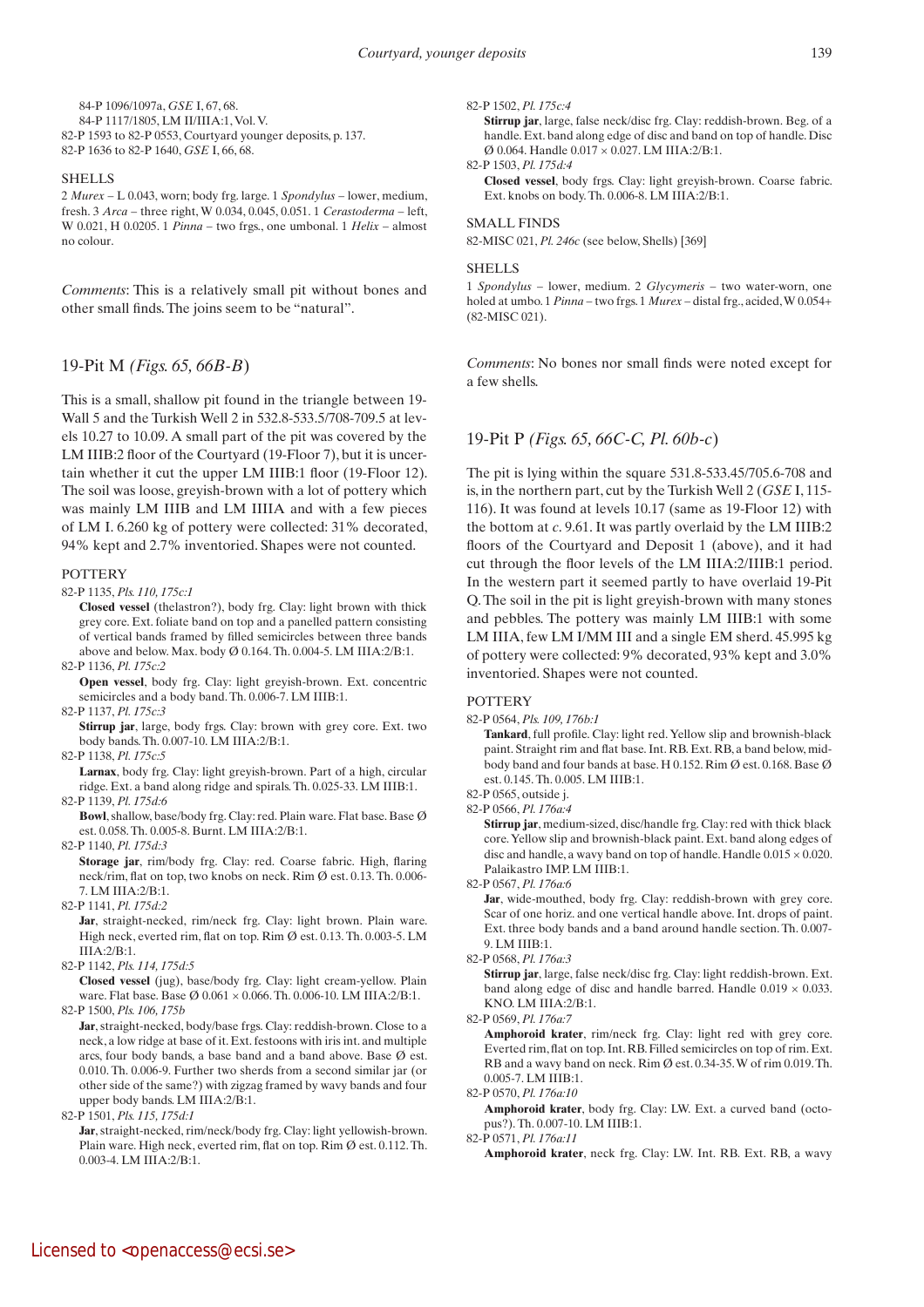84-P 1096/1097a, *GSE* I, 67, 68.
84-P 1117/1805, LM II/IIIA:1, Vol. V.
82-P 1593 to 82-P 0553, Courtyard younger deposits, p. 137.
82-P 1636 to 82-P 1640, *GSE* I, 66, 68.

SHELLS

2 *Murex* – L 0.043, worn; body frg. large. 1 *Spondylus* – lower, medium, fresh. 3 *Arca* – three right, W 0.034, 0.045, 0.051. 1 *Cerastoderma* – left, W 0.021, H 0.0205. 1 *Pinna* – two frgs., one umbonal. 1 *Helix* – almost no colour.

*Comments*: This is a relatively small pit without bones and other small finds. The joins seem to be "natural".

## 19-Pit M *(Figs. 65, 66B-B)*

This is a small, shallow pit found in the triangle between 19-Wall 5 and the Turkish Well 2 in 532.8-533.5/708-709.5 at levels 10.27 to 10.09. A small part of the pit was covered by the LM IIIB:2 floor of the Courtyard (19-Floor 7), but it is uncertain whether it cut the upper LM IIIB:1 floor (19-Floor 12). The soil was loose, greyish-brown with a lot of pottery which was mainly LM IIIB and LM IIIA and with a few pieces of LM I. 6.260 kg of pottery were collected: 31% decorated, 94% kept and 2.7% inventoried. Shapes were not counted.

POTTERY

82-P 1135, *Pls. 110, 175c:1*
**Closed vessel** (thelastron?), body frg. Clay: light brown with thick grey core. Ext. foliate band on top and a panelled pattern consisting of vertical bands framed by filled semicircles between three bands above and below. Max. body Ø 0.164. Th. 0.004-5. LM IIIA:2/B:1.

82-P 1136, *Pl. 175c:2*
**Open vessel**, body frg. Clay: light greyish-brown. Ext. concentric semicircles and a body band. Th. 0.006-7. LM IIIB:1.

82-P 1137, *Pl. 175c:3*
**Stirrup jar**, large, body frgs. Clay: brown with grey core. Ext. two body bands. Th. 0.007-10. LM IIIA:2/B:1.

82-P 1138, *Pl. 175c:5*
**Larnax**, body frg. Clay: light greyish-brown. Part of a high, circular ridge. Ext. a band along ridge and spirals. Th. 0.025-33. LM IIIB:1.

82-P 1139, *Pl. 175d:6*
**Bowl**, shallow, base/body frg. Clay: red. Plain ware. Flat base. Base Ø est. 0.058. Th. 0.005-8. Burnt. LM IIIA:2/B:1.

82-P 1140, *Pl. 175d:3*
**Storage jar**, rim/body frg. Clay: red. Coarse fabric. High, flaring neck/rim, flat on top, two knobs on neck. Rim Ø est. 0.13. Th. 0.006-7. LM IIIA:2/B:1.

82-P 1141, *Pl. 175d:2*
**Jar**, straight-necked, rim/neck frg. Clay: light brown. Plain ware. High neck, everted rim, flat on top. Rim Ø est. 0.13. Th. 0.003-5. LM IIIA:2/B:1.

82-P 1142, *Pls. 114, 175d:5*
**Closed vessel** (jug), base/body frg. Clay: light cream-yellow. Plain ware. Flat base. Base Ø 0.061 × 0.066. Th. 0.006-10. LM IIIA:2/B:1.

82-P 1500, *Pls. 106, 175b*
**Jar**, straight-necked, body/base frgs. Clay: reddish-brown. Close to a neck, a low ridge at base of it. Ext. festoons with iris int. and multiple arcs, four body bands, a base band and a band above. Base Ø est. 0.010. Th. 0.006-9. Further two sherds from a second similar jar (or other side of the same?) with zigzag framed by wavy bands and four upper body bands. LM IIIA:2/B:1.

82-P 1501, *Pls. 115, 175d:1*
**Jar**, straight-necked, rim/neck/body frg. Clay: light yellowish-brown. Plain ware. High neck, everted rim, flat on top. Rim Ø est. 0.112. Th. 0.003-4. LM IIIA:2/B:1.

82-P 1502, *Pl. 175c:4*
**Stirrup jar**, large, false neck/disc frg. Clay: reddish-brown. Beg. of a handle. Ext. band along edge of disc and band on top of handle. Disc Ø 0.064. Handle 0.017 × 0.027. LM IIIA:2/B:1.

82-P 1503, *Pl. 175d:4*
**Closed vessel**, body frgs. Clay: light greyish-brown. Coarse fabric. Ext. knobs on body. Th. 0.006-8. LM IIIA:2/B:1.

SMALL FINDS

82-MISC 021, *Pl. 246c* (see below, Shells) [369]

SHELLS

1 *Spondylus* – lower, medium. 2 *Glycymeris* – two water-worn, one holed at umbo. 1 *Pinna* – two frgs. 1 *Murex* – distal frg., acided, W 0.054+ (82-MISC 021).

*Comments*: No bones nor small finds were noted except for a few shells.

## 19-Pit P *(Figs. 65, 66C-C, Pl. 60b-c)*

The pit is lying within the square 531.8-533.45/705.6-708 and is, in the northern part, cut by the Turkish Well 2 (*GSE* I, 115-116). It was found at levels 10.17 (same as 19-Floor 12) with the bottom at *c*. 9.61. It was partly overlaid by the LM IIIB:2 floors of the Courtyard and Deposit 1 (above), and it had cut through the floor levels of the LM IIIA:2/IIIB:1 period. In the western part it seemed partly to have overlaid 19-Pit Q. The soil in the pit is light greyish-brown with many stones and pebbles. The pottery was mainly LM IIIB:1 with some LM IIIA, few LM I/MM III and a single EM sherd. 45.995 kg of pottery were collected: 9% decorated, 93% kept and 3.0% inventoried. Shapes were not counted.

POTTERY

82-P 0564, *Pls. 109, 176b:1*
**Tankard**, full profile. Clay: light red. Yellow slip and brownish-black paint. Straight rim and flat base. Int. RB. Ext. RB, a band below, mid-body band and four bands at base. H 0.152. Rim Ø est. 0.168. Base Ø est. 0.145. Th. 0.005. LM IIIB:1.

82-P 0565, outside j.

82-P 0566, *Pl. 176a:4*
**Stirrup jar**, medium-sized, disc/handle frg. Clay: red with thick black core. Yellow slip and brownish-black paint. Ext. band along edges of disc and handle, a wavy band on top of handle. Handle 0.015 × 0.020. Palaikastro IMP. LM IIIB:1.

82-P 0567, *Pl. 176a:6*
**Jar**, wide-mouthed, body frg. Clay: reddish-brown with grey core. Scar of one horiz. and one vertical handle above. Int. drops of paint. Ext. three body bands and a band around handle section. Th. 0.007-9. LM IIIB:1.

82-P 0568, *Pl. 176a:3*
**Stirrup jar**, large, false neck/disc frg. Clay: light reddish-brown. Ext. band along edge of disc and handle barred. Handle 0.019 × 0.033. KNO. LM IIIA:2/B:1.

82-P 0569, *Pl. 176a:7*
**Amphoroid krater**, rim/neck frg. Clay: light red with grey core. Everted rim, flat on top. Int. RB. Filled semicircles on top of rim. Ext. RB and a wavy band on neck. Rim Ø est. 0.34-35. W of rim 0.019. Th. 0.005-7. LM IIIB:1.

82-P 0570, *Pl. 176a:10*
**Amphoroid krater**, body frg. Clay: LW. Ext. a curved band (octopus?). Th. 0.007-10. LM IIIB:1.

82-P 0571, *Pl. 176a:11*
**Amphoroid krater**, neck frg. Clay: LW. Int. RB. Ext. RB, a wavy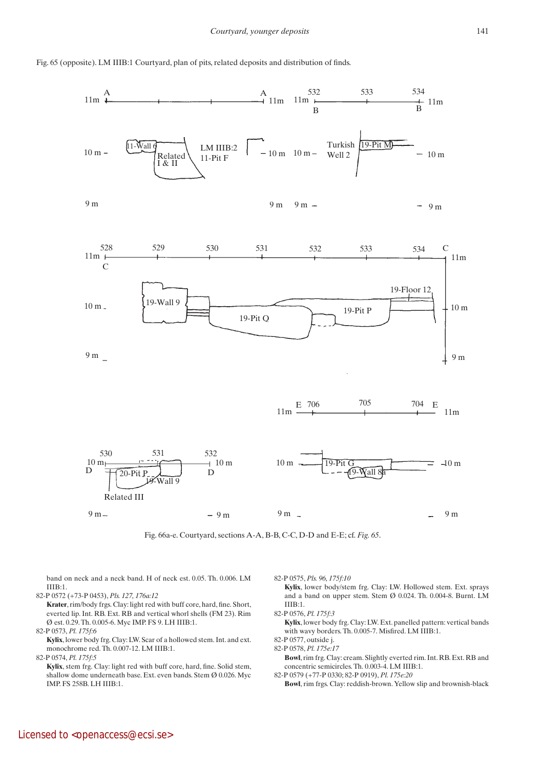Fig. 65 (opposite). LM IIIB:1 Courtyard, plan of pits, related deposits and distribution of finds.

Fig. 66a-e. Courtyard, sections A-A, B-B, C-C, D-D and E-E; cf. *Fig. 65*.

band on neck and a neck band. H of neck est. 0.05. Th. 0.006. LM IIIB:1.

82-P 0572 (+73-P 0453), *Pls. 127, 176a:12*
**Krater**, rim/body frgs. Clay: light red with buff core, hard, fine. Short, everted lip. Int. RB. Ext. RB and vertical whorl shells (FM 23). Rim Ø est. 0.29. Th. 0.005-6. Myc IMP. FS 9. LH IIIB:1.

82-P 0573, *Pl. 175f:6*
**Kylix**, lower body frg. Clay: LW. Scar of a hollowed stem. Int. and ext. monochrome red. Th. 0.007-12. LM IIIB:1.

82-P 0574, *Pl. 175f:5*
**Kylix**, stem frg. Clay: light red with buff core, hard, fine. Solid stem, shallow dome underneath base. Ext. even bands. Stem Ø 0.026. Myc IMP. FS 258B. LH IIIB:1.

82-P 0575, *Pls. 96, 175f:10*
**Kylix**, lower body/stem frg. Clay: LW. Hollowed stem. Ext. sprays and a band on upper stem. Stem Ø 0.024. Th. 0.004-8. Burnt. LM IIIB:1.

82-P 0576, *Pl. 175f:3*
**Kylix**, lower body frg. Clay: LW. Ext. panelled pattern: vertical bands with wavy borders. Th. 0.005-7. Misfired. LM IIIB:1.

82-P 0577, outside j.

82-P 0578, *Pl. 175e:17*
**Bowl**, rim frg. Clay: cream. Slightly everted rim. Int. RB. Ext. RB and concentric semicircles. Th. 0.003-4. LM IIIB:1.

82-P 0579 (+77-P 0330; 82-P 0919), *Pl. 175e:20*
**Bowl**, rim frgs. Clay: reddish-brown. Yellow slip and brownish-black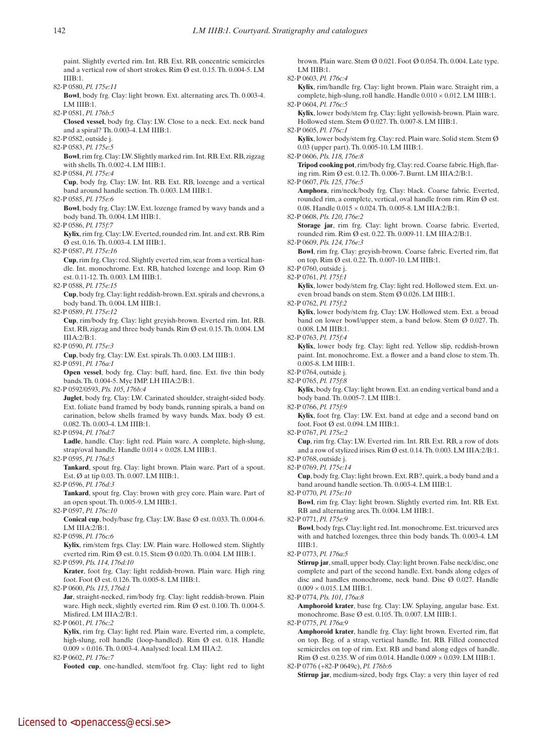paint. Slightly everted rim. Int. RB. Ext. RB, concentric semicircles and a vertical row of short strokes. Rim Ø est. 0.15. Th. 0.004-5. LM IIIB:1.

82-P 0580, *Pl. 175e:11*

**Bowl**, body frg. Clay: light brown. Ext. alternating arcs. Th. 0.003-4. LM IIIB:1.

82-P 0581, *Pl. 176b:5*

**Closed vessel**, body frg. Clay: LW. Close to a neck. Ext. neck band and a spiral? Th. 0.003-4. LM IIIB:1.

82-P 0582, outside j.

82-P 0583, *Pl. 175e:5*

**Bowl**, rim frg. Clay: LW. Slightly marked rim. Int. RB. Ext. RB, zigzag with shells. Th. 0.002-4. LM IIIB:1.

82-P 0584, *Pl. 175e:4*

**Cup**, body frg. Clay: LW. Int. RB. Ext. RB, lozenge and a vertical band around handle section. Th. 0.003. LM IIIB:1.

82-P 0585, *Pl. 175e:6*

**Bowl**, body frg. Clay: LW. Ext. lozenge framed by wavy bands and a body band. Th. 0.004. LM IIIB:1.

82-P 0586, *Pl. 175f:7*

**Kylix**, rim frg. Clay: LW. Everted, rounded rim. Int. and ext. RB. Rim Ø est. 0.16. Th. 0.003-4. LM IIIB:1.

82-P 0587, *Pl. 175e:16*

**Cup**, rim frg. Clay: red. Slightly everted rim, scar from a vertical handle. Int. monochrome. Ext. RB, hatched lozenge and loop. Rim Ø est. 0.11-12. Th. 0.003. LM IIIB:1.

82-P 0588, *Pl. 175e:15*

**Cup**, body frg. Clay: light reddish-brown. Ext. spirals and chevrons, a body band. Th. 0.004. LM IIIB:1.

82-P 0589, *Pl. 175e:12*

**Cup**, rim/body frg. Clay: light greyish-brown. Everted rim. Int. RB. Ext. RB, zigzag and three body bands. Rim Ø est. 0.15. Th. 0.004. LM IIIA:2/B:1.

82-P 0590, *Pl. 175e:3*

**Cup**, body frg. Clay: LW. Ext. spirals. Th. 0.003. LM IIIB:1.

82-P 0591, *Pl. 176a:1*

**Open vessel**, body frg. Clay: buff, hard, fine. Ext. five thin body bands. Th. 0.004-5. Myc IMP. LH IIIA:2/B:1.

82-P 0592/0593, *Pls. 105, 176b:4*

**Juglet**, body frg. Clay: LW. Carinated shoulder, straight-sided body. Ext. foliate band framed by body bands, running spirals, a band on carination, below shells framed by wavy bands. Max. body Ø est. 0.082. Th. 0.003-4. LM IIIB:1.

82-P 0594, *Pl. 176d:7*

**Ladle**, handle. Clay: light red. Plain ware. A complete, high-slung, strap/oval handle. Handle 0.014 × 0.028. LM IIIB:1.

82-P 0595, *Pl. 176d:5*

**Tankard**, spout frg. Clay: light brown. Plain ware. Part of a spout. Est. Ø at tip 0.03. Th. 0.007. LM IIIB:1.

82-P 0596, *Pl. 176d:3*

**Tankard**, spout frg. Clay: brown with grey core. Plain ware. Part of an open spout. Th. 0.005-9. LM IIIB:1.

82-P 0597, *Pl. 176c:10*

**Conical cup**, body/base frg. Clay: LW. Base Ø est. 0.033. Th. 0.004-6. LM IIIA:2/B:1.

82-P 0598, *Pl. 176c:6*

**Kylix**, rim/stem frgs. Clay: LW. Plain ware. Hollowed stem. Slightly everted rim. Rim Ø est. 0.15. Stem Ø 0.020. Th. 0.004. LM IIIB:1.

82-P 0599, *Pls. 114, 176d:10*

**Krater**, foot frg. Clay: light reddish-brown. Plain ware. High ring foot. Foot Ø est. 0.126. Th. 0.005-8. LM IIIB:1.

82-P 0600, *Pls. 115, 176d:1*

**Jar**, straight-necked, rim/body frg. Clay: light reddish-brown. Plain ware. High neck, slightly everted rim. Rim Ø est. 0.100. Th. 0.004-5. Misfired. LM IIIA:2/B:1.

82-P 0601, *Pl. 176c:2*

**Kylix**, rim frg. Clay: light red. Plain ware. Everted rim, a complete, high-slung, roll handle (loop-handled). Rim Ø est. 0.18. Handle 0.009 × 0.016. Th. 0.003-4. Analysed: local. LM IIIA:2.

82-P 0602, *Pl. 176c:7*

**Footed cup**, one-handled, stem/foot frg. Clay: light red to light brown. Plain ware. Stem Ø 0.021. Foot Ø 0.054. Th. 0.004. Late type. LM IIIB:1.

82-P 0603, *Pl. 176c:4*

**Kylix**, rim/handle frg. Clay: light brown. Plain ware. Straight rim, a complete, high-slung, roll handle. Handle 0.010 × 0.012. LM IIIB:1.

82-P 0604, *Pl. 176c:5*

**Kylix**, lower body/stem frg. Clay: light yellowish-brown. Plain ware. Hollowed stem. Stem Ø 0.027. Th. 0.007-8. LM IIIB:1.

82-P 0605, *Pl. 176c:1*

**Kylix**, lower body/stem frg. Clay: red. Plain ware. Solid stem. Stem Ø 0.03 (upper part). Th. 0.005-10. LM IIIB:1.

82-P 0606, *Pls. 118, 176e:8*

**Tripod cooking pot**, rim/body frg. Clay: red. Coarse fabric. High, flaring rim. Rim Ø est. 0.12. Th. 0.006-7. Burnt. LM IIIA:2/B:1.

82-P 0607, *Pls. 125, 176e:5*

**Amphora**, rim/neck/body frg. Clay: black. Coarse fabric. Everted, rounded rim, a complete, vertical, oval handle from rim. Rim Ø est. 0.08. Handle 0.015 × 0.024. Th. 0.005-8. LM IIIA:2/B:1.

82-P 0608, *Pls. 120, 176e:2*

**Storage jar**, rim frg. Clay: light brown. Coarse fabric. Everted, rounded rim. Rim Ø est. 0.22. Th. 0.009-11. LM IIIA:2/B:1.

82-P 0609, *Pls. 124, 176e:3*

**Bowl**, rim frg. Clay: greyish-brown. Coarse fabric. Everted rim, flat on top. Rim Ø est. 0.22. Th. 0.007-10. LM IIIB:1.

82-P 0760, outside j.

82-P 0761, *Pl. 175f:1*

**Kylix**, lower body/stem frg. Clay: light red. Hollowed stem. Ext. uneven broad bands on stem. Stem Ø 0.026. LM IIIB:1.

82-P 0762, *Pl. 175f:2*

**Kylix**, lower body/stem frg. Clay: LW. Hollowed stem. Ext. a broad band on lower bowl/upper stem, a band below. Stem Ø 0.027. Th. 0.008. LM IIIB:1.

82-P 0763, *Pl. 175f:4*

**Kylix**, lower body frg. Clay: light red. Yellow slip, reddish-brown paint. Int. monochrome. Ext. a flower and a band close to stem. Th. 0.005-8. LM IIIB:1.

82-P 0764, outside j.

82-P 0765, *Pl. 175f:8*

**Kylix**, body frg. Clay: light brown. Ext. an ending vertical band and a body band. Th. 0.005-7. LM IIIB:1.

82-P 0766, *Pl. 175f:9*

**Kylix**, foot frg. Clay: LW. Ext. band at edge and a second band on foot. Foot Ø est. 0.094. LM IIIB:1.

82-P 0767, *Pl. 175e:2*

**Cup**, rim frg. Clay: LW. Everted rim. Int. RB. Ext. RB, a row of dots and a row of stylized irises. Rim Ø est. 0.14. Th. 0.003. LM IIIA:2/B:1.

82-P 0768, outside j.

82-P 0769, *Pl. 175e:14*

**Cup**, body frg. Clay: light brown. Ext. RB?, quirk, a body band and a band around handle section. Th. 0.003-4. LM IIIB:1.

82-P 0770, *Pl. 175e:10*

**Bowl**, rim frg. Clay: light brown. Slightly everted rim. Int. RB. Ext. RB and alternating arcs. Th. 0.004. LM IIIB:1.

82-P 0771, *Pl. 175e:9*

**Bowl**, body frgs. Clay: light red. Int. monochrome. Ext. tricurved arcs with and hatched lozenges, three thin body bands. Th. 0.003-4. LM IIIB:1.

82-P 0773, *Pl. 176a:5*

**Stirrup jar**, small, upper body. Clay: light brown. False neck/disc, one complete and part of the second handle. Ext. bands along edges of disc and handles monochrome, neck band. Disc Ø 0.027. Handle 0.009 × 0.015. LM IIIB:1.

82-P 0774, *Pls. 101, 176a:8*

**Amphoroid krater**, base frg. Clay: LW. Splaying, angular base. Ext. monochrome. Base Ø est. 0.105. Th. 0.007. LM IIIB:1.

82-P 0775, *Pl. 176a:9*

**Amphoroid krater**, handle frg. Clay: light brown. Everted rim, flat on top. Beg. of a strap, vertical handle. Int. RB. Filled connected semicircles on top of rim. Ext. RB and band along edges of handle. Rim Ø est. 0.235. W of rim 0.014. Handle 0.009 × 0.039. LM IIIB:1.

82-P 0776 (+82-P 0649c), *Pl. 176b:6*

**Stirrup jar**, medium-sized, body frgs. Clay: a very thin layer of red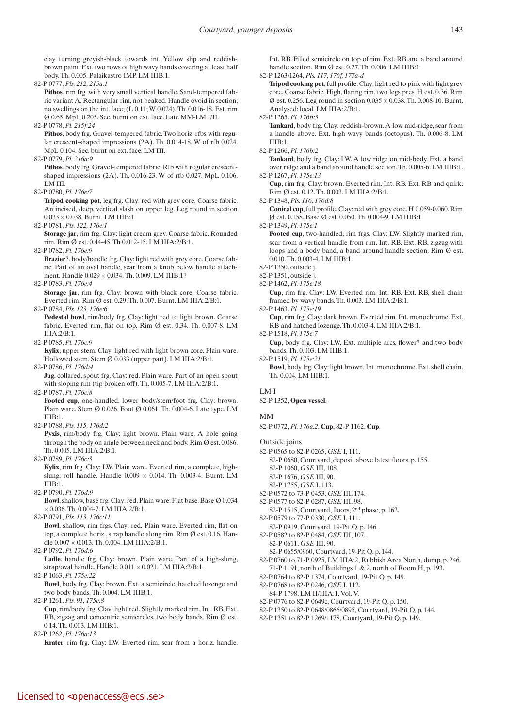clay turning greyish-black towards int. Yellow slip and reddish-brown paint. Ext. two rows of high wavy bands covering at least half body. Th. 0.005. Palaikastro IMP. LM IIIB:1.

82-P 0777, *Pls. 212, 215a:1*

**Pithos**, rim frg. with very small vertical handle. Sand-tempered fabric variant A. Rectangular rim, not beaked. Handle ovoid in section; no swellings on the int. face; (L 0.11; W 0.024). Th. 0.016-18. Est. rim Ø 0.65. MpL 0.205. Sec. burnt on ext. face. Late MM-LM I/II.

82-P 0778, *Pl. 215f:24*

**Pithos**, body frg. Gravel-tempered fabric. Two horiz. rfbs with regular crescent-shaped impressions (2A). Th. 0.014-18. W of rfb 0.024. MpL 0.104. Sec. burnt on ext. face. LM III.

82-P 0779, *Pl. 216a:9*

**Pithos**, body frg. Gravel-tempered fabric. Rfb with regular crescent-shaped impressions (2A). Th. 0.016-23. W of rfb 0.027. MpL 0.106. LM III.

82-P 0780, *Pl. 176e:7*

**Tripod cooking pot**, leg frg. Clay: red with grey core. Coarse fabric. An incised, deep, vertical slash on upper leg. Leg round in section 0.033 × 0.038. Burnt. LM IIIB:1.

82-P 0781, *Pls. 122, 176e:1*

**Storage jar**, rim frg. Clay: light cream grey. Coarse fabric. Rounded rim. Rim Ø est. 0.44-45. Th. 0.012-15. LM IIIA:2/B:1.

82-P 0782, *Pl. 176e:9*

**Brazier**?, body/handle frg. Clay: light red with grey core. Coarse fabric. Part of an oval handle, scar from a knob below handle attachment. Handle 0.029 × 0.034. Th. 0.009. LM IIIB:1?

82-P 0783, *Pl. 176e:4*

**Storage jar**, rim frg. Clay: brown with black core. Coarse fabric. Everted rim. Rim Ø est. 0.29. Th. 0.007. Burnt. LM IIIA:2/B:1.

82-P 0784, *Pls. 123, 176e:6*

**Pedestal bowl**, rim/body frg. Clay: light red to light brown. Coarse fabric. Everted rim, flat on top. Rim Ø est. 0.34. Th. 0.007-8. LM IIIA:2/B:1.

82-P 0785, *Pl. 176c:9*

**Kylix**, upper stem. Clay: light red with light brown core. Plain ware. Hollowed stem. Stem Ø 0.033 (upper part). LM IIIA:2/B:1.

82-P 0786, *Pl. 176d:4*

**Jug**, collared, spout frg. Clay: red. Plain ware. Part of an open spout with sloping rim (tip broken off). Th. 0.005-7. LM IIIA:2/B:1.

82-P 0787, *Pl. 176c:8*

**Footed cup**, one-handled, lower body/stem/foot frg. Clay: brown. Plain ware. Stem Ø 0.026. Foot Ø 0.061. Th. 0.004-6. Late type. LM IIIB:1.

82-P 0788, *Pls. 115, 176d:2*

**Pyxis**, rim/body frg. Clay: light brown. Plain ware. A hole going through the body on angle between neck and body. Rim Ø est. 0.086. Th. 0.005. LM IIIA:2/B:1.

82-P 0789, *Pl. 176c:3*

**Kylix**, rim frg. Clay: LW. Plain ware. Everted rim, a complete, high-slung, roll handle. Handle 0.009 × 0.014. Th. 0.003-4. Burnt. LM IIIB:1.

82-P 0790, *Pl. 176d:9*

**Bowl**, shallow, base frg. Clay: red. Plain ware. Flat base. Base Ø 0.034 × 0.036. Th. 0.004-7. LM IIIA:2/B:1.

82-P 0791, *Pls. 113, 176c:11*

**Bowl**, shallow, rim frgs. Clay: red. Plain ware. Everted rim, flat on top, a complete horiz., strap handle along rim. Rim Ø est. 0.16. Handle 0.007 × 0.013. Th. 0.004. LM IIIA:2/B:1.

82-P 0792, *Pl. 176d:6*

**Ladle**, handle frg. Clay: brown. Plain ware. Part of a high-slung, strap/oval handle. Handle 0.011 × 0.021. LM IIIA:2/B:1.

82-P 1063, *Pl. 175e:22*

**Bowl**, body frg. Clay: brown. Ext. a semicircle, hatched lozenge and two body bands. Th. 0.004. LM IIIB:1.

82-P 1261, *Pls. 91, 175e:8*

**Cup**, rim/body frg. Clay: light red. Slightly marked rim. Int. RB. Ext. RB, zigzag and concentric semicircles, two body bands. Rim Ø est. 0.14. Th. 0.003. LM IIIB:1.

82-P 1262, *Pl. 176a:13*

**Krater**, rim frg. Clay: LW. Everted rim, scar from a horiz. handle. Int. RB. Filled semicircle on top of rim. Ext. RB and a band around handle section. Rim Ø est. 0.27. Th. 0.006. LM IIIB:1.

82-P 1263/1264, *Pls. 117, 176f, 177a-d*

**Tripod cooking pot**, full profile. Clay: light red to pink with light grey core. Coarse fabric. High, flaring rim, two legs pres. H est. 0.36. Rim Ø est. 0.256. Leg round in section 0.035 × 0.038. Th. 0.008-10. Burnt. Analysed: local. LM IIIA:2/B:1.

82-P 1265, *Pl. 176b:3*

**Tankard**, body frg. Clay: reddish-brown. A low mid-ridge, scar from a handle above. Ext. high wavy bands (octopus). Th. 0.006-8. LM IIIB:1.

82-P 1266, *Pl. 176b:2*

**Tankard**, body frg. Clay: LW. A low ridge on mid-body. Ext. a band over ridge and a band around handle section. Th. 0.005-6. LM IIIB:1.

82-P 1267, *Pl. 175e:13*

**Cup**, rim frg. Clay: brown. Everted rim. Int. RB. Ext. RB and quirk. Rim Ø est. 0.12. Th. 0.003. LM IIIA:2/B:1.

82-P 1348, *Pls. 116, 176d:8*

**Conical cup**, full profile. Clay: red with grey core. H 0.059-0.060. Rim Ø est. 0.158. Base Ø est. 0.050. Th. 0.004-9. LM IIIB:1.

82-P 1349, *Pl. 175e:1*

**Footed cup**, two-handled, rim frgs. Clay: LW. Slightly marked rim, scar from a vertical handle from rim. Int. RB. Ext. RB, zigzag with loops and a body band, a band around handle section. Rim Ø est. 0.010. Th. 0.003-4. LM IIIB:1.

82-P 1350, outside j.

82-P 1351, outside j.

82-P 1462, *Pl. 175e:18*

**Cup**, rim frg. Clay: LW. Everted rim. Int. RB. Ext. RB, shell chain framed by wavy bands. Th. 0.003. LM IIIA:2/B:1.

82-P 1463, *Pl. 175e:19*

**Cup**, rim frg. Clay: dark brown. Everted rim. Int. monochrome. Ext. RB and hatched lozenge. Th. 0.003-4. LM IIIA:2/B:1.

82-P 1518, *Pl. 175e:7*

**Cup**, body frg. Clay: LW. Ext. multiple arcs, flower? and two body bands. Th. 0.003. LM IIIB:1.

82-P 1519, *Pl. 175e:21*

**Bowl**, body frg. Clay: light brown. Int. monochrome. Ext. shell chain. Th. 0.004. LM IIIB:1.

LM I

82-P 1352, **Open vessel**.

MM

82-P 0772, *Pl. 176a:2*, **Cup**; 82-P 1162, **Cup**.

Outside joins

82-P 0565 to 82-P 0265, *GSE* I, 111.
- 82-P 0680, Courtyard, deposit above latest floors, p. 155.
- 82-P 1060, *GSE* III, 108.
- 82-P 1676, *GSE* III, 90.
- 82-P 1755, *GSE* I, 113.

82-P 0572 to 73-P 0453, *GSE* III, 174.

82-P 0577 to 82-P 0287, *GSE* III, 98.
- 82-P 1515, Courtyard, floors, 2nd phase, p. 162.

82-P 0579 to 77-P 0330, *GSE* I, 111.
- 82-P 0919, Courtyard, 19-Pit Q, p. 146.

82-P 0582 to 82-P 0484, *GSE* III, 107.
- 82-P 0611, *GSE* III, 90.
- 82-P 0655/0960, Courtyard, 19-Pit Q, p. 144.

82-P 0760 to 71-P 0925, LM IIIA:2, Rubbish Area North, dump, p. 246.
- 71-P 1191, north of Buildings 1 & 2, north of Room H, p. 193.

82-P 0764 to 82-P 1374, Courtyard, 19-Pit Q, p. 149.

82-P 0768 to 82-P 0246, *GSE* I, 112.
- 84-P 1798, LM II/IIIA:1, Vol. V.

82-P 0776 to 82-P 0649c, Courtyard, 19-Pit Q, p. 150.

82-P 1350 to 82-P 0648/0866/0895, Courtyard, 19-Pit Q, p. 144.

82-P 1351 to 82-P 1269/1178, Courtyard, 19-Pit Q, p. 149.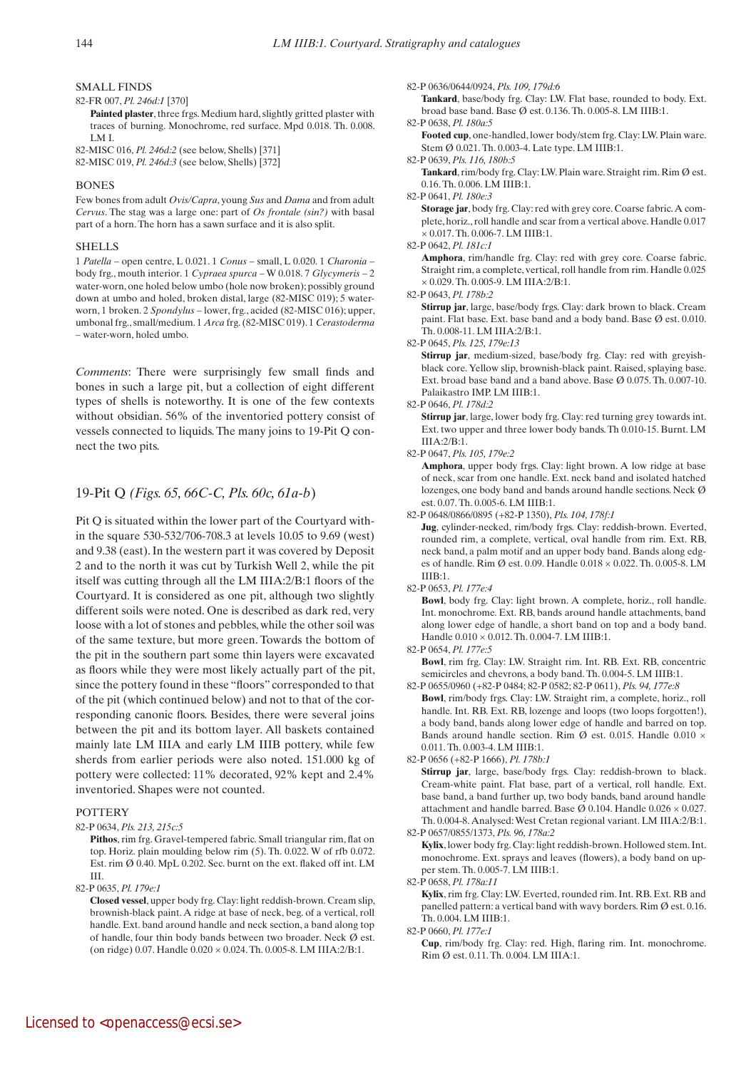#### SMALL FINDS

82-FR 007, *Pl. 246d:1* [370]

**Painted plaster**, three frgs. Medium hard, slightly gritted plaster with traces of burning. Monochrome, red surface. Mpd 0.018. Th. 0.008. LM I.

82-MISC 016, *Pl. 246d:2* (see below, Shells) [371]

82-MISC 019, *Pl. 246d:3* (see below, Shells) [372]

#### BONES

Few bones from adult *Ovis/Capra*, young *Sus* and *Dama* and from adult *Cervus*. The stag was a large one: part of *Os frontale (sin?)* with basal part of a horn. The horn has a sawn surface and it is also split.

#### SHELLS

1 *Patella* – open centre, L 0.021. 1 *Conus* – small, L 0.020. 1 *Charonia* – body frg., mouth interior. 1 *Cypraea spurca* – W 0.018. 7 *Glycymeris* – 2 water-worn, one holed below umbo (hole now broken); possibly ground down at umbo and holed, broken distal, large (82-MISC 019); 5 water-worn, 1 broken. 2 *Spondylus* – lower, frg., acided (82-MISC 016); upper, umbonal frg., small/medium. 1 *Arca* frg. (82-MISC 019). 1 *Cerastoderma* – water-worn, holed umbo.

*Comments*: There were surprisingly few small finds and bones in such a large pit, but a collection of eight different types of shells is noteworthy. It is one of the few contexts without obsidian. 56% of the inventoried pottery consist of vessels connected to liquids. The many joins to 19-Pit Q connect the two pits.

### 19-Pit Q *(Figs. 65, 66C-C, Pls. 60c, 61a-b)*

Pit Q is situated within the lower part of the Courtyard within the square 530-532/706-708.3 at levels 10.05 to 9.69 (west) and 9.38 (east). In the western part it was covered by Deposit 2 and to the north it was cut by Turkish Well 2, while the pit itself was cutting through all the LM IIIA:2/B:1 floors of the Courtyard. It is considered as one pit, although two slightly different soils were noted. One is described as dark red, very loose with a lot of stones and pebbles, while the other soil was of the same texture, but more green. Towards the bottom of the pit in the southern part some thin layers were excavated as floors while they were most likely actually part of the pit, since the pottery found in these "floors" corresponded to that of the pit (which continued below) and not to that of the corresponding canonic floors. Besides, there were several joins between the pit and its bottom layer. All baskets contained mainly late LM IIIA and early LM IIIB pottery, while few sherds from earlier periods were also noted. 151.000 kg of pottery were collected: 11% decorated, 92% kept and 2.4% inventoried. Shapes were not counted.

#### POTTERY

82-P 0634, *Pls. 213, 215c:5*

**Pithos**, rim frg. Gravel-tempered fabric. Small triangular rim, flat on top. Horiz. plain moulding below rim (5). Th. 0.022. W of rfb 0.072. Est. rim Ø 0.40. MpL 0.202. Sec. burnt on the ext. flaked off int. LM III.

82-P 0635, *Pl. 179e:1*

**Closed vessel**, upper body frg. Clay: light reddish-brown. Cream slip, brownish-black paint. A ridge at base of neck, beg. of a vertical, roll handle. Ext. band around handle and neck section, a band along top of handle, four thin body bands between two broader. Neck Ø est. (on ridge) 0.07. Handle 0.020 × 0.024. Th. 0.005-8. LM IIIA:2/B:1.

82-P 0636/0644/0924, *Pls. 109, 179d:6*

**Tankard**, base/body frg. Clay: LW. Flat base, rounded to body. Ext. broad base band. Base Ø est. 0.136. Th. 0.005-8. LM IIIB:1.

82-P 0638, *Pl. 180a:5*

**Footed cup**, one-handled, lower body/stem frg. Clay: LW. Plain ware. Stem Ø 0.021. Th. 0.003-4. Late type. LM IIIB:1.

82-P 0639, *Pls. 116, 180b:5*

**Tankard**, rim/body frg. Clay: LW. Plain ware. Straight rim. Rim Ø est. 0.16. Th. 0.006. LM IIIB:1.

82-P 0641, *Pl. 180e:3*

**Storage jar**, body frg. Clay: red with grey core. Coarse fabric. A complete, horiz., roll handle and scar from a vertical above. Handle 0.017 × 0.017. Th. 0.006-7. LM IIIB:1.

82-P 0642, *Pl. 181c:1*

**Amphora**, rim/handle frg. Clay: red with grey core. Coarse fabric. Straight rim, a complete, vertical, roll handle from rim. Handle 0.025 × 0.029. Th. 0.005-9. LM IIIA:2/B:1.

82-P 0643, *Pl. 178b:2*

**Stirrup jar**, large, base/body frgs. Clay: dark brown to black. Cream paint. Flat base. Ext. base band and a body band. Base Ø est. 0.010. Th. 0.008-11. LM IIIA:2/B:1.

82-P 0645, *Pls. 125, 179e:13*

**Stirrup jar**, medium-sized, base/body frg. Clay: red with greyish-black core. Yellow slip, brownish-black paint. Raised, splaying base. Ext. broad base band and a band above. Base Ø 0.075. Th. 0.007-10. Palaikastro IMP. LM IIIB:1.

82-P 0646, *Pl. 178d:2*

**Stirrup jar**, large, lower body frg. Clay: red turning grey towards int. Ext. two upper and three lower body bands. Th 0.010-15. Burnt. LM IIIA:2/B:1.

82-P 0647, *Pls. 105, 179e:2*

**Amphora**, upper body frgs. Clay: light brown. A low ridge at base of neck, scar from one handle. Ext. neck band and isolated hatched lozenges, one body band and bands around handle sections. Neck Ø est. 0.07. Th. 0.005-6. LM IIIB:1.

82-P 0648/0866/0895 (+82-P 1350), *Pls. 104, 178f:1*

**Jug**, cylinder-necked, rim/body frgs. Clay: reddish-brown. Everted, rounded rim, a complete, vertical, oval handle from rim. Ext. RB, neck band, a palm motif and an upper body band. Bands along edges of handle. Rim Ø est. 0.09. Handle 0.018 × 0.022. Th. 0.005-8. LM IIIB:1.

82-P 0653, *Pl. 177e:4*

**Bowl**, body frg. Clay: light brown. A complete, horiz., roll handle. Int. monochrome. Ext. RB, bands around handle attachments, band along lower edge of handle, a short band on top and a body band. Handle 0.010 × 0.012. Th. 0.004-7. LM IIIB:1.

82-P 0654, *Pl. 177e:5*

**Bowl**, rim frg. Clay: LW. Straight rim. Int. RB. Ext. RB, concentric semicircles and chevrons, a body band. Th. 0.004-5. LM IIIB:1.

82-P 0655/0960 (+82-P 0484; 82-P 0582; 82-P 0611), *Pls. 94, 177e:8*

**Bowl**, rim/body frgs. Clay: LW. Straight rim, a complete, horiz., roll handle. Int. RB. Ext. RB, lozenge and loops (two loops forgotten!), a body band, bands along lower edge of handle and barred on top. Bands around handle section. Rim Ø est. 0.015. Handle 0.010 × 0.011. Th. 0.003-4. LM IIIB:1.

82-P 0656 (+82-P 1666), *Pl. 178b:1*

**Stirrup jar**, large, base/body frgs. Clay: reddish-brown to black. Cream-white paint. Flat base, part of a vertical, roll handle. Ext. base band, a band further up, two body bands, band around handle attachment and handle barred. Base Ø 0.104. Handle 0.026 × 0.027. Th. 0.004-8. Analysed: West Cretan regional variant. LM IIIA:2/B:1.

82-P 0657/0855/1373, *Pls. 96, 178a:2*

**Kylix**, lower body frg. Clay: light reddish-brown. Hollowed stem. Int. monochrome. Ext. sprays and leaves (flowers), a body band on upper stem. Th. 0.005-7. LM IIIB:1.

82-P 0658, *Pl. 178a:11*

**Kylix**, rim frg. Clay: LW. Everted, rounded rim. Int. RB. Ext. RB and panelled pattern: a vertical band with wavy borders. Rim Ø est. 0.16. Th. 0.004. LM IIIB:1.

82-P 0660, *Pl. 177e:1*

**Cup**, rim/body frg. Clay: red. High, flaring rim. Int. monochrome. Rim Ø est. 0.11. Th. 0.004. LM IIIA:1.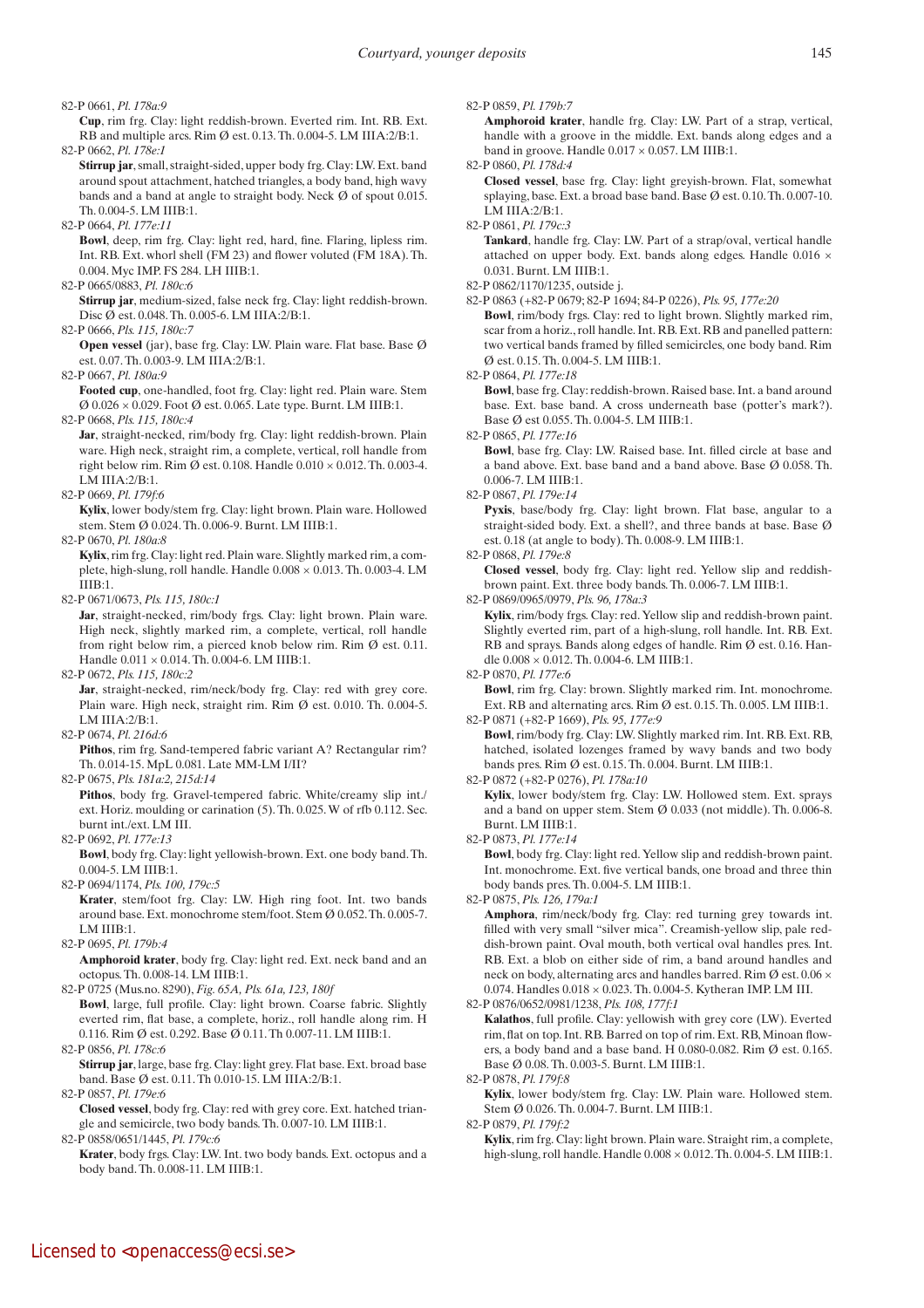82-P 0661, *Pl. 178a:9*

**Cup**, rim frg. Clay: light reddish-brown. Everted rim. Int. RB. Ext. RB and multiple arcs. Rim Ø est. 0.13. Th. 0.004-5. LM IIIA:2/B:1.

82-P 0662, *Pl. 178e:1*

**Stirrup jar**, small, straight-sided, upper body frg. Clay: LW. Ext. band around spout attachment, hatched triangles, a body band, high wavy bands and a band at angle to straight body. Neck Ø of spout 0.015. Th. 0.004-5. LM IIIB:1.

82-P 0664, *Pl. 177e:11*

**Bowl**, deep, rim frg. Clay: light red, hard, fine. Flaring, lipless rim. Int. RB. Ext. whorl shell (FM 23) and flower voluted (FM 18A). Th. 0.004. Myc IMP. FS 284. LH IIIB:1.

82-P 0665/0883, *Pl. 180c:6*

**Stirrup jar**, medium-sized, false neck frg. Clay: light reddish-brown. Disc Ø est. 0.048. Th. 0.005-6. LM IIIA:2/B:1.

82-P 0666, *Pls. 115, 180c:7*

**Open vessel** (jar), base frg. Clay: LW. Plain ware. Flat base. Base Ø est. 0.07. Th. 0.003-9. LM IIIA:2/B:1.

82-P 0667, *Pl. 180a:9*

**Footed cup**, one-handled, foot frg. Clay: light red. Plain ware. Stem Ø 0.026 × 0.029. Foot Ø est. 0.065. Late type. Burnt. LM IIIB:1.

82-P 0668, *Pls. 115, 180c:4*

**Jar**, straight-necked, rim/body frg. Clay: light reddish-brown. Plain ware. High neck, straight rim, a complete, vertical, roll handle from right below rim. Rim Ø est. 0.108. Handle 0.010 × 0.012. Th. 0.003-4. LM IIIA:2/B:1.

82-P 0669, *Pl. 179f:6*

**Kylix**, lower body/stem frg. Clay: light brown. Plain ware. Hollowed stem. Stem Ø 0.024. Th. 0.006-9. Burnt. LM IIIB:1.

82-P 0670, *Pl. 180a:8*

**Kylix**, rim frg. Clay: light red. Plain ware. Slightly marked rim, a complete, high-slung, roll handle. Handle 0.008 × 0.013. Th. 0.003-4. LM IIIB:1.

82-P 0671/0673, *Pls. 115, 180c:1*

**Jar**, straight-necked, rim/body frgs. Clay: light brown. Plain ware. High neck, slightly marked rim, a complete, vertical, roll handle from right below rim, a pierced knob below rim. Rim Ø est. 0.11. Handle 0.011 × 0.014. Th. 0.004-6. LM IIIB:1.

82-P 0672, *Pls. 115, 180c:2*

**Jar**, straight-necked, rim/neck/body frg. Clay: red with grey core. Plain ware. High neck, straight rim. Rim Ø est. 0.010. Th. 0.004-5. LM IIIA:2/B:1.

82-P 0674, *Pl. 216d:6*

**Pithos**, rim frg. Sand-tempered fabric variant A? Rectangular rim? Th. 0.014-15. MpL 0.081. Late MM-LM I/II?

82-P 0675, *Pls. 181a:2, 215d:14*

**Pithos**, body frg. Gravel-tempered fabric. White/creamy slip int./ext. Horiz. moulding or carination (5). Th. 0.025. W of rfb 0.112. Sec. burnt int./ext. LM III.

82-P 0692, *Pl. 177e:13*

**Bowl**, body frg. Clay: light yellowish-brown. Ext. one body band. Th. 0.004-5. LM IIIB:1.

82-P 0694/1174, *Pls. 100, 179c:5*

**Krater**, stem/foot frg. Clay: LW. High ring foot. Int. two bands around base. Ext. monochrome stem/foot. Stem Ø 0.052. Th. 0.005-7. LM IIIB:1.

82-P 0695, *Pl. 179b:4*

**Amphoroid krater**, body frg. Clay: light red. Ext. neck band and an octopus. Th. 0.008-14. LM IIIB:1.

82-P 0725 (Mus.no. 8290), *Fig. 65A, Pls. 61a, 123, 180f*

**Bowl**, large, full profile. Clay: light brown. Coarse fabric. Slightly everted rim, flat base, a complete, horiz., roll handle along rim. H 0.116. Rim Ø est. 0.292. Base Ø 0.11. Th 0.007-11. LM IIIB:1.

82-P 0856, *Pl. 178c:6*

**Stirrup jar**, large, base frg. Clay: light grey. Flat base. Ext. broad base band. Base Ø est. 0.11. Th 0.010-15. LM IIIA:2/B:1.

82-P 0857, *Pl. 179e:6*

**Closed vessel**, body frg. Clay: red with grey core. Ext. hatched triangle and semicircle, two body bands. Th. 0.007-10. LM IIIB:1.

82-P 0858/0651/1445, *Pl. 179c:6*

**Krater**, body frgs. Clay: LW. Int. two body bands. Ext. octopus and a body band. Th. 0.008-11. LM IIIB:1.

82-P 0859, *Pl. 179b:7*

**Amphoroid krater**, handle frg. Clay: LW. Part of a strap, vertical, handle with a groove in the middle. Ext. bands along edges and a band in groove. Handle 0.017 × 0.057. LM IIIB:1.

82-P 0860, *Pl. 178d:4*

**Closed vessel**, base frg. Clay: light greyish-brown. Flat, somewhat splaying, base. Ext. a broad base band. Base Ø est. 0.10. Th. 0.007-10. LM IIIA:2/B:1.

82-P 0861, *Pl. 179c:3*

**Tankard**, handle frg. Clay: LW. Part of a strap/oval, vertical handle attached on upper body. Ext. bands along edges. Handle 0.016 × 0.031. Burnt. LM IIIB:1.

82-P 0862/1170/1235, outside j.

82-P 0863 (+82-P 0679; 82-P 1694; 84-P 0226), *Pls. 95, 177e:20*

**Bowl**, rim/body frgs. Clay: red to light brown. Slightly marked rim, scar from a horiz., roll handle. Int. RB. Ext. RB and panelled pattern: two vertical bands framed by filled semicircles, one body band. Rim Ø est. 0.15. Th. 0.004-5. LM IIIB:1.

82-P 0864, *Pl. 177e:18*

**Bowl**, base frg. Clay: reddish-brown. Raised base. Int. a band around base. Ext. base band. A cross underneath base (potter's mark?). Base Ø est 0.055. Th. 0.004-5. LM IIIB:1.

82-P 0865, *Pl. 177e:16*

**Bowl**, base frg. Clay: LW. Raised base. Int. filled circle at base and a band above. Ext. base band and a band above. Base Ø 0.058. Th. 0.006-7. LM IIIB:1.

82-P 0867, *Pl. 179e:14*

**Pyxis**, base/body frg. Clay: light brown. Flat base, angular to a straight-sided body. Ext. a shell?, and three bands at base. Base Ø est. 0.18 (at angle to body). Th. 0.008-9. LM IIIB:1.

82-P 0868, *Pl. 179e:8*

**Closed vessel**, body frg. Clay: light red. Yellow slip and reddish-brown paint. Ext. three body bands. Th. 0.006-7. LM IIIB:1.

82-P 0869/0965/0979, *Pls. 96, 178a:3*

**Kylix**, rim/body frgs. Clay: red. Yellow slip and reddish-brown paint. Slightly everted rim, part of a high-slung, roll handle. Int. RB. Ext. RB and sprays. Bands along edges of handle. Rim Ø est. 0.16. Handle 0.008 × 0.012. Th. 0.004-6. LM IIIB:1.

82-P 0870, *Pl. 177e:6*

**Bowl**, rim frg. Clay: brown. Slightly marked rim. Int. monochrome. Ext. RB and alternating arcs. Rim Ø est. 0.15. Th. 0.005. LM IIIB:1.

82-P 0871 (+82-P 1669), *Pls. 95, 177e:9*

**Bowl**, rim/body frg. Clay: LW. Slightly marked rim. Int. RB. Ext. RB, hatched, isolated lozenges framed by wavy bands and two body bands pres. Rim Ø est. 0.15. Th. 0.004. Burnt. LM IIIB:1.

82-P 0872 (+82-P 0276), *Pl. 178a:10*

**Kylix**, lower body/stem frg. Clay: LW. Hollowed stem. Ext. sprays and a band on upper stem. Stem Ø 0.033 (not middle). Th. 0.006-8. Burnt. LM IIIB:1.

82-P 0873, *Pl. 177e:14*

**Bowl**, body frg. Clay: light red. Yellow slip and reddish-brown paint. Int. monochrome. Ext. five vertical bands, one broad and three thin body bands pres. Th. 0.004-5. LM IIIB:1.

82-P 0875, *Pls. 126, 179a:1*

**Amphora**, rim/neck/body frg. Clay: red turning grey towards int. filled with very small "silver mica". Creamish-yellow slip, pale reddish-brown paint. Oval mouth, both vertical oval handles pres. Int. RB. Ext. a blob on either side of rim, a band around handles and neck on body, alternating arcs and handles barred. Rim Ø est. 0.06 × 0.074. Handles 0.018 × 0.023. Th. 0.004-5. Kytheran IMP. LM III.

82-P 0876/0652/0981/1238, *Pls. 108, 177f:1*

**Kalathos**, full profile. Clay: yellowish with grey core (LW). Everted rim, flat on top. Int. RB. Barred on top of rim. Ext. RB, Minoan flowers, a body band and a base band. H 0.080-0.082. Rim Ø est. 0.165. Base Ø 0.08. Th. 0.003-5. Burnt. LM IIIB:1.

82-P 0878, *Pl. 179f:8*

**Kylix**, lower body/stem frg. Clay: LW. Plain ware. Hollowed stem. Stem Ø 0.026. Th. 0.004-7. Burnt. LM IIIB:1.

82-P 0879, *Pl. 179f:2*

**Kylix**, rim frg. Clay: light brown. Plain ware. Straight rim, a complete, high-slung, roll handle. Handle 0.008 × 0.012. Th. 0.004-5. LM IIIB:1.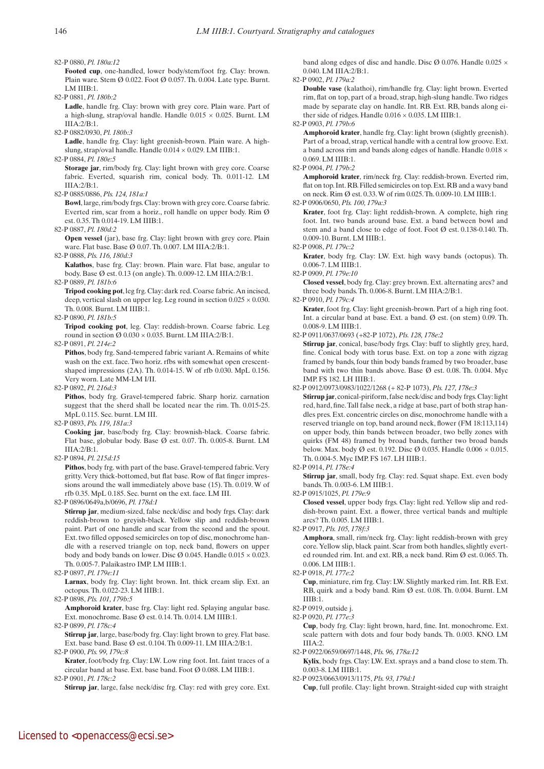82-P 0880, *Pl. 180a:12*

**Footed cup**, one-handled, lower body/stem/foot frg. Clay: brown. Plain ware. Stem Ø 0.022. Foot Ø 0.057. Th. 0.004. Late type. Burnt. LM IIIB:1.

82-P 0881, *Pl. 180b:2*

**Ladle**, handle frg. Clay: brown with grey core. Plain ware. Part of a high-slung, strap/oval handle. Handle 0.015 × 0.025. Burnt. LM IIIA:2/B:1.

82-P 0882/0930, *Pl. 180b:3*

**Ladle**, handle frg. Clay: light greenish-brown. Plain ware. A high-slung, strap/oval handle. Handle 0.014 × 0.029. LM IIIB:1.

82-P 0884, *Pl. 180e:5*

**Storage jar**, rim/body frg. Clay: light brown with grey core. Coarse fabric. Everted, squarish rim, conical body. Th. 0.011-12. LM IIIA:2/B:1.

82-P 0885/0886, *Pls. 124, 181a:1*

**Bowl**, large, rim/body frgs. Clay: brown with grey core. Coarse fabric. Everted rim, scar from a horiz., roll handle on upper body. Rim Ø est. 0.35. Th 0.014-19. LM IIIB:1.

82-P 0887, *Pl. 180d:2*

**Open vessel** (jar), base frg. Clay: light brown with grey core. Plain ware. Flat base. Base Ø 0.07. Th. 0.007. LM IIIA:2/B:1.

82-P 0888, *Pls. 116, 180d:3*

**Kalathos**, base frg. Clay: brown. Plain ware. Flat base, angular to body. Base Ø est. 0.13 (on angle). Th. 0.009-12. LM IIIA:2/B:1.

82-P 0889, *Pl. 181b:6*

**Tripod cooking pot**, leg frg. Clay: dark red. Coarse fabric. An incised, deep, vertical slash on upper leg. Leg round in section 0.025 × 0.030. Th. 0.008. Burnt. LM IIIB:1.

82-P 0890, *Pl. 181b:5*

**Tripod cooking pot**, leg. Clay: reddish-brown. Coarse fabric. Leg round in section Ø 0.030 × 0.035. Burnt. LM IIIA:2/B:1.

82-P 0891, *Pl. 214e:2*

**Pithos**, body frg. Sand-tempered fabric variant A. Remains of white wash on the ext. face. Two horiz. rfbs with somewhat open crescent-shaped impressions (2A). Th. 0.014-15. W of rfb 0.030. MpL 0.156. Very worn. Late MM-LM I/II.

82-P 0892, *Pl. 216d:3*

**Pithos**, body frg. Gravel-tempered fabric. Sharp horiz. carnation suggest that the sherd shall be located near the rim. Th. 0.015-25. MpL 0.115. Sec. burnt. LM III.

82-P 0893, *Pls. 119, 181a:3*

**Cooking jar**, base/body frg. Clay: brownish-black. Coarse fabric. Flat base, globular body. Base Ø est. 0.07. Th. 0.005-8. Burnt. LM IIIA:2/B:1.

82-P 0894, *Pl. 215d:15*

**Pithos**, body frg. with part of the base. Gravel-tempered fabric. Very gritty. Very thick-bottomed, but flat base. Row of flat finger impressions around the wall immediately above base (15). Th. 0.019. W of rfb 0.35. MpL 0.185. Sec. burnt on the ext. face. LM III.

82-P 0896/0649a,b/0696, *Pl. 178d:1*

**Stirrup jar**, medium-sized, false neck/disc and body frgs. Clay: dark reddish-brown to greyish-black. Yellow slip and reddish-brown paint. Part of one handle and scar from the second and the spout. Ext. two filled opposed semicircles on top of disc, monochrome handle with a reserved triangle on top, neck band, flowers on upper body and body bands on lower. Disc Ø 0.045. Handle 0.015 × 0.023. Th. 0.005-7. Palaikastro IMP. LM IIIB:1.

82-P 0897, *Pl. 179e:11*

**Larnax**, body frg. Clay: light brown. Int. thick cream slip. Ext. an octopus. Th. 0.022-23. LM IIIB:1.

82-P 0898, *Pls. 101, 179b:5*

**Amphoroid krater**, base frg. Clay: light red. Splaying angular base. Ext. monochrome. Base Ø est. 0.14. Th. 0.014. LM IIIB:1.

82-P 0899, *Pl. 178c:4*

**Stirrup jar**, large, base/body frg. Clay: light brown to grey. Flat base. Ext. base band. Base Ø est. 0.104. Th 0.009-11. LM IIIA:2/B:1.

82-P 0900, *Pls. 99, 179c:8*

**Krater**, foot/body frg. Clay: LW. Low ring foot. Int. faint traces of a circular band at base. Ext. base band. Foot Ø 0.088. LM IIIB:1.

82-P 0901, *Pl. 178c:2*

**Stirrup jar**, large, false neck/disc frg. Clay: red with grey core. Ext. band along edges of disc and handle. Disc Ø 0.076. Handle 0.025 × 0.040. LM IIIA:2/B:1.

82-P 0902, *Pl. 179a:2*

**Double vase** (kalathoi), rim/handle frg. Clay: light brown. Everted rim, flat on top, part of a broad, strap, high-slung handle. Two ridges made by separate clay on handle. Int. RB. Ext. RB, bands along either side of ridges. Handle 0.016 × 0.035. LM IIIB:1.

82-P 0903, *Pl. 179b:6*

**Amphoroid krater**, handle frg. Clay: light brown (slightly greenish). Part of a broad, strap, vertical handle with a central low groove. Ext. a band across rim and bands along edges of handle. Handle 0.018 × 0.069. LM IIIB:1.

82-P 0904, *Pl. 179b:2*

**Amphoroid krater**, rim/neck frg. Clay: reddish-brown. Everted rim, flat on top. Int. RB. Filled semicircles on top. Ext. RB and a wavy band on neck. Rim Ø est. 0.33. W of rim 0.025. Th. 0.009-10. LM IIIB:1.

82-P 0906/0650, *Pls. 100, 179a:3*

**Krater**, foot frg. Clay: light reddish-brown. A complete, high ring foot. Int. two bands around base. Ext. a band between bowl and stem and a band close to edge of foot. Foot Ø est. 0.138-0.140. Th. 0.009-10. Burnt. LM IIIB:1.

82-P 0908, *Pl. 179c:2*

**Krater**, body frg. Clay: LW. Ext. high wavy bands (octopus). Th. 0.006-7. LM IIIB:1.

82-P 0909, *Pl. 179e:10*

**Closed vessel**, body frg. Clay: grey brown. Ext. alternating arcs? and three body bands. Th. 0.006-8. Burnt. LM IIIA:2/B:1.

82-P 0910, *Pl. 179c:4*

**Krater**, foot frg. Clay: light greenish-brown. Part of a high ring foot. Int. a circular band at base. Ext. a band. Ø est. (on stem) 0.09. Th. 0.008-9. LM IIIB:1.

82-P 0911/0637/0693 (+82-P 1072), *Pls. 128, 178e:2*

**Stirrup jar**, conical, base/body frgs. Clay: buff to slightly grey, hard, fine. Conical body with torus base. Ext. on top a zone with zigzag framed by bands, four thin body bands framed by two broader, base band with two thin bands above. Base Ø est. 0.08. Th. 0.004. Myc IMP. FS 182. LH IIIB:1.

82-P 0912/0973/0983/1022/1268 (+ 82-P 1073), *Pls. 127, 178e:3*

**Stirrup jar**, conical-piriform, false neck/disc and body frgs. Clay: light red, hard, fine. Tall false neck, a ridge at base, part of both strap handles pres. Ext. concentric circles on disc, monochrome handle with a reserved triangle on top, band around neck, flower (FM 18:113,114) on upper body, thin bands between broader, two belly zones with quirks (FM 48) framed by broad bands, further two broad bands below. Max. body Ø est. 0.192. Disc Ø 0.035. Handle 0.006 × 0.015. Th. 0.004-5. Myc IMP. FS 167. LH IIIB:1.

82-P 0914, *Pl. 178e:4*

**Stirrup jar**, small, body frg. Clay: red. Squat shape. Ext. even body bands. Th. 0.003-6. LM IIIB:1.

82-P 0915/1025, *Pl. 179e:9*

**Closed vessel**, upper body frgs. Clay: light red. Yellow slip and reddish-brown paint. Ext. a flower, three vertical bands and multiple arcs? Th. 0.005. LM IIIB:1.

82-P 0917, *Pls. 105, 178f:3*

**Amphora**, small, rim/neck frg. Clay: light reddish-brown with grey core. Yellow slip, black paint. Scar from both handles, slightly everted rounded rim. Int. and ext. RB, a neck band. Rim Ø est. 0.065. Th. 0.006. LM IIIB:1.

82-P 0918, *Pl. 177e:2*

**Cup**, miniature, rim frg. Clay: LW. Slightly marked rim. Int. RB. Ext. RB, quirk and a body band. Rim Ø est. 0.08. Th. 0.004. Burnt. LM IIIB:1.

82-P 0919, outside j.

82-P 0920, *Pl. 177e:3*

**Cup**, body frg. Clay: light brown, hard, fine. Int. monochrome. Ext. scale pattern with dots and four body bands. Th. 0.003. KNO. LM IIIA:2.

82-P 0922/0659/0697/1448, *Pls. 96, 178a:12*

**Kylix**, body frgs. Clay: LW. Ext. sprays and a band close to stem. Th. 0.003-8. LM IIIB:1.

82-P 0923/0663/0913/1175, *Pls. 93, 179d:1*

**Cup**, full profile. Clay: light brown. Straight-sided cup with straight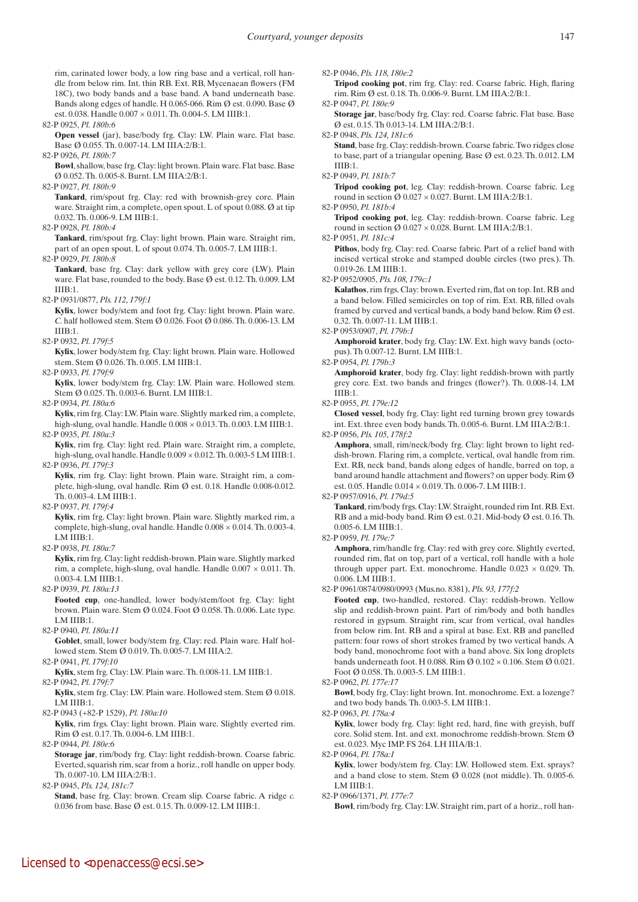rim, carinated lower body, a low ring base and a vertical, roll handle from below rim. Int. thin RB. Ext. RB, Mycenaean flowers (FM 18C), two body bands and a base band. A band underneath base. Bands along edges of handle. H 0.065-066. Rim Ø est. 0.090. Base Ø est. 0.038. Handle 0.007 × 0.011. Th. 0.004-5. LM IIIB:1.

82-P 0925, *Pl. 180b:6*
**Open vessel** (jar), base/body frg. Clay: LW. Plain ware. Flat base. Base Ø 0.055. Th. 0.007-14. LM IIIA:2/B:1.

82-P 0926, *Pl. 180b:7*
**Bowl**, shallow, base frg. Clay: light brown. Plain ware. Flat base. Base Ø 0.052. Th. 0.005-8. Burnt. LM IIIA:2/B:1.

82-P 0927, *Pl. 180b:9*
**Tankard**, rim/spout frg. Clay: red with brownish-grey core. Plain ware. Straight rim, a complete, open spout. L of spout 0.088. Ø at tip 0.032. Th. 0.006-9. LM IIIB:1.

82-P 0928, *Pl. 180b:4*
**Tankard**, rim/spout frg. Clay: light brown. Plain ware. Straight rim, part of an open spout. L of spout 0.074. Th. 0.005-7. LM IIIB:1.

82-P 0929, *Pl. 180b:8*
**Tankard**, base frg. Clay: dark yellow with grey core (LW). Plain ware. Flat base, rounded to the body. Base Ø est. 0.12. Th. 0.009. LM IIIB:1.

82-P 0931/0877, *Pls. 112, 179f:1*
**Kylix**, lower body/stem and foot frg. Clay: light brown. Plain ware. *C.* half hollowed stem. Stem Ø 0.026. Foot Ø 0.086. Th. 0.006-13. LM IIIB:1.

82-P 0932, *Pl. 179f:5*
**Kylix**, lower body/stem frg. Clay: light brown. Plain ware. Hollowed stem. Stem Ø 0.026. Th. 0.005. LM IIIB:1.

82-P 0933, *Pl. 179f:9*
**Kylix**, lower body/stem frg. Clay: LW. Plain ware. Hollowed stem. Stem Ø 0.025. Th. 0.003-6. Burnt. LM IIIB:1.

82-P 0934, *Pl. 180a:6*
**Kylix**, rim frg. Clay: LW. Plain ware. Slightly marked rim, a complete, high-slung, oval handle. Handle 0.008 × 0.013. Th. 0.003. LM IIIB:1.

82-P 0935, *Pl. 180a:3*
**Kylix**, rim frg. Clay: light red. Plain ware. Straight rim, a complete, high-slung, oval handle. Handle 0.009 × 0.012. Th. 0.003-5 LM IIIB:1.

82-P 0936, *Pl. 179f:3*
**Kylix**, rim frg. Clay: light brown. Plain ware. Straight rim, a complete, high-slung, oval handle. Rim Ø est. 0.18. Handle 0.008-0.012. Th. 0.003-4. LM IIIB:1.

82-P 0937, *Pl. 179f:4*
**Kylix**, rim frg. Clay: light brown. Plain ware. Slightly marked rim, a complete, high-slung, oval handle. Handle 0.008 × 0.014. Th. 0.003-4. LM IIIB:1.

82-P 0938, *Pl. 180a:7*
**Kylix**, rim frg. Clay: light reddish-brown. Plain ware. Slightly marked rim, a complete, high-slung, oval handle. Handle 0.007 × 0.011. Th. 0.003-4. LM IIIB:1.

82-P 0939, *Pl. 180a:13*
**Footed cup**, one-handled, lower body/stem/foot frg. Clay: light brown. Plain ware. Stem Ø 0.024. Foot Ø 0.058. Th. 0.006. Late type. LM IIIB:1.

82-P 0940, *Pl. 180a:11*
**Goblet**, small, lower body/stem frg. Clay: red. Plain ware. Half hollowed stem. Stem Ø 0.019. Th. 0.005-7. LM IIIA:2.

82-P 0941, *Pl. 179f:10*
**Kylix**, stem frg. Clay: LW. Plain ware. Th. 0.008-11. LM IIIB:1.

82-P 0942, *Pl. 179f:7*
**Kylix**, stem frg. Clay: LW. Plain ware. Hollowed stem. Stem Ø 0.018. LM IIIB:1.

82-P 0943 (+82-P 1529), *Pl. 180a:10*
**Kylix**, rim frgs. Clay: light brown. Plain ware. Slightly everted rim. Rim Ø est. 0.17. Th. 0.004-6. LM IIIB:1.

82-P 0944, *Pl. 180e:6*
**Storage jar**, rim/body frg. Clay: light reddish-brown. Coarse fabric. Everted, squarish rim, scar from a horiz., roll handle on upper body. Th. 0.007-10. LM IIIA:2/B:1.

82-P 0945, *Pls. 124, 181c:7*
**Stand**, base frg. Clay: brown. Cream slip. Coarse fabric. A ridge *c.* 0.036 from base. Base Ø est. 0.15. Th. 0.009-12. LM IIIB:1.

82-P 0946, *Pls. 118, 180e:2*
**Tripod cooking pot**, rim frg. Clay: red. Coarse fabric. High, flaring rim. Rim Ø est. 0.18. Th. 0.006-9. Burnt. LM IIIA:2/B:1.

82-P 0947, *Pl. 180e:9*
**Storage jar**, base/body frg. Clay: red. Coarse fabric. Flat base. Base Ø est. 0.15. Th 0.013-14. LM IIIA:2/B:1.

82-P 0948, *Pls. 124, 181c:6*
**Stand**, base frg. Clay: reddish-brown. Coarse fabric. Two ridges close to base, part of a triangular opening. Base Ø est. 0.23. Th. 0.012. LM IIIB:1.

82-P 0949, *Pl. 181b:7*
**Tripod cooking pot**, leg. Clay: reddish-brown. Coarse fabric. Leg round in section Ø 0.027 × 0.027. Burnt. LM IIIA:2/B:1.

82-P 0950, *Pl. 181b:4*
**Tripod cooking pot**, leg. Clay: reddish-brown. Coarse fabric. Leg round in section Ø 0.027 × 0.028. Burnt. LM IIIA:2/B:1.

82-P 0951, *Pl. 181c:4*
**Pithos**, body frg. Clay: red. Coarse fabric. Part of a relief band with incised vertical stroke and stamped double circles (two pres.). Th. 0.019-26. LM IIIB:1.

82-P 0952/0905, *Pls. 108, 179c:1*
**Kalathos**, rim frgs. Clay: brown. Everted rim, flat on top. Int. RB and a band below. Filled semicircles on top of rim. Ext. RB, filled ovals framed by curved and vertical bands, a body band below. Rim Ø est. 0.32. Th. 0.007-11. LM IIIB:1.

82-P 0953/0907, *Pl. 179b:1*
**Amphoroid krater**, body frg. Clay: LW. Ext. high wavy bands (octopus). Th 0.007-12. Burnt. LM IIIB:1.

82-P 0954, *Pl. 179b:3*
**Amphoroid krater**, body frg. Clay: light reddish-brown with partly grey core. Ext. two bands and fringes (flower?). Th. 0.008-14. LM IIIB:1.

82-P 0955, *Pl. 179e:12*
**Closed vessel**, body frg. Clay: light red turning brown grey towards int. Ext. three even body bands. Th. 0.005-6. Burnt. LM IIIA:2/B:1.

82-P 0956, *Pls. 105, 178f:2*
**Amphora**, small, rim/neck/body frg. Clay: light brown to light reddish-brown. Flaring rim, a complete, vertical, oval handle from rim. Ext. RB, neck band, bands along edges of handle, barred on top, a band around handle attachment and flowers? on upper body. Rim Ø est. 0.05. Handle 0.014 × 0.019. Th. 0.006-7. LM IIIB:1.

82-P 0957/0916, *Pl. 179d:5*
**Tankard**, rim/body frgs. Clay: LW. Straight, rounded rim Int. RB. Ext. RB and a mid-body band. Rim Ø est. 0.21. Mid-body Ø est. 0.16. Th. 0.005-6. LM IIIB:1.

82-P 0959, *Pl. 179e:7*
**Amphora**, rim/handle frg. Clay: red with grey core. Slightly everted, rounded rim, flat on top, part of a vertical, roll handle with a hole through upper part. Ext. monochrome. Handle 0.023 × 0.029. Th. 0.006. LM IIIB:1.

82-P 0961/0874/0980/0993 (Mus.no. 8381), *Pls. 93, 177f:2*
**Footed cup**, two-handled, restored. Clay: reddish-brown. Yellow slip and reddish-brown paint. Part of rim/body and both handles restored in gypsum. Straight rim, scar from vertical, oval handles from below rim. Int. RB and a spiral at base. Ext. RB and panelled pattern: four rows of short strokes framed by two vertical bands. A body band, monochrome foot with a band above. Six long droplets bands underneath foot. H 0.088. Rim Ø 0.102 × 0.106. Stem Ø 0.021. Foot Ø 0.058. Th. 0.003-5. LM IIIB:1.

82-P 0962, *Pl. 177e:17*
**Bowl**, body frg. Clay: light brown. Int. monochrome. Ext. a lozenge? and two body bands. Th. 0.003-5. LM IIIB:1.

82-P 0963, *Pl. 178a:4*
**Kylix**, lower body frg. Clay: light red, hard, fine with greyish, buff core. Solid stem. Int. and ext. monochrome reddish-brown. Stem Ø est. 0.023. Myc IMP. FS 264. LH IIIA/B:1.

82-P 0964, *Pl. 178a:1*
**Kylix**, lower body/stem frg. Clay: LW. Hollowed stem. Ext. sprays? and a band close to stem. Stem Ø 0.028 (not middle). Th. 0.005-6. LM IIIB:1.

82-P 0966/1371, *Pl. 177e:7*
**Bowl**, rim/body frg. Clay: LW. Straight rim, part of a horiz., roll han-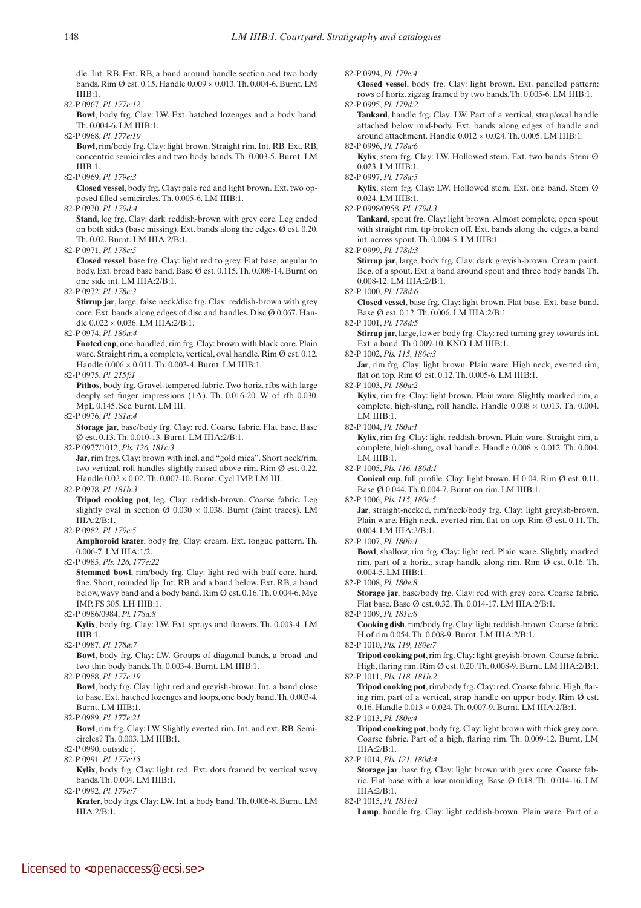dle. Int. RB. Ext. RB, a band around handle section and two body bands. Rim Ø est. 0.15. Handle 0.009 × 0.013. Th. 0.004-6. Burnt. LM IIIB:1.

82-P 0967, *Pl. 177e:12*
**Bowl**, body frg. Clay: LW. Ext. hatched lozenges and a body band. Th. 0.004-6. LM IIIB:1.

82-P 0968, *Pl. 177e:10*
**Bowl**, rim/body frg. Clay: light brown. Straight rim. Int. RB. Ext. RB, concentric semicircles and two body bands. Th. 0.003-5. Burnt. LM IIIB:1.

82-P 0969, *Pl. 179e:3*
**Closed vessel**, body frg. Clay: pale red and light brown. Ext. two opposed filled semicircles. Th. 0.005-6. LM IIIB:1.

82-P 0970, *Pl. 179d:4*
**Stand**, leg frg. Clay: dark reddish-brown with grey core. Leg ended on both sides (base missing). Ext. bands along the edges. Ø est. 0.20. Th. 0.02. Burnt. LM IIIA:2/B:1.

82-P 0971, *Pl. 178c:5*
**Closed vessel**, base frg. Clay: light red to grey. Flat base, angular to body. Ext. broad base band. Base Ø est. 0.115. Th. 0.008-14. Burnt on one side int. LM IIIA:2/B:1.

82-P 0972, *Pl. 178c:3*
**Stirrup jar**, large, false neck/disc frg. Clay: reddish-brown with grey core. Ext. bands along edges of disc and handles. Disc Ø 0.067. Handle 0.022 × 0.036. LM IIIA:2/B:1.

82-P 0974, *Pl. 180a:4*
**Footed cup**, one-handled, rim frg. Clay: brown with black core. Plain ware. Straight rim, a complete, vertical, oval handle. Rim Ø est. 0.12. Handle 0.006 × 0.011. Th. 0.003-4. Burnt. LM IIIB:1.

82-P 0975, *Pl. 215f:1*
**Pithos**, body frg. Gravel-tempered fabric. Two horiz. rfbs with large deeply set finger impressions (1A). Th. 0.016-20. W of rfb 0.030. MpL 0.145. Sec. burnt. LM III.

82-P 0976, *Pl. 181a:4*
**Storage jar**, base/body frg. Clay: red. Coarse fabric. Flat base. Base Ø est. 0.13. Th. 0.010-13. Burnt. LM IIIA:2/B:1.

82-P 0977/1012, *Pls. 126, 181c:3*
**Jar**, rim frgs. Clay: brown with incl. and "gold mica". Short neck/rim, two vertical, roll handles slightly raised above rim. Rim Ø est. 0.22. Handle 0.02 × 0.02. Th. 0.007-10. Burnt. Cycl IMP. LM III.

82-P 0978, *Pl. 181b:3*
**Tripod cooking pot**, leg. Clay: reddish-brown. Coarse fabric. Leg slightly oval in section Ø 0.030 × 0.038. Burnt (faint traces). LM IIIA:2/B:1.

82-P 0982, *Pl. 179e:5*
**Amphoroid krater**, body frg. Clay: cream. Ext. tongue pattern. Th. 0.006-7. LM IIIA:1/2.

82-P 0985, *Pls. 126, 177e:22*
**Stemmed bowl**, rim/body frg. Clay: light red with buff core, hard, fine. Short, rounded lip. Int. RB and a band below. Ext. RB, a band below, wavy band and a body band. Rim Ø est. 0.16. Th. 0.004-6. Myc IMP. FS 305. LH IIIB:1.

82-P 0986/0984, *Pl. 178a:8*
**Kylix**, body frg. Clay: LW. Ext. sprays and flowers. Th. 0.003-4. LM IIIB:1.

82-P 0987, *Pl. 178a:7*
**Bowl**, body frg. Clay: LW. Groups of diagonal bands, a broad and two thin body bands. Th. 0.003-4. Burnt. LM IIIB:1.

82-P 0988, *Pl. 177e:19*
**Bowl**, body frg. Clay: light red and greyish-brown. Int. a band close to base. Ext. hatched lozenges and loops, one body band. Th. 0.003-4. Burnt. LM IIIB:1.

82-P 0989, *Pl. 177e:21*
**Bowl**, rim frg. Clay: LW. Slightly everted rim. Int. and ext. RB. Semicircles? Th. 0.003. LM IIIB:1.

82-P 0990, outside j.

82-P 0991, *Pl. 177e:15*
**Kylix**, body frg. Clay: light red. Ext. dots framed by vertical wavy bands. Th. 0.004. LM IIIB:1.

82-P 0992, *Pl. 179c:7*
**Krater**, body frgs. Clay: LW. Int. a body band. Th. 0.006-8. Burnt. LM IIIA:2/B:1.

82-P 0994, *Pl. 179e:4*
**Closed vessel**, body frg. Clay: light brown. Ext. panelled pattern: rows of horiz. zigzag framed by two bands. Th. 0.005-6. LM IIIB:1.

82-P 0995, *Pl. 179d:2*
**Tankard**, handle frg. Clay: LW. Part of a vertical, strap/oval handle attached below mid-body. Ext. bands along edges of handle and around attachment. Handle 0.012 × 0.024. Th. 0.005. LM IIIB:1.

82-P 0996, *Pl. 178a:6*
**Kylix**, stem frg. Clay: LW. Hollowed stem. Ext. two bands. Stem Ø 0.023. LM IIIB:1.

82-P 0997, *Pl. 178a:5*
**Kylix**, stem frg. Clay: LW. Hollowed stem. Ext. one band. Stem Ø 0.024. LM IIIB:1.

82-P 0998/0958, *Pl. 179d:3*
**Tankard**, spout frg. Clay: light brown. Almost complete, open spout with straight rim, tip broken off. Ext. bands along the edges, a band int. across spout. Th. 0.004-5. LM IIIB:1.

82-P 0999, *Pl. 178d:3*
**Stirrup jar**, large, body frg. Clay: dark greyish-brown. Cream paint. Beg. of a spout. Ext. a band around spout and three body bands. Th. 0.008-12. LM IIIA:2/B:1.

82-P 1000, *Pl. 178d:6*
**Closed vessel**, base frg. Clay: light brown. Flat base. Ext. base band. Base Ø est. 0.12. Th. 0.006. LM IIIA:2/B:1.

82-P 1001, *Pl. 178d:5*
**Stirrup jar**, large, lower body frg. Clay: red turning grey towards int. Ext. a band. Th 0.009-10. KNO. LM IIIB:1.

82-P 1002, *Pls. 115, 180c:3*
**Jar**, rim frg. Clay: light brown. Plain ware. High neck, everted rim, flat on top. Rim Ø est. 0.12. Th. 0.005-6. LM IIIB:1.

82-P 1003, *Pl. 180a:2*
**Kylix**, rim frg. Clay: light brown. Plain ware. Slightly marked rim, a complete, high-slung, roll handle. Handle 0.008 × 0.013. Th. 0.004. LM IIIB:1.

82-P 1004, *Pl. 180a:1*
**Kylix**, rim frg. Clay: light reddish-brown. Plain ware. Straight rim, a complete, high-slung, oval handle. Handle 0.008 × 0.012. Th. 0.004. LM IIIB:1.

82-P 1005, *Pls. 116, 180d:1*
**Conical cup**, full profile. Clay: light brown. H 0.04. Rim Ø est. 0.11. Base Ø 0.044. Th. 0.004-7. Burnt on rim. LM IIIB:1.

82-P 1006, *Pls. 115, 180c:5*
**Jar**, straight-necked, rim/neck/body frg. Clay: light greyish-brown. Plain ware. High neck, everted rim, flat on top. Rim Ø est. 0.11. Th. 0.004. LM IIIA:2/B:1.

82-P 1007, *Pl. 180b:1*
**Bowl**, shallow, rim frg. Clay: light red. Plain ware. Slightly marked rim, part of a horiz., strap handle along rim. Rim Ø est. 0.16. Th. 0.004-5. LM IIIB:1.

82-P 1008, *Pl. 180e:8*
**Storage jar**, base/body frg. Clay: red with grey core. Coarse fabric. Flat base. Base Ø est. 0.32. Th. 0.014-17. LM IIIA:2/B:1.

82-P 1009, *Pl. 181c:8*
**Cooking dish**, rim/body frg. Clay: light reddish-brown. Coarse fabric. H of rim 0.054. Th. 0.008-9. Burnt. LM IIIA:2/B:1.

82-P 1010, *Pls. 119, 180e:7*
**Tripod cooking pot**, rim frg. Clay: light greyish-brown. Coarse fabric. High, flaring rim. Rim Ø est. 0.20. Th. 0.008-9. Burnt. LM IIIA:2/B:1.

82-P 1011, *Pls. 118, 181b:2*
**Tripod cooking pot**, rim/body frg. Clay: red. Coarse fabric. High, flaring rim, part of a vertical, strap handle on upper body. Rim Ø est. 0.16. Handle 0.013 × 0.024. Th. 0.007-9. Burnt. LM IIIA:2/B:1.

82-P 1013, *Pl. 180e:4*
**Tripod cooking pot**, body frg. Clay: light brown with thick grey core. Coarse fabric. Part of a high, flaring rim. Th. 0.009-12. Burnt. LM IIIA:2/B:1.

82-P 1014, *Pls. 121, 180d:4*
**Storage jar**, base frg. Clay: light brown with grey core. Coarse fabric. Flat base with a low moulding. Base Ø 0.18. Th. 0.014-16. LM IIIA:2/B:1.

82-P 1015, *Pl. 181b:1*
**Lamp**, handle frg. Clay: light reddish-brown. Plain ware. Part of a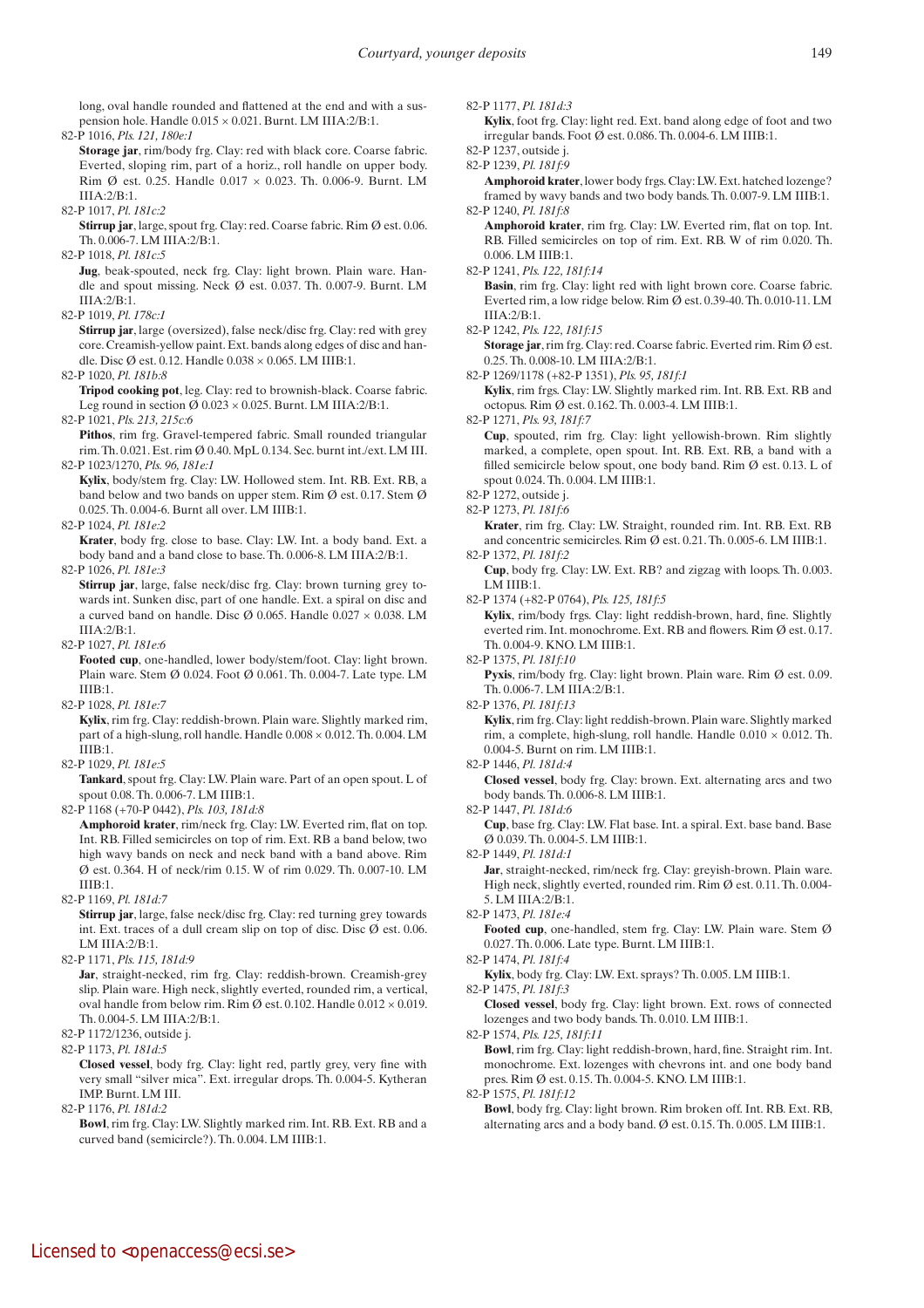long, oval handle rounded and flattened at the end and with a suspension hole. Handle 0.015 × 0.021. Burnt. LM IIIA:2/B:1.

82-P 1016, *Pls. 121, 180e:1*

**Storage jar**, rim/body frg. Clay: red with black core. Coarse fabric. Everted, sloping rim, part of a horiz., roll handle on upper body. Rim Ø est. 0.25. Handle 0.017 × 0.023. Th. 0.006-9. Burnt. LM IIIA:2/B:1.

82-P 1017, *Pl. 181c:2*

**Stirrup jar**, large, spout frg. Clay: red. Coarse fabric. Rim Ø est. 0.06. Th. 0.006-7. LM IIIA:2/B:1.

82-P 1018, *Pl. 181c:5*

**Jug**, beak-spouted, neck frg. Clay: light brown. Plain ware. Handle and spout missing. Neck Ø est. 0.037. Th. 0.007-9. Burnt. LM IIIA:2/B:1.

82-P 1019, *Pl. 178c:1*

**Stirrup jar**, large (oversized), false neck/disc frg. Clay: red with grey core. Creamish-yellow paint. Ext. bands along edges of disc and handle. Disc Ø est. 0.12. Handle 0.038 × 0.065. LM IIIB:1.

82-P 1020, *Pl. 181b:8*

**Tripod cooking pot**, leg. Clay: red to brownish-black. Coarse fabric. Leg round in section Ø 0.023 × 0.025. Burnt. LM IIIA:2/B:1.

82-P 1021, *Pls. 213, 215c:6*

**Pithos**, rim frg. Gravel-tempered fabric. Small rounded triangular rim. Th. 0.021. Est. rim Ø 0.40. MpL 0.134. Sec. burnt int./ext. LM III.

82-P 1023/1270, *Pls. 96, 181e:1*

**Kylix**, body/stem frg. Clay: LW. Hollowed stem. Int. RB. Ext. RB, a band below and two bands on upper stem. Rim Ø est. 0.17. Stem Ø 0.025. Th. 0.004-6. Burnt all over. LM IIIB:1.

82-P 1024, *Pl. 181e:2*

**Krater**, body frg. close to base. Clay: LW. Int. a body band. Ext. a body band and a band close to base. Th. 0.006-8. LM IIIA:2/B:1.

82-P 1026, *Pl. 181e:3*

**Stirrup jar**, large, false neck/disc frg. Clay: brown turning grey towards int. Sunken disc, part of one handle. Ext. a spiral on disc and a curved band on handle. Disc Ø 0.065. Handle 0.027 × 0.038. LM IIIA:2/B:1.

82-P 1027, *Pl. 181e:6*

**Footed cup**, one-handled, lower body/stem/foot. Clay: light brown. Plain ware. Stem Ø 0.024. Foot Ø 0.061. Th. 0.004-7. Late type. LM IIIB:1.

82-P 1028, *Pl. 181e:7*

**Kylix**, rim frg. Clay: reddish-brown. Plain ware. Slightly marked rim, part of a high-slung, roll handle. Handle 0.008 × 0.012. Th. 0.004. LM IIIB:1.

82-P 1029, *Pl. 181e:5*

**Tankard**, spout frg. Clay: LW. Plain ware. Part of an open spout. L of spout 0.08. Th. 0.006-7. LM IIIB:1.

82-P 1168 (+70-P 0442), *Pls. 103, 181d:8*

**Amphoroid krater**, rim/neck frg. Clay: LW. Everted rim, flat on top. Int. RB. Filled semicircles on top of rim. Ext. RB a band below, two high wavy bands on neck and neck band with a band above. Rim Ø est. 0.364. H of neck/rim 0.15. W of rim 0.029. Th. 0.007-10. LM IIIB:1.

82-P 1169, *Pl. 181d:7*

**Stirrup jar**, large, false neck/disc frg. Clay: red turning grey towards int. Ext. traces of a dull cream slip on top of disc. Disc Ø est. 0.06. LM IIIA:2/B:1.

82-P 1171, *Pls. 115, 181d:9*

**Jar**, straight-necked, rim frg. Clay: reddish-brown. Creamish-grey slip. Plain ware. High neck, slightly everted, rounded rim, a vertical, oval handle from below rim. Rim Ø est. 0.102. Handle 0.012 × 0.019. Th. 0.004-5. LM IIIA:2/B:1.

82-P 1172/1236, outside j.

82-P 1173, *Pl. 181d:5*

**Closed vessel**, body frg. Clay: light red, partly grey, very fine with very small "silver mica". Ext. irregular drops. Th. 0.004-5. Kytheran IMP. Burnt. LM III.

82-P 1176, *Pl. 181d:2*

**Bowl**, rim frg. Clay: LW. Slightly marked rim. Int. RB. Ext. RB and a curved band (semicircle?). Th. 0.004. LM IIIB:1.

82-P 1177, *Pl. 181d:3*

**Kylix**, foot frg. Clay: light red. Ext. band along edge of foot and two irregular bands. Foot Ø est. 0.086. Th. 0.004-6. LM IIIB:1.

82-P 1237, outside j.

82-P 1239, *Pl. 181f:9*

**Amphoroid krater**, lower body frgs. Clay: LW. Ext. hatched lozenge? framed by wavy bands and two body bands. Th. 0.007-9. LM IIIB:1.

82-P 1240, *Pl. 181f:8*

**Amphoroid krater**, rim frg. Clay: LW. Everted rim, flat on top. Int. RB. Filled semicircles on top of rim. Ext. RB. W of rim 0.020. Th. 0.006. LM IIIB:1.

82-P 1241, *Pls. 122, 181f:14*

**Basin**, rim frg. Clay: light red with light brown core. Coarse fabric. Everted rim, a low ridge below. Rim Ø est. 0.39-40. Th. 0.010-11. LM IIIA:2/B:1.

82-P 1242, *Pls. 122, 181f:15*

**Storage jar**, rim frg. Clay: red. Coarse fabric. Everted rim. Rim Ø est. 0.25. Th. 0.008-10. LM IIIA:2/B:1.

82-P 1269/1178 (+82-P 1351), *Pls. 95, 181f:1*

**Kylix**, rim frgs. Clay: LW. Slightly marked rim. Int. RB. Ext. RB and octopus. Rim Ø est. 0.162. Th. 0.003-4. LM IIIB:1.

82-P 1271, *Pls. 93, 181f:7*

**Cup**, spouted, rim frg. Clay: light yellowish-brown. Rim slightly marked, a complete, open spout. Int. RB. Ext. RB, a band with a filled semicircle below spout, one body band. Rim Ø est. 0.13. L of spout 0.024. Th. 0.004. LM IIIB:1.

82-P 1272, outside j.

82-P 1273, *Pl. 181f:6*

**Krater**, rim frg. Clay: LW. Straight, rounded rim. Int. RB. Ext. RB and concentric semicircles. Rim Ø est. 0.21. Th. 0.005-6. LM IIIB:1.

82-P 1372, *Pl. 181f:2*

**Cup**, body frg. Clay: LW. Ext. RB? and zigzag with loops. Th. 0.003. LM IIIB:1.

82-P 1374 (+82-P 0764), *Pls. 125, 181f:5*

**Kylix**, rim/body frgs. Clay: light reddish-brown, hard, fine. Slightly everted rim. Int. monochrome. Ext. RB and flowers. Rim Ø est. 0.17. Th. 0.004-9. KNO. LM IIIB:1.

82-P 1375, *Pl. 181f:10*

**Pyxis**, rim/body frg. Clay: light brown. Plain ware. Rim Ø est. 0.09. Th. 0.006-7. LM IIIA:2/B:1.

82-P 1376, *Pl. 181f:13*

**Kylix**, rim frg. Clay: light reddish-brown. Plain ware. Slightly marked rim, a complete, high-slung, roll handle. Handle 0.010 × 0.012. Th. 0.004-5. Burnt on rim. LM IIIB:1.

82-P 1446, *Pl. 181d:4*

**Closed vessel**, body frg. Clay: brown. Ext. alternating arcs and two body bands. Th. 0.006-8. LM IIIB:1.

82-P 1447, *Pl. 181d:6*

**Cup**, base frg. Clay: LW. Flat base. Int. a spiral. Ext. base band. Base Ø 0.039. Th. 0.004-5. LM IIIB:1.

82-P 1449, *Pl. 181d:1*

**Jar**, straight-necked, rim/neck frg. Clay: greyish-brown. Plain ware. High neck, slightly everted, rounded rim. Rim Ø est. 0.11. Th. 0.004-5. LM IIIA:2/B:1.

82-P 1473, *Pl. 181e:4*

**Footed cup**, one-handled, stem frg. Clay: LW. Plain ware. Stem Ø 0.027. Th. 0.006. Late type. Burnt. LM IIIB:1.

82-P 1474, *Pl. 181f:4*

**Kylix**, body frg. Clay: LW. Ext. sprays? Th. 0.005. LM IIIB:1.

82-P 1475, *Pl. 181f:3*

**Closed vessel**, body frg. Clay: light brown. Ext. rows of connected lozenges and two body bands. Th. 0.010. LM IIIB:1.

82-P 1574, *Pls. 125, 181f:11*

**Bowl**, rim frg. Clay: light reddish-brown, hard, fine. Straight rim. Int. monochrome. Ext. lozenges with chevrons int. and one body band. Pres. Rim Ø est. 0.15. Th. 0.004-5. KNO. LM IIIB:1.

82-P 1575, *Pl. 181f:12*

**Bowl**, body frg. Clay: light brown. Rim broken off. Int. RB. Ext. RB, alternating arcs and a body band. Ø est. 0.15. Th. 0.005. LM IIIB:1.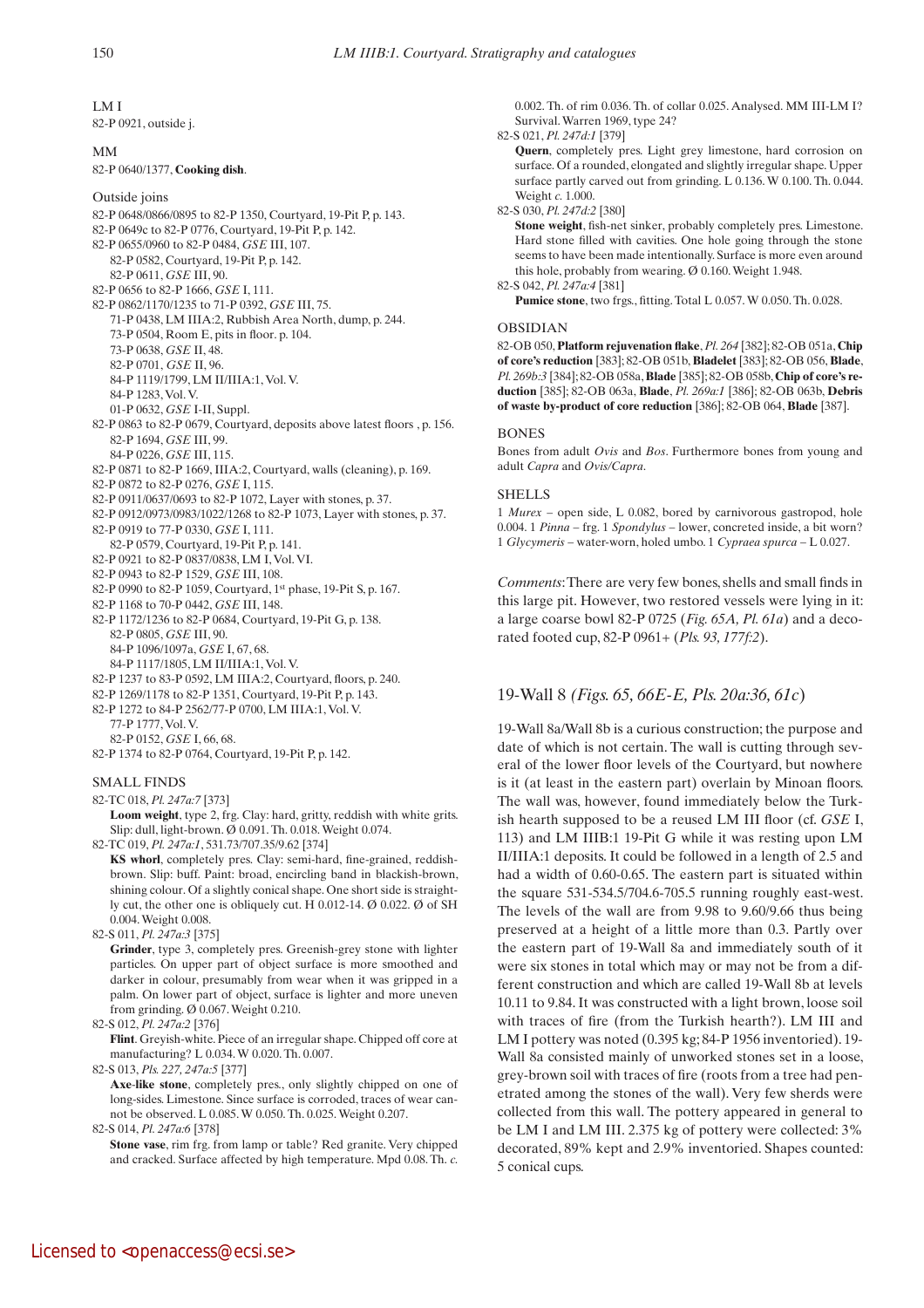LM I

82-P 0921, outside j.

MM

82-P 0640/1377, **Cooking dish**.

Outside joins

82-P 0648/0866/0895 to 82-P 1350, Courtyard, 19-Pit P, p. 143.
82-P 0649c to 82-P 0776, Courtyard, 19-Pit P, p. 142.
82-P 0655/0960 to 82-P 0484, *GSE* III, 107.
  82-P 0582, Courtyard, 19-Pit P, p. 142.
  82-P 0611, *GSE* III, 90.
82-P 0656 to 82-P 1666, *GSE* I, 111.
82-P 0862/1170/1235 to 71-P 0392, *GSE* III, 75.
  71-P 0438, LM IIIA:2, Rubbish Area North, dump, p. 244.
  73-P 0504, Room E, pits in floor. p. 104.
  73-P 0638, *GSE* II, 48.
  82-P 0701, *GSE* II, 96.
  84-P 1119/1799, LM II/IIIA:1, Vol. V.
  84-P 1283, Vol. V.
  01-P 0632, *GSE* I-II, Suppl.
82-P 0863 to 82-P 0679, Courtyard, deposits above latest floors , p. 156.
  82-P 1694, *GSE* III, 99.
  84-P 0226, *GSE* III, 115.
82-P 0871 to 82-P 1669, IIIA:2, Courtyard, walls (cleaning), p. 169.
82-P 0872 to 82-P 0276, *GSE* I, 115.
82-P 0911/0637/0693 to 82-P 1072, Layer with stones, p. 37.
82-P 0912/0973/0983/1022/1268 to 82-P 1073, Layer with stones, p. 37.
82-P 0919 to 77-P 0330, *GSE* I, 111.
  82-P 0579, Courtyard, 19-Pit P, p. 141.
82-P 0921 to 82-P 0837/0838, LM I, Vol. VI.
82-P 0943 to 82-P 1529, *GSE* III, 108.
82-P 0990 to 82-P 1059, Courtyard, 1st phase, 19-Pit S, p. 167.
82-P 1168 to 70-P 0442, *GSE* III, 148.
82-P 1172/1236 to 82-P 0684, Courtyard, 19-Pit G, p. 138.
  82-P 0805, *GSE* III, 90.
  84-P 1096/1097a, *GSE* I, 67, 68.
  84-P 1117/1805, LM II/IIIA:1, Vol. V.
82-P 1237 to 83-P 0592, LM IIIA:2, Courtyard, floors, p. 240.
82-P 1269/1178 to 82-P 1351, Courtyard, 19-Pit P, p. 143.
82-P 1272 to 84-P 2562/77-P 0700, LM IIIA:1, Vol. V.
  77-P 1777, Vol. V.
  82-P 0152, *GSE* I, 66, 68.
82-P 1374 to 82-P 0764, Courtyard, 19-Pit P, p. 142.

SMALL FINDS

82-TC 018, *Pl. 247a:7* [373]
  **Loom weight**, type 2, frg. Clay: hard, gritty, reddish with white grits. Slip: dull, light-brown. Ø 0.091. Th. 0.018. Weight 0.074.

82-TC 019, *Pl. 247a:1*, 531.73/707.35/9.62 [374]
  **KS whorl**, completely pres. Clay: semi-hard, fine-grained, reddish-brown. Slip: buff. Paint: broad, encircling band in blackish-brown, shining colour. Of a slightly conical shape. One short side is straightly cut, the other one is obliquely cut. H 0.012-14. Ø 0.022. Ø of SH 0.004. Weight 0.008.

82-S 011, *Pl. 247a:3* [375]
  **Grinder**, type 3, completely pres. Greenish-grey stone with lighter particles. On upper part of object surface is more smoothed and darker in colour, presumably from wear when it was gripped in a palm. On lower part of object, surface is lighter and more uneven from grinding. Ø 0.067. Weight 0.210.

82-S 012, *Pl. 247a:2* [376]
  **Flint**. Greyish-white. Piece of an irregular shape. Chipped off core at manufacturing? L 0.034. W 0.020. Th. 0.007.

82-S 013, *Pls. 227, 247a:5* [377]
  **Axe-like stone**, completely pres., only slightly chipped on one of long-sides. Limestone. Since surface is corroded, traces of wear cannot be observed. L 0.085. W 0.050. Th. 0.025. Weight 0.207.

82-S 014, *Pl. 247a:6* [378]
  **Stone vase**, rim frg. from lamp or table? Red granite. Very chipped and cracked. Surface affected by high temperature. Mpd 0.08. Th. *c.* 0.002. Th. of rim 0.036. Th. of collar 0.025. Analysed. MM III-LM I? Survival. Warren 1969, type 24?

82-S 021, *Pl. 247d:1* [379]
  **Quern**, completely pres. Light grey limestone, hard corrosion on surface. Of a rounded, elongated and slightly irregular shape. Upper surface partly carved out from grinding. L 0.136. W 0.100. Th. 0.044. Weight *c.* 1.000.

82-S 030, *Pl. 247d:2* [380]
  **Stone weight**, fish-net sinker, probably completely pres. Limestone. Hard stone filled with cavities. One hole going through the stone seems to have been made intentionally. Surface is more even around this hole, probably from wearing. Ø 0.160. Weight 1.948.

82-S 042, *Pl. 247a:4* [381]
  **Pumice stone**, two frgs., fitting. Total L 0.057. W 0.050. Th. 0.028.

OBSIDIAN

82-OB 050, **Platform rejuvenation flake**, *Pl. 264* [382]; 82-OB 051a, **Chip of core's reduction** [383]; 82-OB 051b, **Bladelet** [383]; 82-OB 056, **Blade**, *Pl. 269b:3* [384]; 82-OB 058a, **Blade** [385]; 82-OB 058b, **Chip of core's reduction** [385]; 82-OB 063a, **Blade**, *Pl. 269a:1* [386]; 82-OB 063b, **Debris of waste by-product of core reduction** [386]; 82-OB 064, **Blade** [387].

BONES

Bones from adult *Ovis* and *Bos*. Furthermore bones from young and adult *Capra* and *Ovis/Capra*.

SHELLS

1 *Murex* – open side, L 0.082, bored by carnivorous gastropod, hole 0.004. 1 *Pinna* – frg. 1 *Spondylus* – lower, concreted inside, a bit worn? 1 *Glycymeris* – water-worn, holed umbo. 1 *Cypraea spurca* – L 0.027.

*Comments*: There are very few bones, shells and small finds in this large pit. However, two restored vessels were lying in it: a large coarse bowl 82-P 0725 (*Fig. 65A, Pl. 61a*) and a decorated footed cup, 82-P 0961+ (*Pls. 93, 177f:2*).

## 19-Wall 8 *(Figs. 65, 66E-E, Pls. 20a:36, 61c)*

19-Wall 8a/Wall 8b is a curious construction; the purpose and date of which is not certain. The wall is cutting through several of the lower floor levels of the Courtyard, but nowhere is it (at least in the eastern part) overlain by Minoan floors. The wall was, however, found immediately below the Turkish hearth supposed to be a reused LM III floor (cf. *GSE* I, 113) and LM IIIB:1 19-Pit G while it was resting upon LM II/IIIA:1 deposits. It could be followed in a length of 2.5 and had a width of 0.60-0.65. The eastern part is situated within the square 531-534.5/704.6-705.5 running roughly east-west. The levels of the wall are from 9.98 to 9.60/9.66 thus being preserved at a height of a little more than 0.3. Partly over the eastern part of 19-Wall 8a and immediately south of it were six stones in total which may or may not be from a different construction and which are called 19-Wall 8b at levels 10.11 to 9.84. It was constructed with a light brown, loose soil with traces of fire (from the Turkish hearth?). LM III and LM I pottery was noted (0.395 kg; 84-P 1956 inventoried). 19-Wall 8a consisted mainly of unworked stones set in a loose, grey-brown soil with traces of fire (roots from a tree had penetrated among the stones of the wall). Very few sherds were collected from this wall. The pottery appeared in general to be LM I and LM III. 2.375 kg of pottery were collected: 3% decorated, 89% kept and 2.9% inventoried. Shapes counted: 5 conical cups.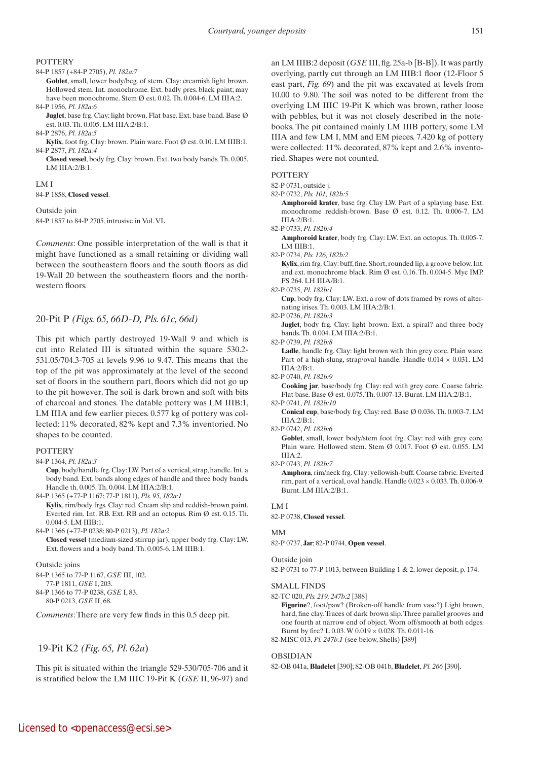POTTERY

84-P 1857 (+84-P 2705), *Pl. 182a:7*

**Goblet**, small, lower body/beg. of stem. Clay: creamish light brown. Hollowed stem. Int. monochrome. Ext. badly pres. black paint; may have been monochrome. Stem Ø est. 0.02. Th. 0.004-6. LM IIIA:2.

84-P 1956, *Pl. 182a:6*

**Juglet**, base frg. Clay: light brown. Flat base. Ext. base band. Base Ø est. 0.03. Th. 0.005. LM IIIA:2/B:1.

84-P 2876, *Pl. 182a:5*

**Kylix**, foot frg. Clay: brown. Plain ware. Foot Ø est. 0.10. LM IIIB:1.

84-P 2877, *Pl. 182a:4*

**Closed vessel**, body frg. Clay: brown. Ext. two body bands. Th. 0.005. LM IIIA:2/B:1.

LM I

84-P 1858, **Closed vessel**.

Outside join

84-P 1857 to 84-P 2705, intrusive in Vol. VI.

*Comments*: One possible interpretation of the wall is that it might have functioned as a small retaining or dividing wall between the southeastern floors and the south floors as did 19-Wall 20 between the southeastern floors and the northwestern floors.

## 20-Pit P *(Figs. 65, 66D-D, Pls. 61c, 66d)*

This pit which partly destroyed 19-Wall 9 and which is cut into Related III is situated within the square 530.2-531.05/704.3-705 at levels 9.96 to 9.47. This means that the top of the pit was approximately at the level of the second set of floors in the southern part, floors which did not go up to the pit however. The soil is dark brown and soft with bits of charcoal and stones. The datable pottery was LM IIIB:1, LM IIIA and few earlier pieces. 0.577 kg of pottery was collected: 11% decorated, 82% kept and 7.3% inventoried. No shapes to be counted.

POTTERY

84-P 1364, *Pl. 182a:3*

**Cup**, body/handle frg. Clay: LW. Part of a vertical, strap, handle. Int. a body band. Ext. bands along edges of handle and three body bands. Handle th. 0.005. Th. 0.004. LM IIIA:2/B:1.

84-P 1365 (+77-P 1167; 77-P 1811), *Pls. 95, 182a:1*

**Kylix**, rim/body frgs. Clay: red. Cream slip and reddish-brown paint. Everted rim. Int. RB. Ext. RB and an octopus. Rim Ø est. 0.15. Th. 0.004-5. LM IIIB:1.

84-P 1366 (+77-P 0238; 80-P 0213), *Pl. 182a:2*

**Closed vessel** (medium-sized stirrup jar), upper body frg. Clay: LW. Ext. flowers and a body band. Th. 0.005-6. LM IIIB:1.

Outside joins

84-P 1365 to 77-P 1167, *GSE* III, 102.
77-P 1811, *GSE* I, 203.

84-P 1366 to 77-P 0238, *GSE* I, 83.
80-P 0213, *GSE* II, 68.

*Comments*: There are very few finds in this 0.5 deep pit.

## 19-Pit K2 *(Fig. 65, Pl. 62a)*

This pit is situated within the triangle 529-530/705-706 and it is stratified below the LM IIIC 19-Pit K (*GSE* II, 96-97) and an LM IIIB:2 deposit (*GSE* III, fig. 25a-b [B-B]). It was partly overlaying, partly cut through an LM IIIB:1 floor (12-Floor 5 east part, *Fig. 69*) and the pit was excavated at levels from 10.00 to 9.80. The soil was noted to be different from the overlying LM IIIC 19-Pit K which was brown, rather loose with pebbles, but it was not closely described in the notebooks. The pit contained mainly LM IIIB pottery, some LM IIIA and few LM I, MM and EM pieces. 7.420 kg of pottery were collected: 11% decorated, 87% kept and 2.6% inventoried. Shapes were not counted.

POTTERY

82-P 0731, outside j.

82-P 0732, *Pls. 101, 182b:5*

**Amphoroid krater**, base frg. Clay LW. Part of a splaying base. Ext. monochrome reddish-brown. Base Ø est. 0.12. Th. 0.006-7. LM IIIA:2/B:1.

82-P 0733, *Pl. 182b:4*

**Amphoroid krater**, body frg. Clay: LW. Ext. an octopus. Th. 0.005-7. LM IIIB:1.

82-P 0734, *Pls. 126, 182b:2*

**Kylix**, rim frg. Clay: buff, fine. Short, rounded lip, a groove below. Int. and ext. monochrome black. Rim Ø est. 0.16. Th. 0.004-5. Myc IMP. FS 264. LH IIIA/B:1.

82-P 0735, *Pl. 182b:1*

**Cup**, body frg. Clay: LW. Ext. a row of dots framed by rows of alternating irises. Th. 0.003. LM IIIA:2/B:1.

82-P 0736, *Pl. 182b:3*

**Juglet**, body frg. Clay: light brown. Ext. a spiral? and three body bands. Th. 0.004. LM IIIA:2/B:1.

82-P 0739, *Pl. 182b:10*

**Ladle**, handle frg. Clay: light brown with thin grey core. Plain ware. Part of a high-slung, strap/oval handle. Handle 0.014 × 0.031. LM IIIA:2/B:1.

82-P 0740, *Pl. 182b:9*

**Cooking jar**, base/body frg. Clay: red with grey core. Coarse fabric. Flat base. Base Ø est. 0.075. Th. 0.007-13. Burnt. LM IIIA:2/B:1.

82-P 0741, *Pl. 182b:10*

**Conical cup**, base/body frg. Clay: red. Base Ø 0.036. Th. 0.003-7. LM IIIA:2/B:1.

82-P 0742, *Pl. 182b:6*

**Goblet**, small, lower body/stem foot frg. Clay: red with grey core. Plain ware. Hollowed stem. Stem Ø 0.017. Foot Ø est. 0.055. LM IIIA:2.

82-P 0743, *Pl. 182b:7*

**Amphora**, rim/neck frg. Clay: yellowish-buff. Coarse fabric. Everted rim, part of a vertical, oval handle. Handle 0.023 × 0.033. Th. 0.006-9. Burnt. LM IIIA:2/B:1.

LM I

82-P 0738, **Closed vessel**.

MM

82-P 0737, **Jar**; 82-P 0744, **Open vessel**.

Outside join

82-P 0731 to 77-P 1013, between Building 1 & 2, lower deposit, p. 174.

SMALL FINDS

82-TC 020, *Pls. 219, 247b:2* [388]

**Figurine**?, foot/paw? (Broken-off handle from vase?) Light brown, hard, fine clay. Traces of dark brown slip. Three parallel grooves and one fourth at narrow end of object. Worn off/smooth at both edges. Burnt by fire? L 0.03. W 0.019 × 0.028. Th. 0.011-16.

82-MISC 013, *Pl. 247b:1* (see below, Shells) [389]

OBSIDIAN

82-OB 041a, **Bladelet** [390]; 82-OB 041b, **Bladelet**, *Pl. 266* [390].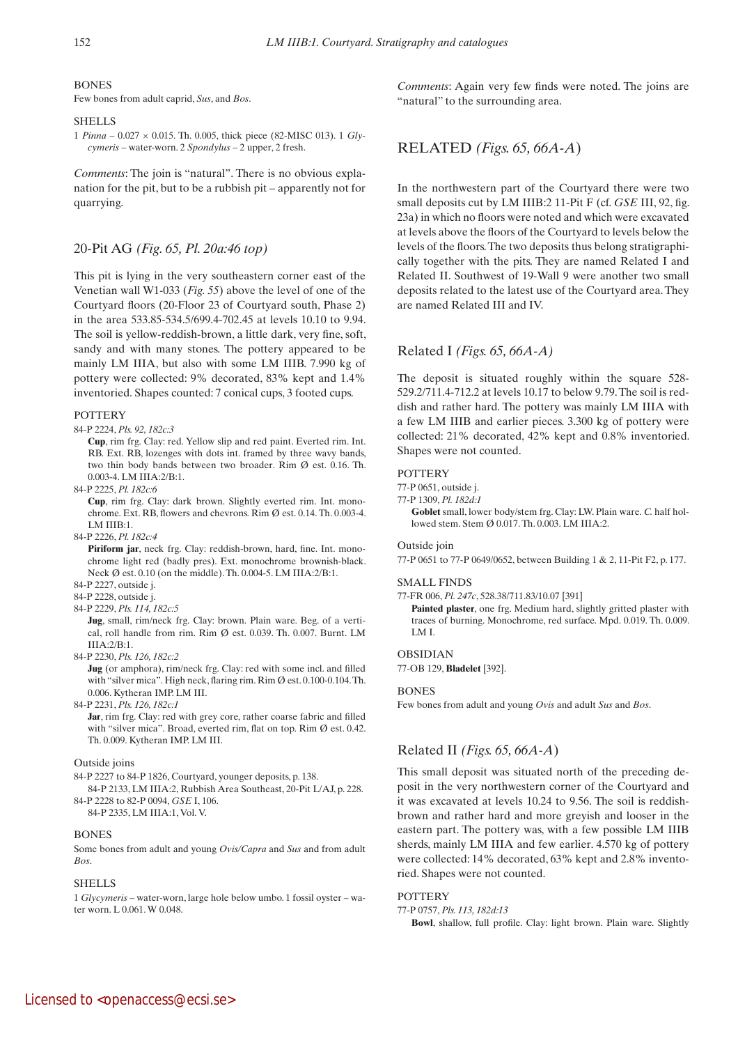#### BONES

Few bones from adult caprid, *Sus*, and *Bos*.

#### SHELLS

1 *Pinna* – 0.027 × 0.015. Th. 0.005, thick piece (82-MISC 013). 1 *Glycymeris* – water-worn. 2 *Spondylus* – 2 upper, 2 fresh.

*Comments*: The join is "natural". There is no obvious explanation for the pit, but to be a rubbish pit – apparently not for quarrying.

### 20-Pit AG *(Fig. 65, Pl. 20a:46 top)*

This pit is lying in the very southeastern corner east of the Venetian wall W1-033 (*Fig. 55*) above the level of one of the Courtyard floors (20-Floor 23 of Courtyard south, Phase 2) in the area 533.85-534.5/699.4-702.45 at levels 10.10 to 9.94. The soil is yellow-reddish-brown, a little dark, very fine, soft, sandy and with many stones. The pottery appeared to be mainly LM IIIA, but also with some LM IIIB. 7.990 kg of pottery were collected: 9% decorated, 83% kept and 1.4% inventoried. Shapes counted: 7 conical cups, 3 footed cups.

#### POTTERY

84-P 2224, *Pls. 92, 182c:3*
**Cup**, rim frg. Clay: red. Yellow slip and red paint. Everted rim. Int. RB. Ext. RB, lozenges with dots int. framed by three wavy bands, two thin body bands between two broader. Rim Ø est. 0.16. Th. 0.003-4. LM IIIA:2/B:1.

84-P 2225, *Pl. 182c:6*
**Cup**, rim frg. Clay: dark brown. Slightly everted rim. Int. monochrome. Ext. RB, flowers and chevrons. Rim Ø est. 0.14. Th. 0.003-4. LM IIIB:1.

84-P 2226, *Pl. 182c:4*
**Piriform jar**, neck frg. Clay: reddish-brown, hard, fine. Int. monochrome light red (badly pres). Ext. monochrome brownish-black. Neck Ø est. 0.10 (on the middle). Th. 0.004-5. LM IIIA:2/B:1.

84-P 2227, outside j.

84-P 2228, outside j.

84-P 2229, *Pls. 114, 182c:5*
**Jug**, small, rim/neck frg. Clay: brown. Plain ware. Beg. of a vertical, roll handle from rim. Rim Ø est. 0.039. Th. 0.007. Burnt. LM IIIA:2/B:1.

84-P 2230, *Pls. 126, 182c:2*
**Jug** (or amphora), rim/neck frg. Clay: red with some incl. and filled with "silver mica". High neck, flaring rim. Rim Ø est. 0.100-0.104. Th. 0.006. Kytheran IMP. LM III.

84-P 2231, *Pls. 126, 182c:1*
**Jar**, rim frg. Clay: red with grey core, rather coarse fabric and filled with "silver mica". Broad, everted rim, flat on top. Rim Ø est. 0.42. Th. 0.009. Kytheran IMP. LM III.

Outside joins

84-P 2227 to 84-P 1826, Courtyard, younger deposits, p. 138.
84-P 2133, LM IIIA:2, Rubbish Area Southeast, 20-Pit L/AJ, p. 228.

84-P 2228 to 82-P 0094, *GSE* I, 106.
84-P 2335, LM IIIA:1, Vol. V.

#### BONES

Some bones from adult and young *Ovis/Capra* and *Sus* and from adult *Bos*.

#### SHELLS

1 *Glycymeris* – water-worn, large hole below umbo. 1 fossil oyster – water worn. L 0.061. W 0.048.

*Comments*: Again very few finds were noted. The joins are "natural" to the surrounding area.

## RELATED *(Figs. 65, 66A-A)*

In the northwestern part of the Courtyard there were two small deposits cut by LM IIIB:2 11-Pit F (cf. *GSE* III, 92, fig. 23a) in which no floors were noted and which were excavated at levels above the floors of the Courtyard to levels below the levels of the floors. The two deposits thus belong stratigraphically together with the pits. They are named Related I and Related II. Southwest of 19-Wall 9 were another two small deposits related to the latest use of the Courtyard area. They are named Related III and IV.

### Related I *(Figs. 65, 66A-A)*

The deposit is situated roughly within the square 528-529.2/711.4-712.2 at levels 10.17 to below 9.79. The soil is reddish and rather hard. The pottery was mainly LM IIIA with a few LM IIIB and earlier pieces. 3.300 kg of pottery were collected: 21% decorated, 42% kept and 0.8% inventoried. Shapes were not counted.

#### POTTERY

77-P 0651, outside j.

77-P 1309, *Pl. 182d:1*
**Goblet** small, lower body/stem frg. Clay: LW. Plain ware. *C.* half hollowed stem. Stem Ø 0.017. Th. 0.003. LM IIIA:2.

Outside join

77-P 0651 to 77-P 0649/0652, between Building 1 & 2, 11-Pit F2, p. 177.

#### SMALL FINDS

77-FR 006, *Pl. 247c*, 528.38/711.83/10.07 [391]
**Painted plaster**, one frg. Medium hard, slightly gritted plaster with traces of burning. Monochrome, red surface. Mpd. 0.019. Th. 0.009. LM I.

#### OBSIDIAN

77-OB 129, **Bladelet** [392].

#### BONES

Few bones from adult and young *Ovis* and adult *Sus* and *Bos*.

### Related II *(Figs. 65, 66A-A)*

This small deposit was situated north of the preceding deposit in the very northwestern corner of the Courtyard and it was excavated at levels 10.24 to 9.56. The soil is reddish-brown and rather hard and more greyish and looser in the eastern part. The pottery was, with a few possible LM IIIB sherds, mainly LM IIIA and few earlier. 4.570 kg of pottery were collected: 14% decorated, 63% kept and 2.8% inventoried. Shapes were not counted.

#### POTTERY

77-P 0757, *Pls. 113, 182d:13*
**Bowl**, shallow, full profile. Clay: light brown. Plain ware. Slightly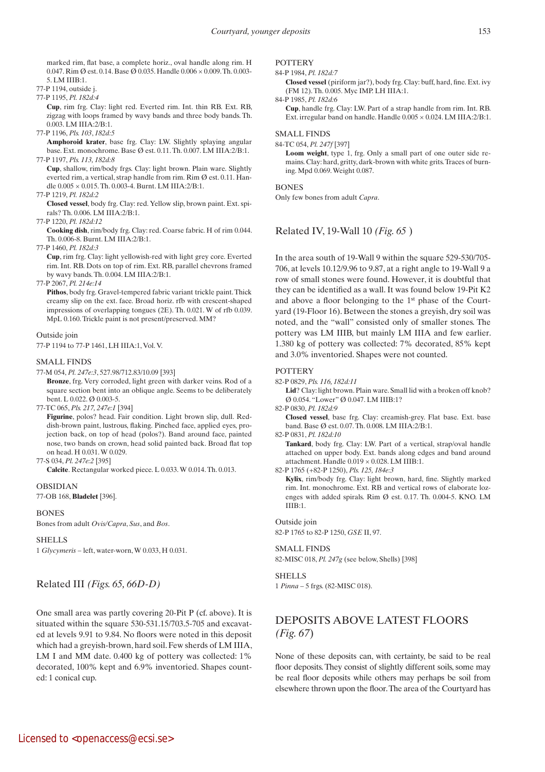marked rim, flat base, a complete horiz., oval handle along rim. H 0.047. Rim Ø est. 0.14. Base Ø 0.035. Handle 0.006 × 0.009. Th. 0.003-5. LM IIIB:1.

77-P 1194, outside j.

77-P 1195, *Pl. 182d:4*

**Cup**, rim frg. Clay: light red. Everted rim. Int. thin RB. Ext. RB, zigzag with loops framed by wavy bands and three body bands. Th. 0.003. LM IIIA:2/B:1.

77-P 1196, *Pls. 103, 182d:5*

**Amphoroid krater**, base frg. Clay: LW. Slightly splaying angular base. Ext. monochrome. Base Ø est. 0.11. Th. 0.007. LM IIIA:2/B:1.

77-P 1197, *Pls. 113, 182d:8*

**Cup**, shallow, rim/body frgs. Clay: light brown. Plain ware. Slightly everted rim, a vertical, strap handle from rim. Rim Ø est. 0.11. Handle 0.005 × 0.015. Th. 0.003-4. Burnt. LM IIIA:2/B:1.

77-P 1219, *Pl. 182d:2*

**Closed vessel**, body frg. Clay: red. Yellow slip, brown paint. Ext. spirals? Th. 0.006. LM IIIA:2/B:1.

77-P 1220, *Pl. 182d:12*

**Cooking dish**, rim/body frg. Clay: red. Coarse fabric. H of rim 0.044. Th. 0.006-8. Burnt. LM IIIA:2/B:1.

77-P 1460, *Pl. 182d:3*

**Cup**, rim frg. Clay: light yellowish-red with light grey core. Everted rim. Int. RB. Dots on top of rim. Ext. RB, parallel chevrons framed by wavy bands. Th. 0.004. LM IIIA:2/B:1.

77-P 2067, *Pl. 214e:14*

**Pithos**, body frg. Gravel-tempered fabric variant trickle paint. Thick creamy slip on the ext. face. Broad horiz. rfb with crescent-shaped impressions of overlapping tongues (2E). Th. 0.021. W of rfb 0.039. MpL 0.160. Trickle paint is not present/preserved. MM?

Outside join

77-P 1194 to 77-P 1461, LH IIIA:1, Vol. V.

SMALL FINDS

77-M 054, *Pl. 247e:3*, 527.98/712.83/10.09 [393]

**Bronze**, frg. Very corroded, light green with darker veins. Rod of a square section bent into an oblique angle. Seems to be deliberately bent. L 0.022. Ø 0.003-5.

77-TC 065, *Pls. 217, 247e:1* [394]

**Figurine**, polos? head. Fair condition. Light brown slip, dull. Reddish-brown paint, lustrous, flaking. Pinched face, applied eyes, projection back, on top of head (polos?). Band around face, painted nose, two bands on crown, head solid painted back. Broad flat top on head. H 0.031. W 0.029.

77-S 034, *Pl. 247e:2* [395]

**Calcite**. Rectangular worked piece. L 0.033. W 0.014. Th. 0.013.

OBSIDIAN

77-OB 168, **Bladelet** [396].

BONES

Bones from adult *Ovis/Capra*, *Sus*, and *Bos*.

SHELLS

1 *Glycymeris* – left, water-worn, W 0.033, H 0.031.

## Related III *(Figs. 65, 66D-D)*

One small area was partly covering 20-Pit P (cf. above). It is situated within the square 530-531.15/703.5-705 and excavated at levels 9.91 to 9.84. No floors were noted in this deposit which had a greyish-brown, hard soil. Few sherds of LM IIIA, LM I and MM date. 0.400 kg of pottery was collected: 1% decorated, 100% kept and 6.9% inventoried. Shapes counted: 1 conical cup.

POTTERY

84-P 1984, *Pl. 182d:7*

**Closed vessel** (piriform jar?), body frg. Clay: buff, hard, fine. Ext. ivy (FM 12). Th. 0.005. Myc IMP. LH IIIA:1.

84-P 1985, *Pl. 182d:6*

**Cup**, handle frg. Clay: LW. Part of a strap handle from rim. Int. RB. Ext. irregular band on handle. Handle 0.005 × 0.024. LM IIIA:2/B:1.

SMALL FINDS

84-TC 054, *Pl. 247f* [397]

**Loom weight**, type 1, frg. Only a small part of one outer side remains. Clay: hard, gritty, dark-brown with white grits. Traces of burning. Mpd 0.069. Weight 0.087.

BONES

Only few bones from adult *Capra*.

## Related IV, 19-Wall 10 *(Fig. 65 )*

In the area south of 19-Wall 9 within the square 529-530/705-706, at levels 10.12/9.96 to 9.87, at a right angle to 19-Wall 9 a row of small stones were found. However, it is doubtful that they can be identified as a wall. It was found below 19-Pit K2 and above a floor belonging to the 1st phase of the Courtyard (19-Floor 16). Between the stones a greyish, dry soil was noted, and the "wall" consisted only of smaller stones. The pottery was LM IIIB, but mainly LM IIIA and few earlier. 1.380 kg of pottery was collected: 7% decorated, 85% kept and 3.0% inventoried. Shapes were not counted.

POTTERY

82-P 0829, *Pls. 116, 182d:11*

**Lid**? Clay: light brown. Plain ware. Small lid with a broken off knob? Ø 0.054. "Lower" Ø 0.047. LM IIIB:1?

82-P 0830, *Pl. 182d:9*

**Closed vessel**, base frg. Clay: creamish-grey. Flat base. Ext. base band. Base Ø est. 0.07. Th. 0.008. LM IIIA:2/B:1.

82-P 0831, *Pl. 182d:10*

**Tankard**, body frg. Clay: LW. Part of a vertical, strap/oval handle attached on upper body. Ext. bands along edges and band around attachment. Handle 0.019 × 0.028. LM IIIB:1.

82-P 1765 (+82-P 1250), *Pls. 125, 184e:3*

**Kylix**, rim/body frg. Clay: light brown, hard, fine. Slightly marked rim. Int. monochrome. Ext. RB and vertical rows of elaborate lozenges with added spirals. Rim Ø est. 0.17. Th. 0.004-5. KNO. LM IIIB:1.

Outside join

82-P 1765 to 82-P 1250, *GSE* II, 97.

SMALL FINDS

82-MISC 018, *Pl. 247g* (see below, Shells) [398]

SHELLS

1 *Pinna* – 5 frgs. (82-MISC 018).

## DEPOSITS ABOVE LATEST FLOORS *(Fig. 67)*

None of these deposits can, with certainty, be said to be real floor deposits. They consist of slightly different soils, some may be real floor deposits while others may perhaps be soil from elsewhere thrown upon the floor. The area of the Courtyard has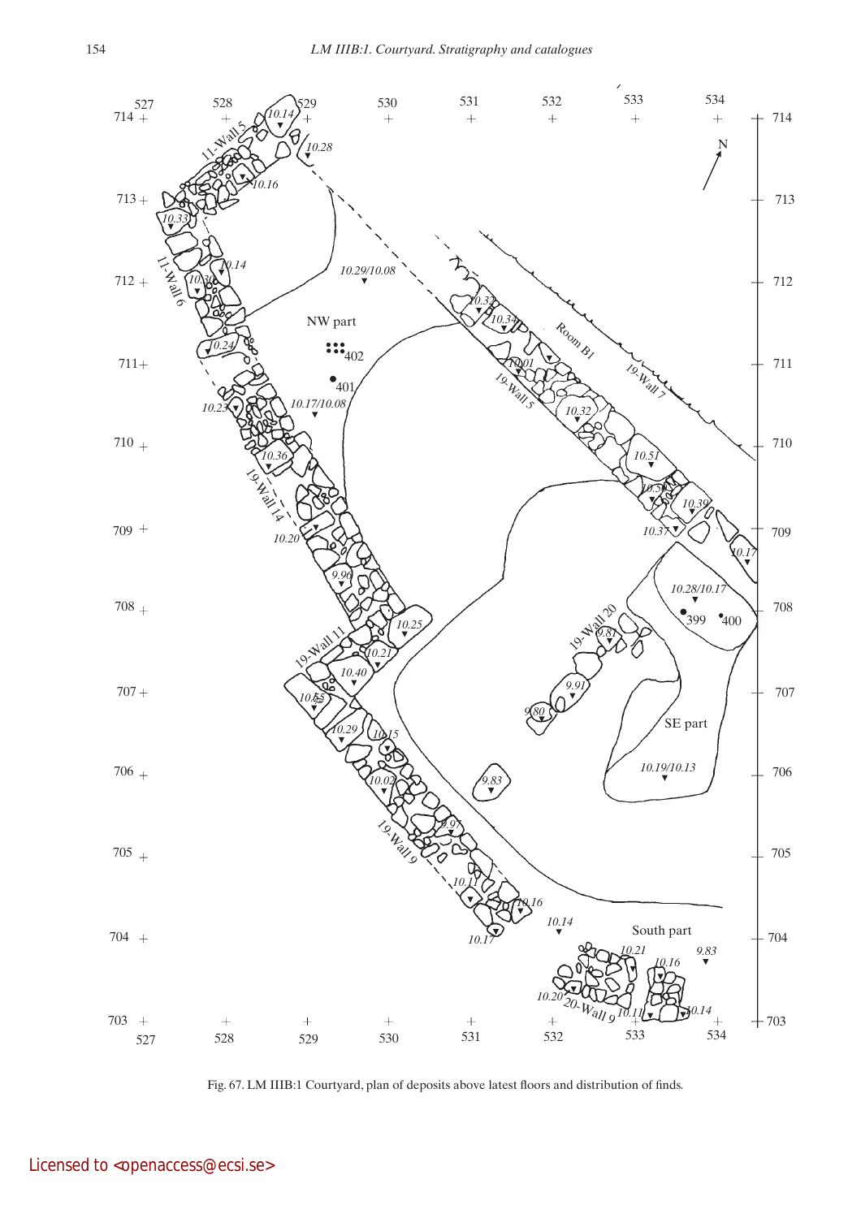Fig. 67. LM IIIB:1 Courtyard, plan of deposits above latest floors and distribution of finds.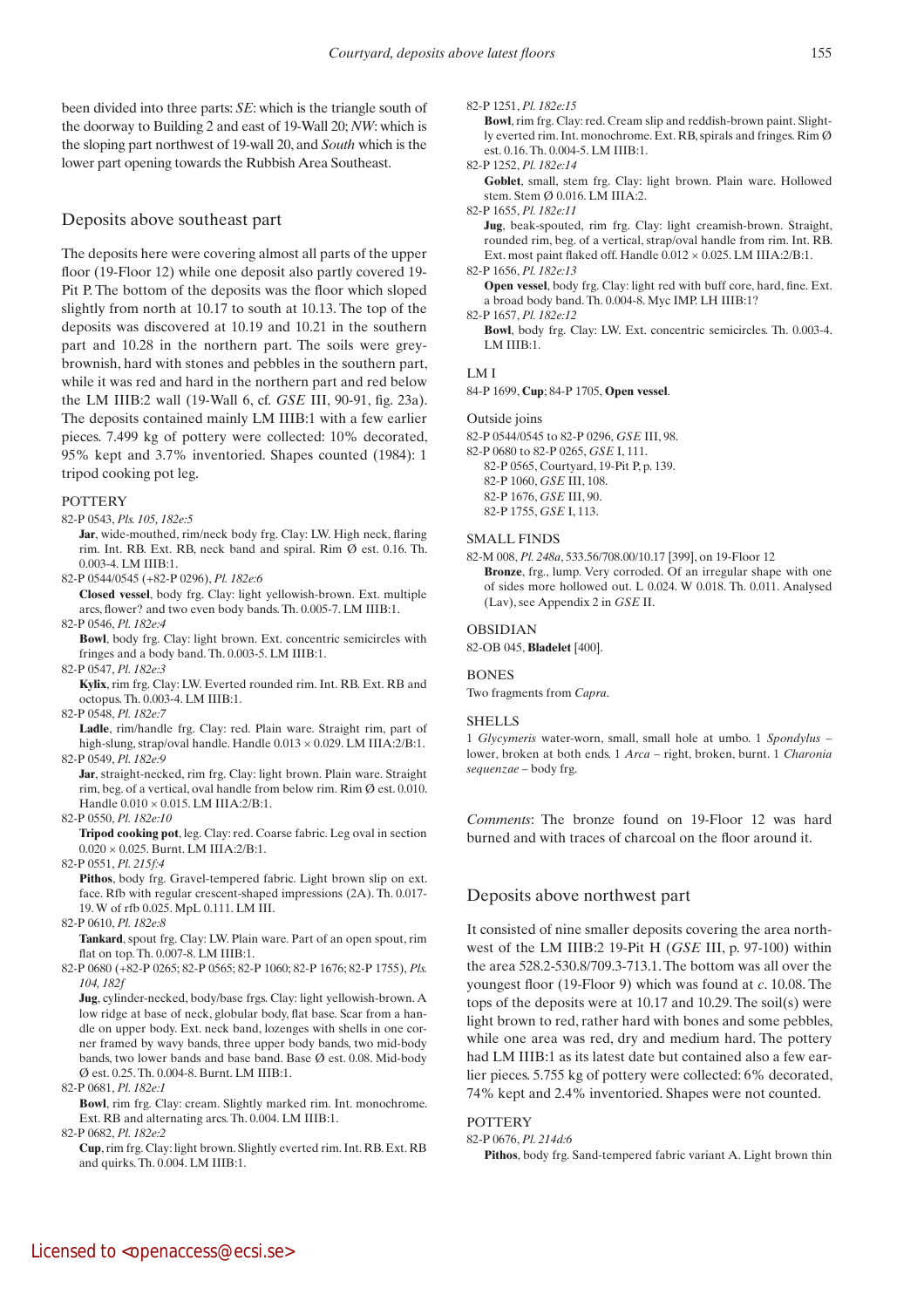been divided into three parts: *SE*: which is the triangle south of the doorway to Building 2 and east of 19-Wall 20; *NW*: which is the sloping part northwest of 19-wall 20, and *South* which is the lower part opening towards the Rubbish Area Southeast.

## Deposits above southeast part

The deposits here were covering almost all parts of the upper floor (19-Floor 12) while one deposit also partly covered 19-Pit P. The bottom of the deposits was the floor which sloped slightly from north at 10.17 to south at 10.13. The top of the deposits was discovered at 10.19 and 10.21 in the southern part and 10.28 in the northern part. The soils were grey-brownish, hard with stones and pebbles in the southern part, while it was red and hard in the northern part and red below the LM IIIB:2 wall (19-Wall 6, cf. *GSE* III, 90-91, fig. 23a). The deposits contained mainly LM IIIB:1 with a few earlier pieces. 7.499 kg of pottery were collected: 10% decorated, 95% kept and 3.7% inventoried. Shapes counted (1984): 1 tripod cooking pot leg.

### POTTERY

82-P 0543, *Pls. 105, 182e:5*
**Jar**, wide-mouthed, rim/neck body frg. Clay: LW. High neck, flaring rim. Int. RB. Ext. RB, neck band and spiral. Rim Ø est. 0.16. Th. 0.003-4. LM IIIB:1.

82-P 0544/0545 (+82-P 0296), *Pl. 182e:6*
**Closed vessel**, body frg. Clay: light yellowish-brown. Ext. multiple arcs, flower? and two even body bands. Th. 0.005-7. LM IIIB:1.

82-P 0546, *Pl. 182e:4*
**Bowl**, body frg. Clay: light brown. Ext. concentric semicircles with fringes and a body band. Th. 0.003-5. LM IIIB:1.

82-P 0547, *Pl. 182e:3*
**Kylix**, rim frg. Clay: LW. Everted rounded rim. Int. RB. Ext. RB and octopus. Th. 0.003-4. LM IIIB:1.

82-P 0548, *Pl. 182e:7*
**Ladle**, rim/handle frg. Clay: red. Plain ware. Straight rim, part of high-slung, strap/oval handle. Handle 0.013 × 0.029. LM IIIA:2/B:1.

82-P 0549, *Pl. 182e:9*
**Jar**, straight-necked, rim frg. Clay: light brown. Plain ware. Straight rim, beg. of a vertical, oval handle from below rim. Rim Ø est. 0.010. Handle 0.010 × 0.015. LM IIIA:2/B:1.

82-P 0550, *Pl. 182e:10*
**Tripod cooking pot**, leg. Clay: red. Coarse fabric. Leg oval in section 0.020 × 0.025. Burnt. LM IIIA:2/B:1.

82-P 0551, *Pl. 215f:4*
**Pithos**, body frg. Gravel-tempered fabric. Light brown slip on ext. face. Rfb with regular crescent-shaped impressions (2A). Th. 0.017-19. W of rfb 0.025. MpL 0.111. LM III.

82-P 0610, *Pl. 182e:8*
**Tankard**, spout frg. Clay: LW. Plain ware. Part of an open spout, rim flat on top. Th. 0.007-8. LM IIIB:1.

82-P 0680 (+82-P 0265; 82-P 0565; 82-P 1060; 82-P 1676; 82-P 1755), *Pls. 104, 182f*
**Jug**, cylinder-necked, body/base frgs. Clay: light yellowish-brown. A low ridge at base of neck, globular body, flat base. Scar from a handle on upper body. Ext. neck band, lozenges with shells in one corner framed by wavy bands, three upper body bands, two mid-body bands, two lower bands and base band. Base Ø est. 0.08. Mid-body Ø est. 0.25. Th. 0.004-8. Burnt. LM IIIB:1.

82-P 0681, *Pl. 182e:1*
**Bowl**, rim frg. Clay: cream. Slightly marked rim. Int. monochrome. Ext. RB and alternating arcs. Th. 0.004. LM IIIB:1.

82-P 0682, *Pl. 182e:2*
**Cup**, rim frg. Clay: light brown. Slightly everted rim. Int. RB. Ext. RB and quirks. Th. 0.004. LM IIIB:1.

82-P 1251, *Pl. 182e:15*
**Bowl**, rim frg. Clay: red. Cream slip and reddish-brown paint. Slightly everted rim. Int. monochrome. Ext. RB, spirals and fringes. Rim Ø est. 0.16. Th. 0.004-5. LM IIIB:1.

82-P 1252, *Pl. 182e:14*
**Goblet**, small, stem frg. Clay: light brown. Plain ware. Hollowed stem. Stem Ø 0.016. LM IIIA:2.

82-P 1655, *Pl. 182e:11*
**Jug**, beak-spouted, rim frg. Clay: light creamish-brown. Straight, rounded rim, beg. of a vertical, strap/oval handle from rim. Int. RB. Ext. most paint flaked off. Handle 0.012 × 0.025. LM IIIA:2/B:1.

82-P 1656, *Pl. 182e:13*
**Open vessel**, body frg. Clay: light red with buff core, hard, fine. Ext. a broad body band. Th. 0.004-8. Myc IMP. LH IIIB:1?

82-P 1657, *Pl. 182e:12*
**Bowl**, body frg. Clay: LW. Ext. concentric semicircles. Th. 0.003-4. LM IIIB:1.

LM I

84-P 1699, **Cup**; 84-P 1705, **Open vessel**.

Outside joins

82-P 0544/0545 to 82-P 0296, *GSE* III, 98.
82-P 0680 to 82-P 0265, *GSE* I, 111.
82-P 0565, Courtyard, 19-Pit P, p. 139.
82-P 1060, *GSE* III, 108.
82-P 1676, *GSE* III, 90.
82-P 1755, *GSE* I, 113.

### SMALL FINDS

82-M 008, *Pl. 248a*, 533.56/708.00/10.17 [399], on 19-Floor 12
**Bronze**, frg., lump. Very corroded. Of an irregular shape with one of sides more hollowed out. L 0.024. W 0.018. Th. 0.011. Analysed (Lav), see Appendix 2 in *GSE* II.

### OBSIDIAN

82-OB 045, **Bladelet** [400].

### BONES

Two fragments from *Capra*.

### SHELLS

1 *Glycymeris* water-worn, small, small hole at umbo. 1 *Spondylus* – lower, broken at both ends. 1 *Arca* – right, broken, burnt. 1 *Charonia sequenzae* – body frg.

*Comments*: The bronze found on 19-Floor 12 was hard burned and with traces of charcoal on the floor around it.

## Deposits above northwest part

It consisted of nine smaller deposits covering the area northwest of the LM IIIB:2 19-Pit H (*GSE* III, p. 97-100) within the area 528.2-530.8/709.3-713.1. The bottom was all over the youngest floor (19-Floor 9) which was found at *c*. 10.08. The tops of the deposits were at 10.17 and 10.29. The soil(s) were light brown to red, rather hard with bones and some pebbles, while one area was red, dry and medium hard. The pottery had LM IIIB:1 as its latest date but contained also a few earlier pieces. 5.755 kg of pottery were collected: 6% decorated, 74% kept and 2.4% inventoried. Shapes were not counted.

### POTTERY

82-P 0676, *Pl. 214d:6*
**Pithos**, body frg. Sand-tempered fabric variant A. Light brown thin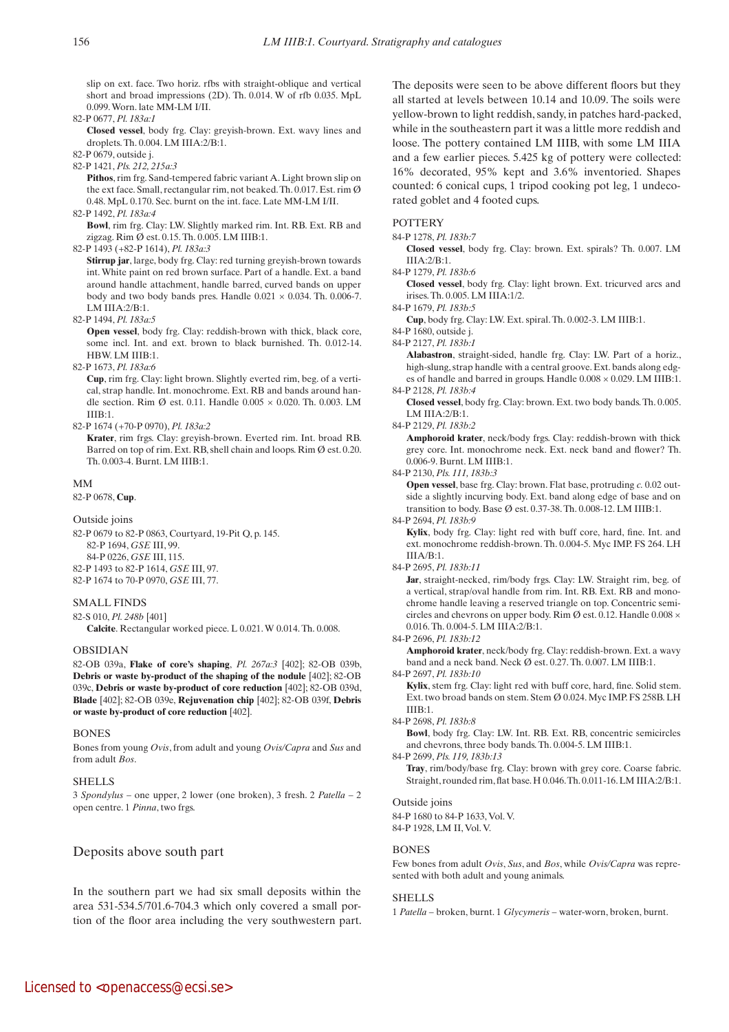slip on ext. face. Two horiz. rfbs with straight-oblique and vertical short and broad impressions (2D). Th. 0.014. W of rfb 0.035. MpL 0.099. Worn. late MM-LM I/II.

82-P 0677, *Pl. 183a:1*
**Closed vessel**, body frg. Clay: greyish-brown. Ext. wavy lines and droplets. Th. 0.004. LM IIIA:2/B:1.

82-P 0679, outside j.

82-P 1421, *Pls. 212, 215a:3*
**Pithos**, rim frg. Sand-tempered fabric variant A. Light brown slip on the ext face. Small, rectangular rim, not beaked. Th. 0.017. Est. rim Ø 0.48. MpL 0.170. Sec. burnt on the int. face. Late MM-LM I/II.

82-P 1492, *Pl. 183a:4*
**Bowl**, rim frg. Clay: LW. Slightly marked rim. Int. RB. Ext. RB and zigzag. Rim Ø est. 0.15. Th. 0.005. LM IIIB:1.

82-P 1493 (+82-P 1614), *Pl. 183a:3*
**Stirrup jar**, large, body frg. Clay: red turning greyish-brown towards int. White paint on red brown surface. Part of a handle. Ext. a band around handle attachment, handle barred, curved bands on upper body and two body bands pres. Handle 0.021 × 0.034. Th. 0.006-7. LM IIIA:2/B:1.

82-P 1494, *Pl. 183a:5*
**Open vessel**, body frg. Clay: reddish-brown with thick, black core, some incl. Int. and ext. brown to black burnished. Th. 0.012-14. HBW. LM IIIB:1.

82-P 1673, *Pl. 183a:6*
**Cup**, rim frg. Clay: light brown. Slightly everted rim, beg. of a vertical, strap handle. Int. monochrome. Ext. RB and bands around handle section. Rim Ø est. 0.11. Handle 0.005 × 0.020. Th. 0.003. LM IIIB:1.

82-P 1674 (+70-P 0970), *Pl. 183a:2*
**Krater**, rim frgs. Clay: greyish-brown. Everted rim. Int. broad RB. Barred on top of rim. Ext. RB, shell chain and loops. Rim Ø est. 0.20. Th. 0.003-4. Burnt. LM IIIB:1.

MM

82-P 0678, **Cup**.

Outside joins

82-P 0679 to 82-P 0863, Courtyard, 19-Pit Q, p. 145.
82-P 1694, *GSE* III, 99.
84-P 0226, *GSE* III, 115.
82-P 1493 to 82-P 1614, *GSE* III, 97.
82-P 1674 to 70-P 0970, *GSE* III, 77.

SMALL FINDS

82-S 010, *Pl. 248b* [401]
**Calcite**. Rectangular worked piece. L 0.021. W 0.014. Th. 0.008.

OBSIDIAN

82-OB 039a, **Flake of core's shaping**, *Pl. 267a:3* [402]; 82-OB 039b, **Debris or waste by-product of the shaping of the nodule** [402]; 82-OB 039c, **Debris or waste by-product of core reduction** [402]; 82-OB 039d, **Blade** [402]; 82-OB 039e, **Rejuvenation chip** [402]; 82-OB 039f, **Debris or waste by-product of core reduction** [402].

BONES

Bones from young *Ovis*, from adult and young *Ovis/Capra* and *Sus* and from adult *Bos*.

SHELLS

3 *Spondylus* – one upper, 2 lower (one broken), 3 fresh. 2 *Patella* – 2 open centre. 1 *Pinna*, two frgs.

## Deposits above south part

In the southern part we had six small deposits within the area 531-534.5/701.6-704.3 which only covered a small portion of the floor area including the very southwestern part. The deposits were seen to be above different floors but they all started at levels between 10.14 and 10.09. The soils were yellow-brown to light reddish, sandy, in patches hard-packed, while in the southeastern part it was a little more reddish and loose. The pottery contained LM IIIB, with some LM IIIA and a few earlier pieces. 5.425 kg of pottery were collected: 16% decorated, 95% kept and 3.6% inventoried. Shapes counted: 6 conical cups, 1 tripod cooking pot leg, 1 undecorated goblet and 4 footed cups.

POTTERY

84-P 1278, *Pl. 183b:7*
**Closed vessel**, body frg. Clay: brown. Ext. spirals? Th. 0.007. LM IIIA:2/B:1.

84-P 1279, *Pl. 183b:6*
**Closed vessel**, body frg. Clay: light brown. Ext. tricurved arcs and irises. Th. 0.005. LM IIIA:1/2.

84-P 1679, *Pl. 183b:5*
**Cup**, body frg. Clay: LW. Ext. spiral. Th. 0.002-3. LM IIIB:1.

84-P 1680, outside j.

84-P 2127, *Pl. 183b:1*
**Alabastron**, straight-sided, handle frg. Clay: LW. Part of a horiz., high-slung, strap handle with a central groove. Ext. bands along edges of handle and barred in groups. Handle 0.008 × 0.029. LM IIIB:1.

84-P 2128, *Pl. 183b:4*
**Closed vessel**, body frg. Clay: brown. Ext. two body bands. Th. 0.005. LM IIIA:2/B:1.

84-P 2129, *Pl. 183b:2*
**Amphoroid krater**, neck/body frgs. Clay: reddish-brown with thick grey core. Int. monochrome neck. Ext. neck band and flower? Th. 0.006-9. Burnt. LM IIIB:1.

84-P 2130, *Pls. 111, 183b:3*
**Open vessel**, base frg. Clay: brown. Flat base, protruding *c.* 0.02 outside a slightly incurving body. Ext. band along edge of base and on transition to body. Base Ø est. 0.37-38. Th. 0.008-12. LM IIIB:1.

84-P 2694, *Pl. 183b:9*
**Kylix**, body frg. Clay: light red with buff core, hard, fine. Int. and ext. monochrome reddish-brown. Th. 0.004-5. Myc IMP. FS 264. LH IIIA/B:1.

84-P 2695, *Pl. 183b:11*
**Jar**, straight-necked, rim/body frgs. Clay: LW. Straight rim, beg. of a vertical, strap/oval handle from rim. Int. RB. Ext. RB and monochrome handle leaving a reserved triangle on top. Concentric semicircles and chevrons on upper body. Rim Ø est. 0.12. Handle 0.008 × 0.016. Th. 0.004-5. LM IIIA:2/B:1.

84-P 2696, *Pl. 183b:12*
**Amphoroid krater**, neck/body frgs. Clay: reddish-brown. Ext. a wavy band and a neck band. Neck Ø est. 0.27. Th. 0.007. LM IIIB:1.

84-P 2697, *Pl. 183b:10*
**Kylix**, stem frg. Clay: light red with buff core, hard, fine. Solid stem. Ext. two broad bands on stem. Stem Ø 0.024. Myc IMP. FS 258B. LH IIIB:1.

84-P 2698, *Pl. 183b:8*
**Bowl**, body frg. Clay: LW. Int. RB. Ext. RB, concentric semicircles and chevrons, three body bands. Th. 0.004-5. LM IIIB:1.

84-P 2699, *Pls. 119, 183b:13*
**Tray**, rim/body/base frg. Clay: brown with grey core. Coarse fabric. Straight, rounded rim, flat base. H 0.046. Th. 0.011-16. LM IIIA:2/B:1.

Outside joins

84-P 1680 to 84-P 1633, Vol. V.
84-P 1928, LM II, Vol. V.

BONES

Few bones from adult *Ovis*, *Sus*, and *Bos*, while *Ovis/Capra* was represented with both adult and young animals.

SHELLS

1 *Patella* – broken, burnt. 1 *Glycymeris* – water-worn, broken, burnt.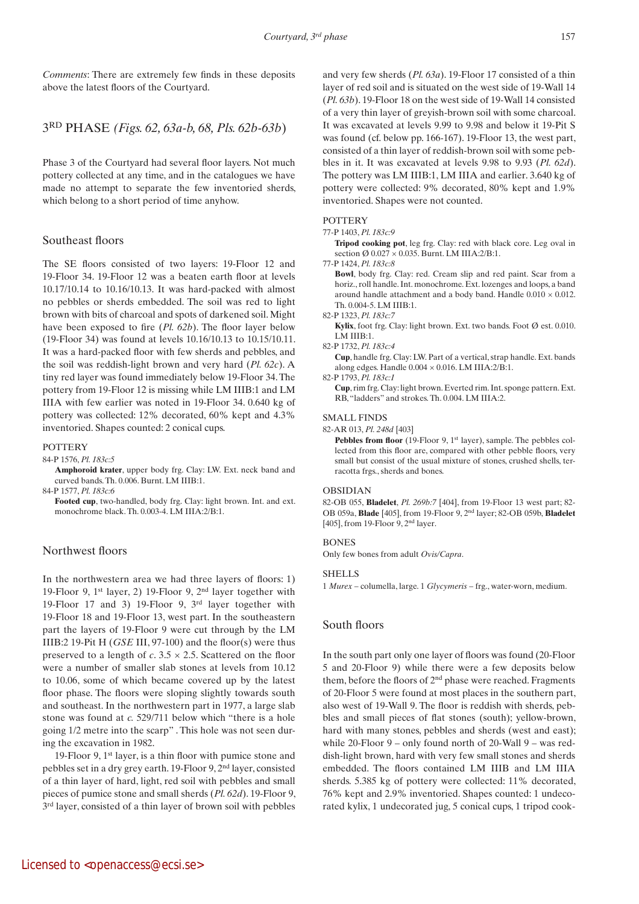*Comments*: There are extremely few finds in these deposits above the latest floors of the Courtyard.

## 3RD PHASE *(Figs. 62, 63a-b, 68, Pls. 62b-63b)*

Phase 3 of the Courtyard had several floor layers. Not much pottery collected at any time, and in the catalogues we have made no attempt to separate the few inventoried sherds, which belong to a short period of time anyhow.

### Southeast floors

The SE floors consisted of two layers: 19-Floor 12 and 19-Floor 34. 19-Floor 12 was a beaten earth floor at levels 10.17/10.14 to 10.16/10.13. It was hard-packed with almost no pebbles or sherds embedded. The soil was red to light brown with bits of charcoal and spots of darkened soil. Might have been exposed to fire (*Pl. 62b*). The floor layer below (19-Floor 34) was found at levels 10.16/10.13 to 10.15/10.11. It was a hard-packed floor with few sherds and pebbles, and the soil was reddish-light brown and very hard (*Pl. 62c*). A tiny red layer was found immediately below 19-Floor 34. The pottery from 19-Floor 12 is missing while LM IIIB:1 and LM IIIA with few earlier was noted in 19-Floor 34. 0.640 kg of pottery was collected: 12% decorated, 60% kept and 4.3% inventoried. Shapes counted: 2 conical cups.

POTTERY

84-P 1576, *Pl. 183c:5*
**Amphoroid krater**, upper body frg. Clay: LW. Ext. neck band and curved bands. Th. 0.006. Burnt. LM IIIB:1.

84-P 1577, *Pl. 183c:6*
**Footed cup**, two-handled, body frg. Clay: light brown. Int. and ext. monochrome black. Th. 0.003-4. LM IIIA:2/B:1.

### Northwest floors

In the northwestern area we had three layers of floors: 1) 19-Floor 9, 1st layer, 2) 19-Floor 9, 2nd layer together with 19-Floor 17 and 3) 19-Floor 9, 3rd layer together with 19-Floor 18 and 19-Floor 13, west part. In the southeastern part the layers of 19-Floor 9 were cut through by the LM IIIB:2 19-Pit H (*GSE* III, 97-100) and the floor(s) were thus preserved to a length of *c*. 3.5 × 2.5. Scattered on the floor were a number of smaller slab stones at levels from 10.12 to 10.06, some of which became covered up by the latest floor phase. The floors were sloping slightly towards south and southeast. In the northwestern part in 1977, a large slab stone was found at *c.* 529/711 below which "there is a hole going 1/2 metre into the scarp" . This hole was not seen during the excavation in 1982.

19-Floor 9, 1st layer, is a thin floor with pumice stone and pebbles set in a dry grey earth. 19-Floor 9, 2nd layer, consisted of a thin layer of hard, light, red soil with pebbles and small pieces of pumice stone and small sherds (*Pl. 62d*). 19-Floor 9, 3rd layer, consisted of a thin layer of brown soil with pebbles and very few sherds (*Pl. 63a*). 19-Floor 17 consisted of a thin layer of red soil and is situated on the west side of 19-Wall 14 (*Pl. 63b*). 19-Floor 18 on the west side of 19-Wall 14 consisted of a very thin layer of greyish-brown soil with some charcoal. It was excavated at levels 9.99 to 9.98 and below it 19-Pit S was found (cf. below pp. 166-167). 19-Floor 13, the west part, consisted of a thin layer of reddish-brown soil with some pebbles in it. It was excavated at levels 9.98 to 9.93 (*Pl. 62d*). The pottery was LM IIIB:1, LM IIIA and earlier. 3.640 kg of pottery were collected: 9% decorated, 80% kept and 1.9% inventoried. Shapes were not counted.

POTTERY

77-P 1403, *Pl. 183c:9*
**Tripod cooking pot**, leg frg. Clay: red with black core. Leg oval in section Ø 0.027 × 0.035. Burnt. LM IIIA:2/B:1.

77-P 1424, *Pl. 183c:8*
**Bowl**, body frg. Clay: red. Cream slip and red paint. Scar from a horiz., roll handle. Int. monochrome. Ext. lozenges and loops, a band around handle attachment and a body band. Handle 0.010 × 0.012. Th. 0.004-5. LM IIIB:1.

82-P 1323, *Pl. 183c:7*
**Kylix**, foot frg. Clay: light brown. Ext. two bands. Foot Ø est. 0.010. LM IIIB:1.

82-P 1732, *Pl. 183c:4*
**Cup**, handle frg. Clay: LW. Part of a vertical, strap handle. Ext. bands along edges. Handle 0.004 × 0.016. LM IIIA:2/B:1.

82-P 1793, *Pl. 183c:1*
**Cup**, rim frg. Clay: light brown. Everted rim. Int. sponge pattern. Ext. RB, "ladders" and strokes. Th. 0.004. LM IIIA:2.

SMALL FINDS

82-AR 013, *Pl. 248d* [403]
**Pebbles from floor** (19-Floor 9, 1st layer), sample. The pebbles collected from this floor are, compared with other pebble floors, very small but consist of the usual mixture of stones, crushed shells, terracotta frgs., sherds and bones.

OBSIDIAN

82-OB 055, **Bladelet**, *Pl. 269b:7* [404], from 19-Floor 13 west part; 82-OB 059a, **Blade** [405], from 19-Floor 9, 2nd layer; 82-OB 059b, **Bladelet** [405], from 19-Floor 9, 2nd layer.

BONES

Only few bones from adult *Ovis/Capra*.

SHELLS

1 *Murex* – columella, large. 1 *Glycymeris* – frg., water-worn, medium.

### South floors

In the south part only one layer of floors was found (20-Floor 5 and 20-Floor 9) while there were a few deposits below them, before the floors of 2nd phase were reached. Fragments of 20-Floor 5 were found at most places in the southern part, also west of 19-Wall 9. The floor is reddish with sherds, pebbles and small pieces of flat stones (south); yellow-brown, hard with many stones, pebbles and sherds (west and east); while 20-Floor 9 – only found north of 20-Wall 9 – was reddish-light brown, hard with very few small stones and sherds embedded. The floors contained LM IIIB and LM IIIA sherds. 5.385 kg of pottery were collected: 11% decorated, 76% kept and 2.9% inventoried. Shapes counted: 1 undecorated kylix, 1 undecorated jug, 5 conical cups, 1 tripod cook-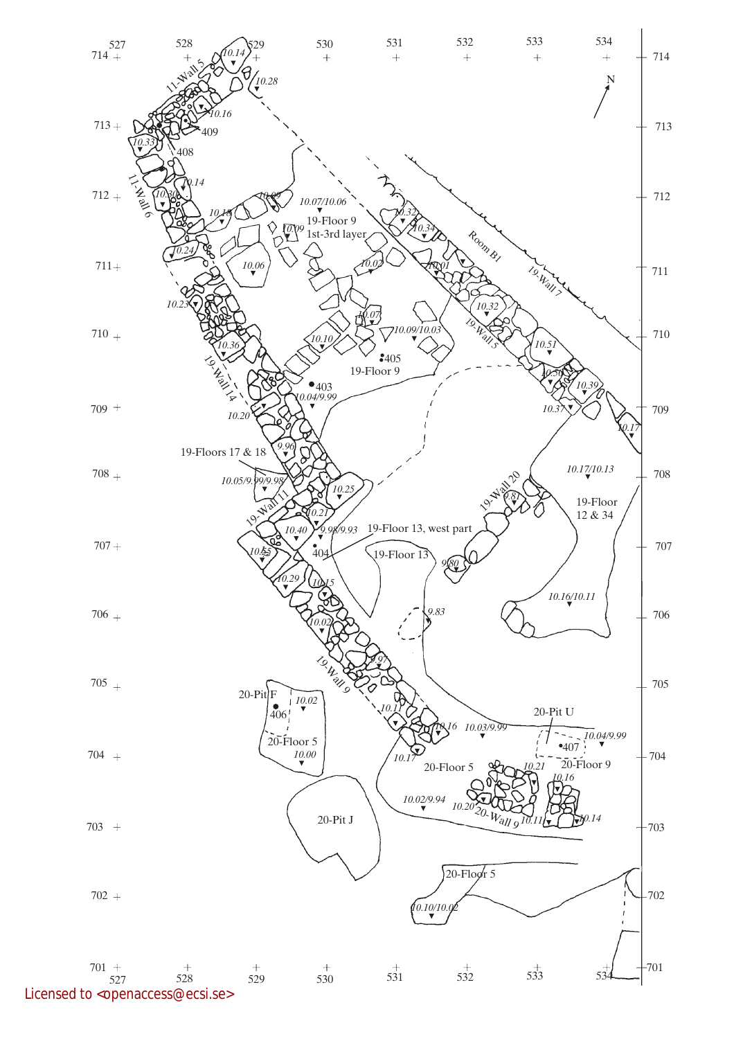N

19-Floor 9
1st-3rd layer

19-Floor 9

Room B1

11-Wall 5

11-Wall 6

19-Wall 7

19-Wall 5

19-Wall 14

19-Floors 17 & 18

19-Wall 11

19-Wall 20

19-Floor 12 & 34

19-Floor 13, west part

19-Floor 13

19-Wall 9

20-Pit F

20-Floor 5

20-Pit U

20-Floor 9

20-Wall 9

20-Pit J

403, 404, 405, 406, 407, 408, 409

10.14, 10.28, 10.16, 10.33, 10.14, 10.30, 10.09, 10.07/10.06, 10.32, 10.18, 10.09, 10.34, 10.24, 10.06, 10.02, 10.01, 10.23, 10.07, 10.32, 10.09/10.03, 10.10, 10.36, 10.51, 10.50, 10.39, 10.04/9.99, 10.20, 10.37, 10.17, 9.96, 10.17/10.13, 10.05/9.99/9.98, 10.25, 9.81, 10.21, 10.40, 9.98/9.93, 10.55, 9.80, 10.29, 10.15, 10.16/10.11, 9.83, 10.02, 9.97, 10.02, 10.11, 10.16, 10.03/9.99, 10.04/9.99, 10.00, 10.17, 10.21, 10.16, 10.02/9.94, 10.20, 10.11, 10.14, 10.10/10.02

527, 528, 529, 530, 531, 532, 533, 534

714, 713, 712, 711, 710, 709, 708, 707, 706, 705, 704, 703, 702, 701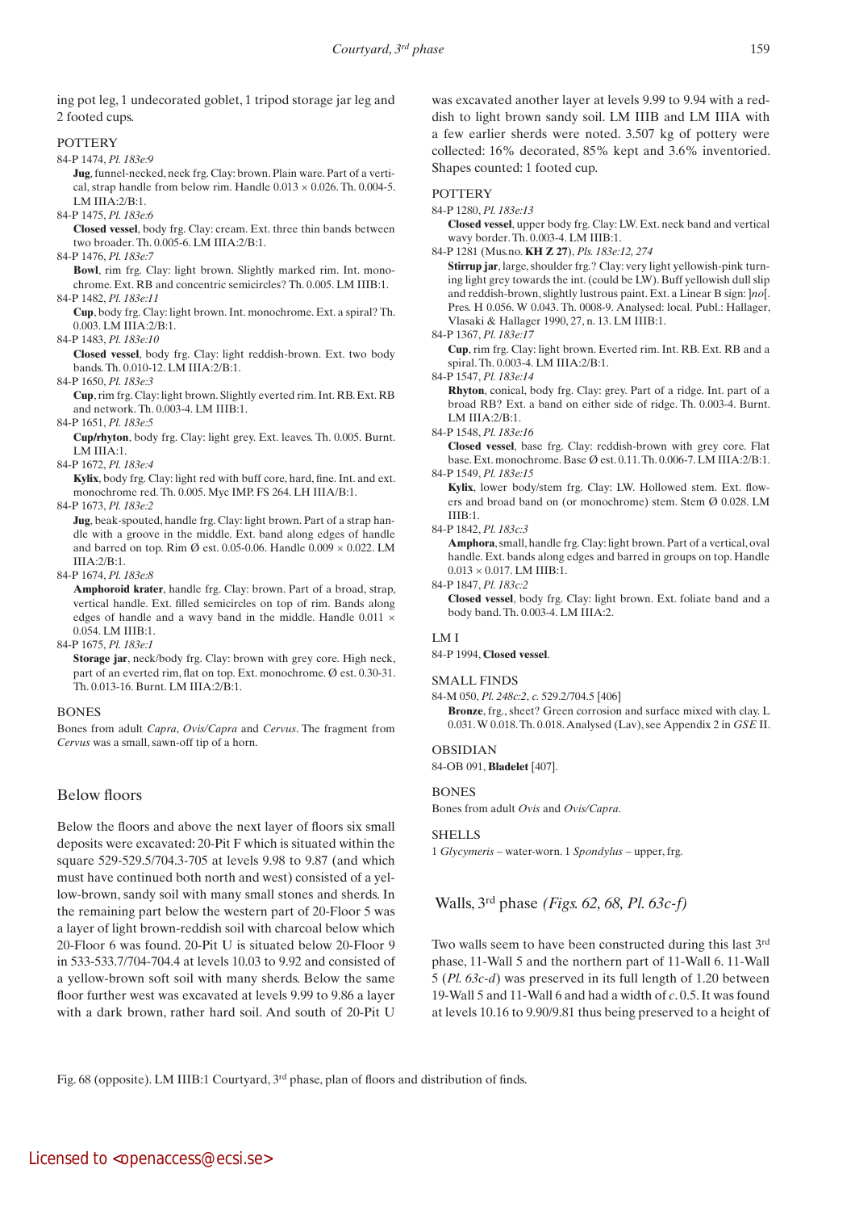ing pot leg, 1 undecorated goblet, 1 tripod storage jar leg and 2 footed cups.

### POTTERY

84-P 1474, *Pl. 183e:9*
**Jug**, funnel-necked, neck frg. Clay: brown. Plain ware. Part of a vertical, strap handle from below rim. Handle 0.013 × 0.026. Th. 0.004-5. LM IIIA:2/B:1.

84-P 1475, *Pl. 183e:6*
**Closed vessel**, body frg. Clay: cream. Ext. three thin bands between two broader. Th. 0.005-6. LM IIIA:2/B:1.

84-P 1476, *Pl. 183e:7*
**Bowl**, rim frg. Clay: light brown. Slightly marked rim. Int. monochrome. Ext. RB and concentric semicircles? Th. 0.005. LM IIIB:1.

84-P 1482, *Pl. 183e:11*
**Cup**, body frg. Clay: light brown. Int. monochrome. Ext. a spiral? Th. 0.003. LM IIIA:2/B:1.

84-P 1483, *Pl. 183e:10*
**Closed vessel**, body frg. Clay: light reddish-brown. Ext. two body bands. Th. 0.010-12. LM IIIA:2/B:1.

84-P 1650, *Pl. 183e:3*
**Cup**, rim frg. Clay: light brown. Slightly everted rim. Int. RB. Ext. RB and network. Th. 0.003-4. LM IIIB:1.

84-P 1651, *Pl. 183e:5*
**Cup/rhyton**, body frg. Clay: light grey. Ext. leaves. Th. 0.005. Burnt. LM IIIA:1.

84-P 1672, *Pl. 183e:4*
**Kylix**, body frg. Clay: light red with buff core, hard, fine. Int. and ext. monochrome red. Th. 0.005. Myc IMP. FS 264. LH IIIA/B:1.

84-P 1673, *Pl. 183e:2*
**Jug**, beak-spouted, handle frg. Clay: light brown. Part of a strap handle with a groove in the middle. Ext. band along edges of handle and barred on top. Rim Ø est. 0.05-0.06. Handle 0.009 × 0.022. LM IIIA:2/B:1.

84-P 1674, *Pl. 183e:8*
**Amphoroid krater**, handle frg. Clay: brown. Part of a broad, strap, vertical handle. Ext. filled semicircles on top of rim. Bands along edges of handle and a wavy band in the middle. Handle 0.011 × 0.054. LM IIIB:1.

84-P 1675, *Pl. 183e:1*
**Storage jar**, neck/body frg. Clay: brown with grey core. High neck, part of an everted rim, flat on top. Ext. monochrome. Ø est. 0.30-31. Th. 0.013-16. Burnt. LM IIIA:2/B:1.

### BONES

Bones from adult *Capra*, *Ovis/Capra* and *Cervus*. The fragment from *Cervus* was a small, sawn-off tip of a horn.

## Below floors

Below the floors and above the next layer of floors six small deposits were excavated: 20-Pit F which is situated within the square 529-529.5/704.3-705 at levels 9.98 to 9.87 (and which must have continued both north and west) consisted of a yellow-brown, sandy soil with many small stones and sherds. In the remaining part below the western part of 20-Floor 5 was a layer of light brown-reddish soil with charcoal below which 20-Floor 6 was found. 20-Pit U is situated below 20-Floor 9 in 533-533.7/704-704.4 at levels 10.03 to 9.92 and consisted of a yellow-brown soft soil with many sherds. Below the same floor further west was excavated at levels 9.99 to 9.86 a layer with a dark brown, rather hard soil. And south of 20-Pit U was excavated another layer at levels 9.99 to 9.94 with a reddish to light brown sandy soil. LM IIIB and LM IIIA with a few earlier sherds were noted. 3.507 kg of pottery were collected: 16% decorated, 85% kept and 3.6% inventoried. Shapes counted: 1 footed cup.

### POTTERY

84-P 1280, *Pl. 183e:13*
**Closed vessel**, upper body frg. Clay: LW. Ext. neck band and vertical wavy border. Th. 0.003-4. LM IIIB:1.

84-P 1281 (Mus.no. **KH Z 27**), *Pls. 183e:12, 274*
**Stirrup jar**, large, shoulder frg.? Clay: very light yellowish-pink turning light grey towards the int. (could be LW). Buff yellowish dull slip and reddish-brown, slightly lustrous paint. Ext. a Linear B sign: ]*no*[. Pres. H 0.056. W 0.043. Th. 0008-9. Analysed: local. Publ.: Hallager, Vlasaki & Hallager 1990, 27, n. 13. LM IIIB:1.

84-P 1367, *Pl. 183e:17*
**Cup**, rim frg. Clay: light brown. Everted rim. Int. RB. Ext. RB and a spiral. Th. 0.003-4. LM IIIA:2/B:1.

84-P 1547, *Pl. 183e:14*
**Rhyton**, conical, body frg. Clay: grey. Part of a ridge. Int. part of a broad RB? Ext. a band on either side of ridge. Th. 0.003-4. Burnt. LM IIIA:2/B:1.

84-P 1548, *Pl. 183e:16*
**Closed vessel**, base frg. Clay: reddish-brown with grey core. Flat base. Ext. monochrome. Base Ø est. 0.11. Th. 0.006-7. LM IIIA:2/B:1.

84-P 1549, *Pl. 183e:15*
**Kylix**, lower body/stem frg. Clay: LW. Hollowed stem. Ext. flowers and broad band on (or monochrome) stem. Stem Ø 0.028. LM IIIB:1.

84-P 1842, *Pl. 183c:3*
**Amphora**, small, handle frg. Clay: light brown. Part of a vertical, oval handle. Ext. bands along edges and barred in groups on top. Handle 0.013 × 0.017. LM IIIB:1.

84-P 1847, *Pl. 183c:2*
**Closed vessel**, body frg. Clay: light brown. Ext. foliate band and a body band. Th. 0.003-4. LM IIIA:2.

### LM I

84-P 1994, **Closed vessel**.

### SMALL FINDS

84-M 050, *Pl. 248c:2*, *c.* 529.2/704.5 [406]
**Bronze**, frg., sheet? Green corrosion and surface mixed with clay. L 0.031. W 0.018. Th. 0.018. Analysed (Lav), see Appendix 2 in *GSE* II.

### OBSIDIAN

84-OB 091, **Bladelet** [407].

### BONES

Bones from adult *Ovis* and *Ovis/Capra*.

### SHELLS

1 *Glycymeris* – water-worn. 1 *Spondylus* – upper, frg.

## Walls, 3rd phase *(Figs. 62, 68, Pl. 63c-f)*

Two walls seem to have been constructed during this last 3rd phase, 11-Wall 5 and the northern part of 11-Wall 6. 11-Wall 5 (*Pl. 63c-d*) was preserved in its full length of 1.20 between 19-Wall 5 and 11-Wall 6 and had a width of *c.* 0.5. It was found at levels 10.16 to 9.90/9.81 thus being preserved to a height of

Fig. 68 (opposite). LM IIIB:1 Courtyard, 3rd phase, plan of floors and distribution of finds.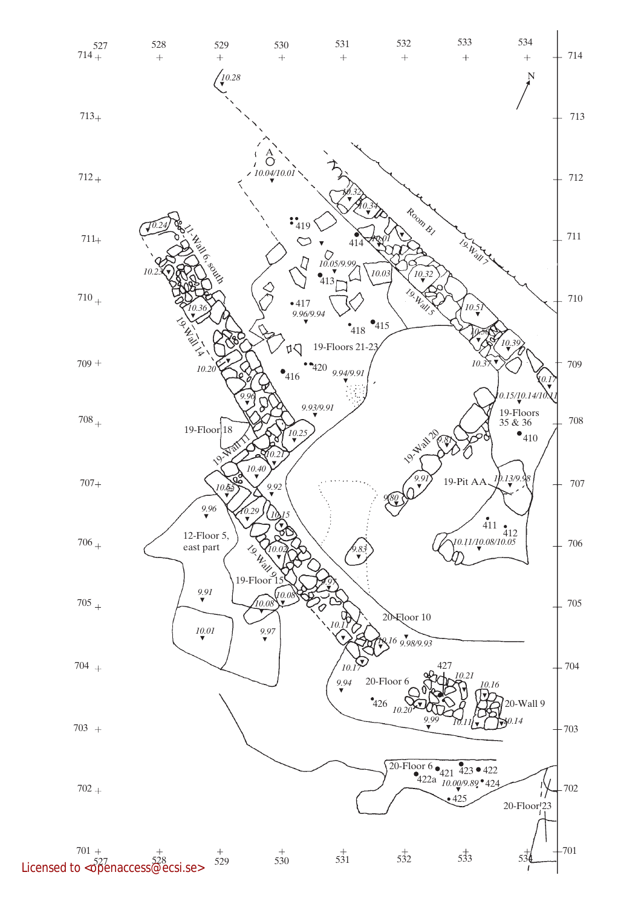19-Floors 21-23

19-Floors 35 & 36

19-Floor 18

19-Floor 15

19-Pit AA

12-Floor 5, east part

20-Floor 10

20-Floor 6

20-Floor 23

20-Wall 9

19-Wall 5

19-Wall 7

19-Wall 9

19-Wall 11

19-Wall 14

19-Wall 20

11-Wall 6, south

Room B1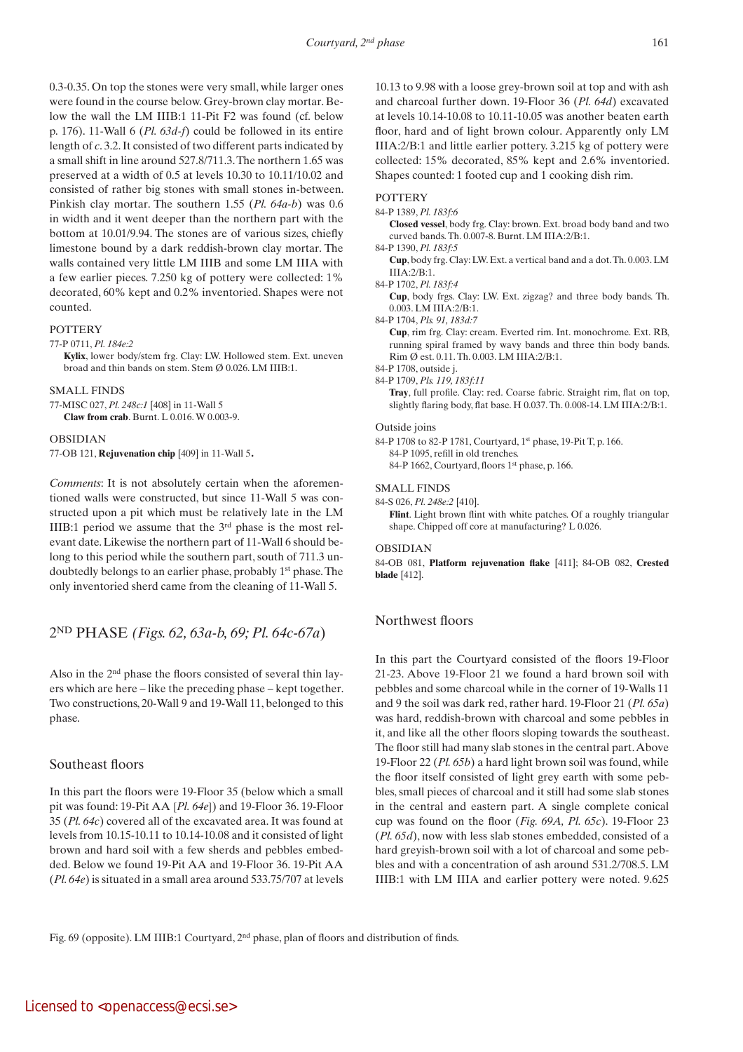0.3-0.35. On top the stones were very small, while larger ones were found in the course below. Grey-brown clay mortar. Below the wall the LM IIIB:1 11-Pit F2 was found (cf. below p. 176). 11-Wall 6 (*Pl. 63d-f*) could be followed in its entire length of *c*. 3.2. It consisted of two different parts indicated by a small shift in line around 527.8/711.3. The northern 1.65 was preserved at a width of 0.5 at levels 10.30 to 10.11/10.02 and consisted of rather big stones with small stones in-between. Pinkish clay mortar. The southern 1.55 (*Pl. 64a-b*) was 0.6 in width and it went deeper than the northern part with the bottom at 10.01/9.94. The stones are of various sizes, chiefly limestone bound by a dark reddish-brown clay mortar. The walls contained very little LM IIIB and some LM IIIA with a few earlier pieces. 7.250 kg of pottery were collected: 1% decorated, 60% kept and 0.2% inventoried. Shapes were not counted.

POTTERY

77-P 0711, *Pl. 184e:2*
**Kylix**, lower body/stem frg. Clay: LW. Hollowed stem. Ext. uneven broad and thin bands on stem. Stem Ø 0.026. LM IIIB:1.

SMALL FINDS

77-MISC 027, *Pl. 248c:1* [408] in 11-Wall 5
**Claw from crab**. Burnt. L 0.016. W 0.003-9.

OBSIDIAN

77-OB 121, **Rejuvenation chip** [409] in 11-Wall 5**.**

*Comments*: It is not absolutely certain when the aforementioned walls were constructed, but since 11-Wall 5 was constructed upon a pit which must be relatively late in the LM IIIB:1 period we assume that the 3rd phase is the most relevant date. Likewise the northern part of 11-Wall 6 should belong to this period while the southern part, south of 711.3 undoubtedly belongs to an earlier phase, probably 1st phase. The only inventoried sherd came from the cleaning of 11-Wall 5.

## 2ND PHASE *(Figs. 62, 63a-b, 69; Pl. 64c-67a)*

Also in the 2nd phase the floors consisted of several thin layers which are here – like the preceding phase – kept together. Two constructions, 20-Wall 9 and 19-Wall 11, belonged to this phase.

### Southeast floors

In this part the floors were 19-Floor 35 (below which a small pit was found: 19-Pit AA [*Pl. 64e*]) and 19-Floor 36. 19-Floor 35 (*Pl. 64c*) covered all of the excavated area. It was found at levels from 10.15-10.11 to 10.14-10.08 and it consisted of light brown and hard soil with a few sherds and pebbles embedded. Below we found 19-Pit AA and 19-Floor 36. 19-Pit AA (*Pl. 64e*) is situated in a small area around 533.75/707 at levels 10.13 to 9.98 with a loose grey-brown soil at top and with ash and charcoal further down. 19-Floor 36 (*Pl. 64d*) excavated at levels 10.14-10.08 to 10.11-10.05 was another beaten earth floor, hard and of light brown colour. Apparently only LM IIIA:2/B:1 and little earlier pottery. 3.215 kg of pottery were collected: 15% decorated, 85% kept and 2.6% inventoried. Shapes counted: 1 footed cup and 1 cooking dish rim.

POTTERY

84-P 1389, *Pl. 183f:6*
**Closed vessel**, body frg. Clay: brown. Ext. broad body band and two curved bands. Th. 0.007-8. Burnt. LM IIIA:2/B:1.

84-P 1390, *Pl. 183f:5*
**Cup**, body frg. Clay: LW. Ext. a vertical band and a dot. Th. 0.003. LM IIIA:2/B:1.

84-P 1702, *Pl. 183f:4*
**Cup**, body frgs. Clay: LW. Ext. zigzag? and three body bands. Th. 0.003. LM IIIA:2/B:1.

84-P 1704, *Pls. 91, 183d:7*
**Cup**, rim frg. Clay: cream. Everted rim. Int. monochrome. Ext. RB, running spiral framed by wavy bands and three thin body bands. Rim Ø est. 0.11. Th. 0.003. LM IIIA:2/B:1.

84-P 1708, outside j.

84-P 1709, *Pls. 119, 183f:11*
**Tray**, full profile. Clay: red. Coarse fabric. Straight rim, flat on top, slightly flaring body, flat base. H 0.037. Th. 0.008-14. LM IIIA:2/B:1.

Outside joins

84-P 1708 to 82-P 1781, Courtyard, 1st phase, 19-Pit T, p. 166.
84-P 1095, refill in old trenches.
84-P 1662, Courtyard, floors 1st phase, p. 166.

SMALL FINDS

84-S 026, *Pl. 248e:2* [410].
**Flint**. Light brown flint with white patches. Of a roughly triangular shape. Chipped off core at manufacturing? L 0.026.

OBSIDIAN

84-OB 081, **Platform rejuvenation flake** [411]; 84-OB 082, **Crested blade** [412].

### Northwest floors

In this part the Courtyard consisted of the floors 19-Floor 21-23. Above 19-Floor 21 we found a hard brown soil with pebbles and some charcoal while in the corner of 19-Walls 11 and 9 the soil was dark red, rather hard. 19-Floor 21 (*Pl. 65a*) was hard, reddish-brown with charcoal and some pebbles in it, and like all the other floors sloping towards the southeast. The floor still had many slab stones in the central part. Above 19-Floor 22 (*Pl. 65b*) a hard light brown soil was found, while the floor itself consisted of light grey earth with some pebbles, small pieces of charcoal and it still had some slab stones in the central and eastern part. A single complete conical cup was found on the floor (*Fig. 69A, Pl. 65c*). 19-Floor 23 (*Pl. 65d*), now with less slab stones embedded, consisted of a hard greyish-brown soil with a lot of charcoal and some pebbles and with a concentration of ash around 531.2/708.5. LM IIIB:1 with LM IIIA and earlier pottery were noted. 9.625

Fig. 69 (opposite). LM IIIB:1 Courtyard, 2nd phase, plan of floors and distribution of finds.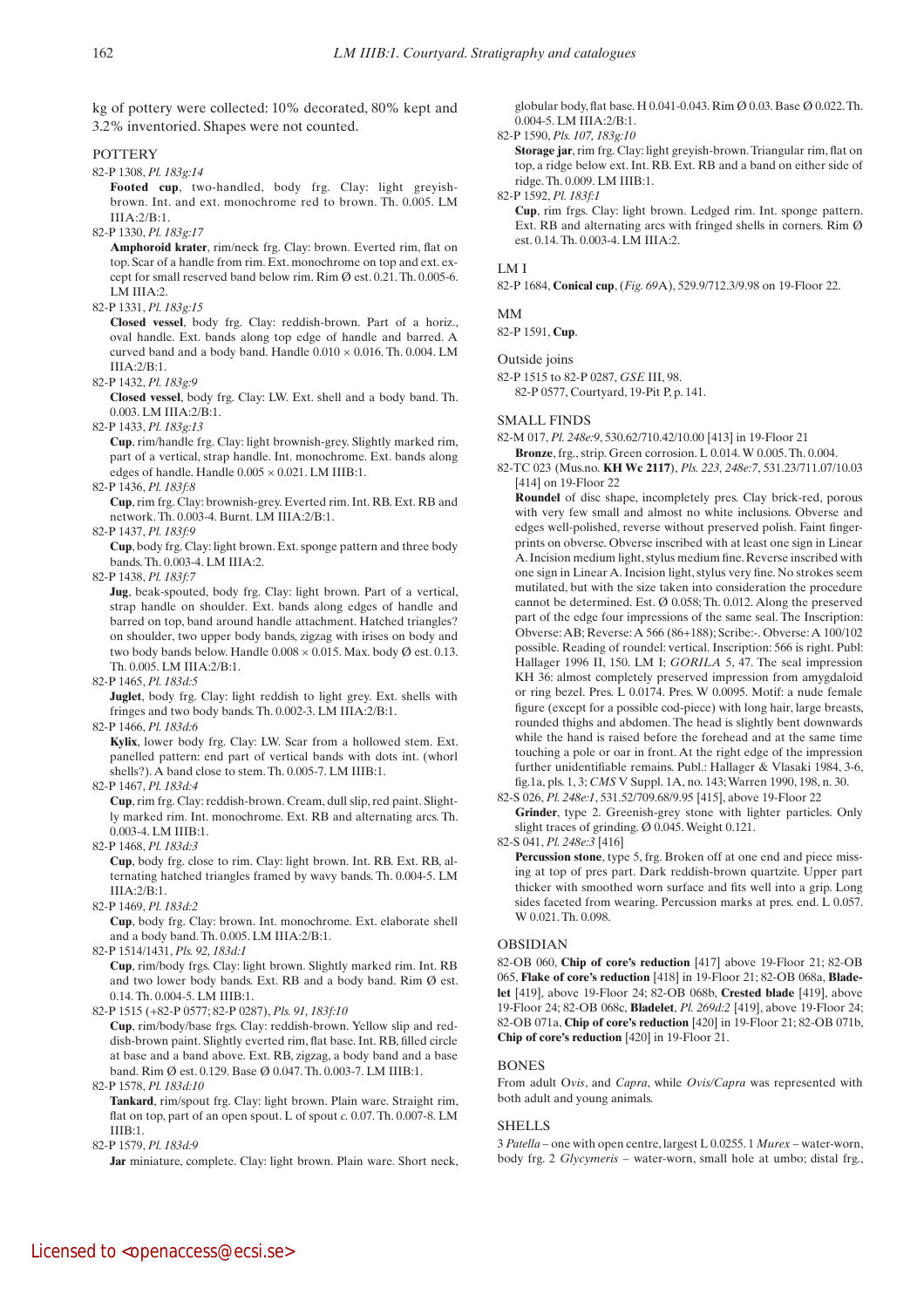kg of pottery were collected: 10% decorated, 80% kept and 3.2% inventoried. Shapes were not counted.

## POTTERY

82-P 1308, *Pl. 183g:14*
**Footed cup**, two-handled, body frg. Clay: light greyish-brown. Int. and ext. monochrome red to brown. Th. 0.005. LM IIIA:2/B:1.

82-P 1330, *Pl. 183g:17*
**Amphoroid krater**, rim/neck frg. Clay: brown. Everted rim, flat on top. Scar of a handle from rim. Ext. monochrome on top and ext. except for small reserved band below rim. Rim Ø est. 0.21. Th. 0.005-6. LM IIIA:2.

82-P 1331, *Pl. 183g:15*
**Closed vessel**, body frg. Clay: reddish-brown. Part of a horiz., oval handle. Ext. bands along top edge of handle and barred. A curved band and a body band. Handle 0.010 × 0.016. Th. 0.004. LM IIIA:2/B:1.

82-P 1432, *Pl. 183g:9*
**Closed vessel**, body frg. Clay: LW. Ext. shell and a body band. Th. 0.003. LM IIIA:2/B:1.

82-P 1433, *Pl. 183g:13*
**Cup**, rim/handle frg. Clay: light brownish-grey. Slightly marked rim, part of a vertical, strap handle. Int. monochrome. Ext. bands along edges of handle. Handle 0.005 × 0.021. LM IIIB:1.

82-P 1436, *Pl. 183f:8*
**Cup**, rim frg. Clay: brownish-grey. Everted rim. Int. RB. Ext. RB and network. Th. 0.003-4. Burnt. LM IIIA:2/B:1.

82-P 1437, *Pl. 183f:9*
**Cup**, body frg. Clay: light brown. Ext. sponge pattern and three body bands. Th. 0.003-4. LM IIIA:2.

82-P 1438, *Pl. 183f:7*
**Jug**, beak-spouted, body frg. Clay: light brown. Part of a vertical, strap handle on shoulder. Ext. bands along edges of handle and barred on top, band around handle attachment. Hatched triangles? on shoulder, two upper body bands, zigzag with irises on body and two body bands below. Handle 0.008 × 0.015. Max. body Ø est. 0.13. Th. 0.005. LM IIIA:2/B:1.

82-P 1465, *Pl. 183d:5*
**Juglet**, body frg. Clay: light reddish to light grey. Ext. shells with fringes and two body bands. Th. 0.002-3. LM IIIA:2/B:1.

82-P 1466, *Pl. 183d:6*
**Kylix**, lower body frg. Clay: LW. Scar from a hollowed stem. Ext. panelled pattern: end part of vertical bands with dots int. (whorl shells?). A band close to stem. Th. 0.005-7. LM IIIB:1.

82-P 1467, *Pl. 183d:4*
**Cup**, rim frg. Clay: reddish-brown. Cream, dull slip, red paint. Slightly marked rim. Int. monochrome. Ext. RB and alternating arcs. Th. 0.003-4. LM IIIB:1.

82-P 1468, *Pl. 183d:3*
**Cup**, body frg. close to rim. Clay: light brown. Int. RB. Ext. RB, alternating hatched triangles framed by wavy bands. Th. 0.004-5. LM IIIA:2/B:1.

82-P 1469, *Pl. 183d:2*
**Cup**, body frg. Clay: brown. Int. monochrome. Ext. elaborate shell and a body band. Th. 0.005. LM IIIA:2/B:1.

82-P 1514/1431, *Pls. 92, 183d:1*
**Cup**, rim/body frgs. Clay: light brown. Slightly marked rim. Int. RB and two lower body bands. Ext. RB and a body band. Rim Ø est. 0.14. Th. 0.004-5. LM IIIB:1.

82-P 1515 (+82-P 0577; 82-P 0287), *Pls. 91, 183f:10*
**Cup**, rim/body/base frgs. Clay: reddish-brown. Yellow slip and reddish-brown paint. Slightly everted rim, flat base. Int. RB, filled circle at base and a band above. Ext. RB, zigzag, a body band and a base band. Rim Ø est. 0.129. Base Ø 0.047. Th. 0.003-7. LM IIIB:1.

82-P 1578, *Pl. 183d:10*
**Tankard**, rim/spout frg. Clay: light brown. Plain ware. Straight rim, flat on top, part of an open spout. L of spout *c.* 0.07. Th. 0.007-8. LM IIIB:1.

82-P 1579, *Pl. 183d:9*
**Jar** miniature, complete. Clay: light brown. Plain ware. Short neck, globular body, flat base. H 0.041-0.043. Rim Ø 0.03. Base Ø 0.022. Th. 0.004-5. LM IIIA:2/B:1.

82-P 1590, *Pls. 107, 183g:10*
**Storage jar**, rim frg. Clay: light greyish-brown. Triangular rim, flat on top, a ridge below ext. Int. RB. Ext. RB and a band on either side of ridge. Th. 0.009. LM IIIB:1.

82-P 1592, *Pl. 183f:1*
**Cup**, rim frgs. Clay: light brown. Ledged rim. Int. sponge pattern. Ext. RB and alternating arcs with fringed shells in corners. Rim Ø est. 0.14. Th. 0.003-4. LM IIIA:2.

## LM I

82-P 1684, **Conical cup**, (*Fig. 69*A), 529.9/712.3/9.98 on 19-Floor 22.

## MM

82-P 1591, **Cup**.

## Outside joins

82-P 1515 to 82-P 0287, *GSE* III, 98.
82-P 0577, Courtyard, 19-Pit P, p. 141.

## SMALL FINDS

82-M 017, *Pl. 248e:9*, 530.62/710.42/10.00 [413] in 19-Floor 21
**Bronze**, frg., strip. Green corrosion. L 0.014. W 0.005. Th. 0.004.

82-TC 023 (Mus.no. **KH Wc 2117**), *Pls. 223, 248e:7*, 531.23/711.07/10.03 [414] on 19-Floor 22
**Roundel** of disc shape, incompletely pres. Clay brick-red, porous with very few small and almost no white inclusions. Obverse and edges well-polished, reverse without preserved polish. Faint fingerprints on obverse. Obverse inscribed with at least one sign in Linear A. Incision medium light, stylus medium fine. Reverse inscribed with one sign in Linear A. Incision light, stylus very fine. No strokes seem mutilated, but with the size taken into consideration the procedure cannot be determined. Est. Ø 0.058; Th. 0.012. Along the preserved part of the edge four impressions of the same seal. The Inscription: Obverse: AB; Reverse: A 566 (86+188); Scribe:-. Obverse: A 100/102 possible. Reading of roundel: vertical. Inscription: 566 is right. Publ: Hallager 1996 II, 150. LM I; *GORILA* 5, 47. The seal impression KH 36: almost completely preserved impression from amygdaloid or ring bezel. Pres. L 0.0174. Pres. W 0.0095. Motif: a nude female figure (except for a possible cod-piece) with long hair, large breasts, rounded thighs and abdomen. The head is slightly bent downwards while the hand is raised before the forehead and at the same time touching a pole or oar in front. At the right edge of the impression further unidentifiable remains. Publ.: Hallager & Vlasaki 1984, 3-6, fig.1a, pls. 1, 3; *CMS* V Suppl. 1A, no. 143; Warren 1990, 198, n. 30.

82-S 026, *Pl. 248e:1*, 531.52/709.68/9.95 [415], above 19-Floor 22
**Grinder**, type 2. Greenish-grey stone with lighter particles. Only slight traces of grinding. Ø 0.045. Weight 0.121.

82-S 041, *Pl. 248e:3* [416]
**Percussion stone**, type 5, frg. Broken off at one end and piece missing at top of pres part. Dark reddish-brown quartzite. Upper part thicker with smoothed worn surface and fits well into a grip. Long sides faceted from wearing. Percussion marks at pres. end. L 0.057. W 0.021. Th. 0.098.

## OBSIDIAN

82-OB 060, **Chip of core's reduction** [417] above 19-Floor 21; 82-OB 065, **Flake of core's reduction** [418] in 19-Floor 21; 82-OB 068a, **Bladelet** [419], above 19-Floor 24; 82-OB 068b, **Crested blade** [419], above 19-Floor 24; 82-OB 068c, **Bladelet**, *Pl. 269d:2* [419], above 19-Floor 24; 82-OB 071a, **Chip of core's reduction** [420] in 19-Floor 21; 82-OB 071b, **Chip of core's reduction** [420] in 19-Floor 21.

## BONES

From adult O*vis*, and *Capra*, while *Ovis/Capra* was represented with both adult and young animals.

## SHELLS

3 *Patella* – one with open centre, largest L 0.0255. 1 *Murex* – water-worn, body frg. 2 *Glycymeris* – water-worn, small hole at umbo; distal frg.,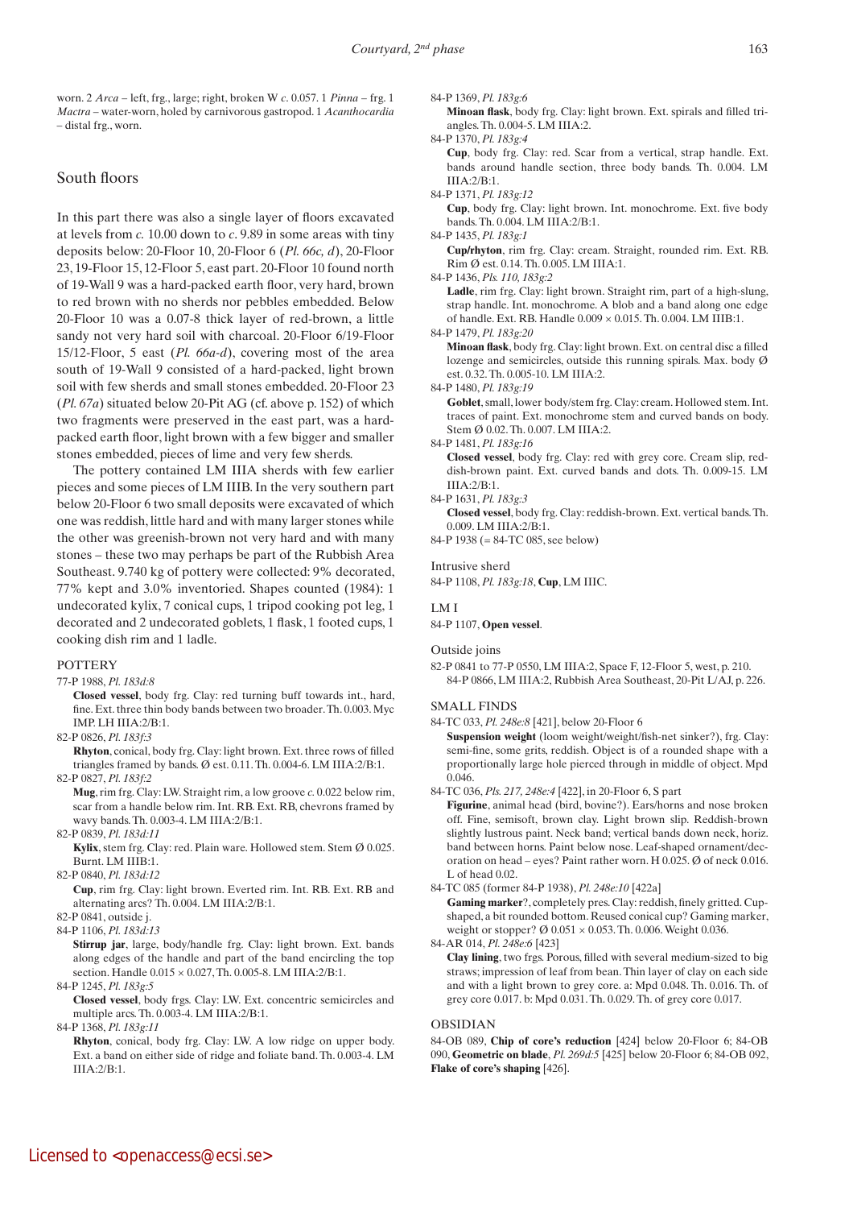worn. 2 *Arca* – left, frg., large; right, broken W *c.* 0.057. 1 *Pinna* – frg. 1 *Mactra* – water-worn, holed by carnivorous gastropod. 1 *Acanthocardia* – distal frg., worn.

## South floors

In this part there was also a single layer of floors excavated at levels from *c.* 10.00 down to *c.* 9.89 in some areas with tiny deposits below: 20-Floor 10, 20-Floor 6 (*Pl. 66c, d*), 20-Floor 23, 19-Floor 15, 12-Floor 5, east part. 20-Floor 10 found north of 19-Wall 9 was a hard-packed earth floor, very hard, brown to red brown with no sherds nor pebbles embedded. Below 20-Floor 10 was a 0.07-8 thick layer of red-brown, a little sandy not very hard soil with charcoal. 20-Floor 6/19-Floor 15/12-Floor, 5 east (*Pl. 66a-d*), covering most of the area south of 19-Wall 9 consisted of a hard-packed, light brown soil with few sherds and small stones embedded. 20-Floor 23 (*Pl. 67a*) situated below 20-Pit AG (cf. above p. 152) of which two fragments were preserved in the east part, was a hard-packed earth floor, light brown with a few bigger and smaller stones embedded, pieces of lime and very few sherds.

The pottery contained LM IIIA sherds with few earlier pieces and some pieces of LM IIIB. In the very southern part below 20-Floor 6 two small deposits were excavated of which one was reddish, little hard and with many larger stones while the other was greenish-brown not very hard and with many stones – these two may perhaps be part of the Rubbish Area Southeast. 9.740 kg of pottery were collected: 9% decorated, 77% kept and 3.0% inventoried. Shapes counted (1984): 1 undecorated kylix, 7 conical cups, 1 tripod cooking pot leg, 1 decorated and 2 undecorated goblets, 1 flask, 1 footed cups, 1 cooking dish rim and 1 ladle.

### POTTERY

77-P 1988, *Pl. 183d:8*
**Closed vessel**, body frg. Clay: red turning buff towards int., hard, fine. Ext. three thin body bands between two broader. Th. 0.003. Myc IMP. LH IIIA:2/B:1.

82-P 0826, *Pl. 183f:3*
**Rhyton**, conical, body frg. Clay: light brown. Ext. three rows of filled triangles framed by bands. Ø est. 0.11. Th. 0.004-6. LM IIIA:2/B:1.

82-P 0827, *Pl. 183f:2*
**Mug**, rim frg. Clay: LW. Straight rim, a low groove *c.* 0.022 below rim, scar from a handle below rim. Int. RB. Ext. RB, chevrons framed by wavy bands. Th. 0.003-4. LM IIIA:2/B:1.

82-P 0839, *Pl. 183d:11*
**Kylix**, stem frg. Clay: red. Plain ware. Hollowed stem. Stem Ø 0.025. Burnt. LM IIIB:1.

82-P 0840, *Pl. 183d:12*
**Cup**, rim frg. Clay: light brown. Everted rim. Int. RB. Ext. RB and alternating arcs? Th. 0.004. LM IIIA:2/B:1.

82-P 0841, outside j.

84-P 1106, *Pl. 183d:13*
**Stirrup jar**, large, body/handle frg. Clay: light brown. Ext. bands along edges of the handle and part of the band encircling the top section. Handle 0.015 × 0.027, Th. 0.005-8. LM IIIA:2/B:1.

84-P 1245, *Pl. 183g:5*
**Closed vessel**, body frgs. Clay: LW. Ext. concentric semicircles and multiple arcs. Th. 0.003-4. LM IIIA:2/B:1.

84-P 1368, *Pl. 183g:11*
**Rhyton**, conical, body frg. Clay: LW. A low ridge on upper body. Ext. a band on either side of ridge and foliate band. Th. 0.003-4. LM IIIA:2/B:1.

84-P 1369, *Pl. 183g:6*
**Minoan flask**, body frg. Clay: light brown. Ext. spirals and filled triangles. Th. 0.004-5. LM IIIA:2.

84-P 1370, *Pl. 183g:4*
**Cup**, body frg. Clay: red. Scar from a vertical, strap handle. Ext. bands around handle section, three body bands. Th. 0.004. LM IIIA:2/B:1.

84-P 1371, *Pl. 183g:12*
**Cup**, body frg. Clay: light brown. Int. monochrome. Ext. five body bands. Th. 0.004. LM IIIA:2/B:1.

84-P 1435, *Pl. 183g:1*
**Cup/rhyton**, rim frg. Clay: cream. Straight, rounded rim. Ext. RB. Rim Ø est. 0.14. Th. 0.005. LM IIIA:1.

84-P 1436, *Pls. 110, 183g:2*
**Ladle**, rim frg. Clay: light brown. Straight rim, part of a high-slung, strap handle. Int. monochrome. A blob and a band along one edge of handle. Ext. RB. Handle 0.009 × 0.015. Th. 0.004. LM IIIB:1.

84-P 1479, *Pl. 183g:20*
**Minoan flask**, body frg. Clay: light brown. Ext. on central disc a filled lozenge and semicircles, outside this running spirals. Max. body Ø est. 0.32. Th. 0.005-10. LM IIIA:2.

84-P 1480, *Pl. 183g:19*
**Goblet**, small, lower body/stem frg. Clay: cream. Hollowed stem. Int. traces of paint. Ext. monochrome stem and curved bands on body. Stem Ø 0.02. Th. 0.007. LM IIIA:2.

84-P 1481, *Pl. 183g:16*
**Closed vessel**, body frg. Clay: red with grey core. Cream slip, reddish-brown paint. Ext. curved bands and dots. Th. 0.009-15. LM IIIA:2/B:1.

84-P 1631, *Pl. 183g:3*
**Closed vessel**, body frg. Clay: reddish-brown. Ext. vertical bands. Th. 0.009. LM IIIA:2/B:1.

84-P 1938 (= 84-TC 085, see below)

Intrusive sherd

84-P 1108, *Pl. 183g:18*, **Cup**, LM IIIC.

LM I

84-P 1107, **Open vessel**.

Outside joins

82-P 0841 to 77-P 0550, LM IIIA:2, Space F, 12-Floor 5, west, p. 210.
84-P 0866, LM IIIA:2, Rubbish Area Southeast, 20-Pit L/AJ, p. 226.

### SMALL FINDS

84-TC 033, *Pl. 248e:8* [421], below 20-Floor 6
**Suspension weight** (loom weight/weight/fish-net sinker?), frg. Clay: semi-fine, some grits, reddish. Object is of a rounded shape with a proportionally large hole pierced through in middle of object. Mpd 0.046.

84-TC 036, *Pls. 217, 248e:4* [422], in 20-Floor 6, S part
**Figurine**, animal head (bird, bovine?). Ears/horns and nose broken off. Fine, semisoft, brown clay. Light brown slip. Reddish-brown slightly lustrous paint. Neck band; vertical bands down neck, horiz. band between horns. Paint below nose. Leaf-shaped ornament/decoration on head – eyes? Paint rather worn. H 0.025. Ø of neck 0.016. L of head 0.02.

84-TC 085 (former 84-P 1938), *Pl. 248e:10* [422a]
**Gaming marker**?, completely pres. Clay: reddish, finely gritted. Cup-shaped, a bit rounded bottom. Reused conical cup? Gaming marker, weight or stopper? Ø 0.051 × 0.053. Th. 0.006. Weight 0.036.

84-AR 014, *Pl. 248e:6* [423]
**Clay lining**, two frgs. Porous, filled with several medium-sized to big straws; impression of leaf from bean. Thin layer of clay on each side and with a light brown to grey core. a: Mpd 0.048. Th. 0.016. Th. of grey core 0.017. b: Mpd 0.031. Th. 0.029. Th. of grey core 0.017.

### OBSIDIAN

84-OB 089, **Chip of core's reduction** [424] below 20-Floor 6; 84-OB 090, **Geometric on blade**, *Pl. 269d:5* [425] below 20-Floor 6; 84-OB 092, **Flake of core's shaping** [426].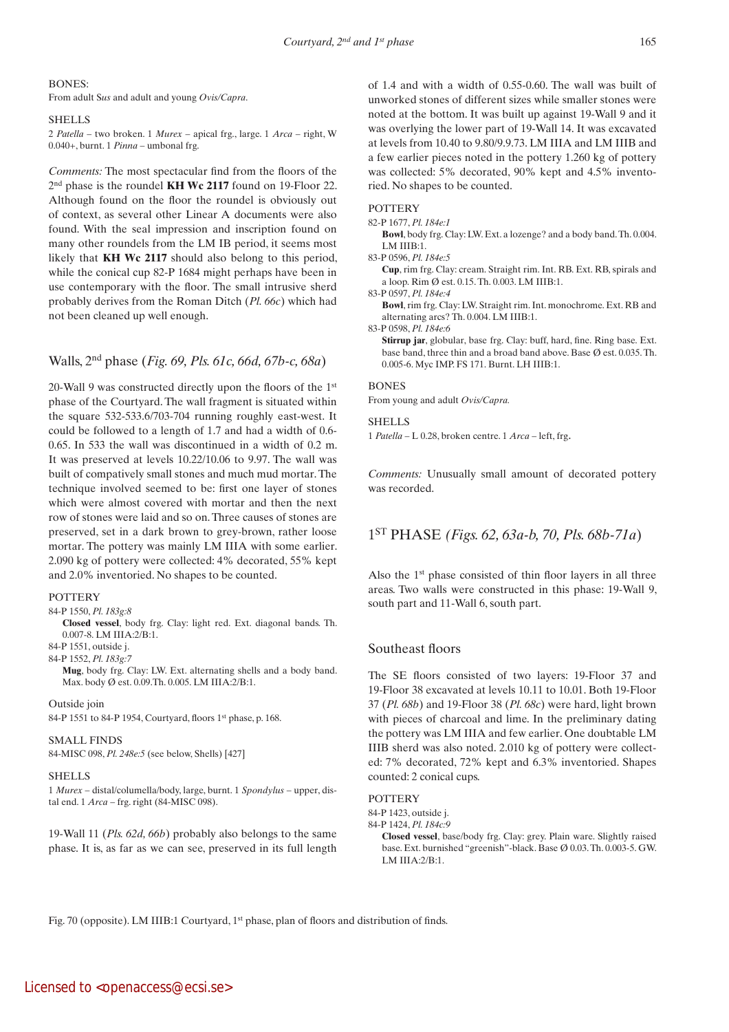BONES:
From adult S*us* and adult and young *Ovis/Capra*.

SHELLS
2 *Patella* – two broken. 1 *Murex* – apical frg., large. 1 *Arca* – right, W 0.040+, burnt. 1 *Pinna* – umbonal frg.

*Comments:* The most spectacular find from the floors of the 2nd phase is the roundel **KH Wc 2117** found on 19-Floor 22. Although found on the floor the roundel is obviously out of context, as several other Linear A documents were also found. With the seal impression and inscription found on many other roundels from the LM IB period, it seems most likely that **KH Wc 2117** should also belong to this period, while the conical cup 82-P 1684 might perhaps have been in use contemporary with the floor. The small intrusive sherd probably derives from the Roman Ditch (*Pl. 66c*) which had not been cleaned up well enough.

## Walls, 2nd phase (*Fig. 69, Pls. 61c, 66d, 67b-c, 68a*)

20-Wall 9 was constructed directly upon the floors of the 1st phase of the Courtyard. The wall fragment is situated within the square 532-533.6/703-704 running roughly east-west. It could be followed to a length of 1.7 and had a width of 0.6-0.65. In 533 the wall was discontinued in a width of 0.2 m. It was preserved at levels 10.22/10.06 to 9.97. The wall was built of compatively small stones and much mud mortar. The technique involved seemed to be: first one layer of stones which were almost covered with mortar and then the next row of stones were laid and so on. Three causes of stones are preserved, set in a dark brown to grey-brown, rather loose mortar. The pottery was mainly LM IIIA with some earlier. 2.090 kg of pottery were collected: 4% decorated, 55% kept and 2.0% inventoried. No shapes to be counted.

POTTERY

84-P 1550, *Pl. 183g:8*
**Closed vessel**, body frg. Clay: light red. Ext. diagonal bands. Th. 0.007-8. LM IIIA:2/B:1.

84-P 1551, outside j.

84-P 1552, *Pl. 183g:7*
**Mug**, body frg. Clay: LW. Ext. alternating shells and a body band. Max. body Ø est. 0.09.Th. 0.005. LM IIIA:2/B:1.

Outside join
84-P 1551 to 84-P 1954, Courtyard, floors 1st phase, p. 168.

SMALL FINDS
84-MISC 098, *Pl. 248e:5* (see below, Shells) [427]

SHELLS
1 *Murex* – distal/columella/body, large, burnt. 1 *Spondylus* – upper, distal end. 1 *Arca* – frg. right (84-MISC 098).

19-Wall 11 (*Pls. 62d, 66b*) probably also belongs to the same phase. It is, as far as we can see, preserved in its full length of 1.4 and with a width of 0.55-0.60. The wall was built of unworked stones of different sizes while smaller stones were noted at the bottom. It was built up against 19-Wall 9 and it was overlying the lower part of 19-Wall 14. It was excavated at levels from 10.40 to 9.80/9.9.73. LM IIIA and LM IIIB and a few earlier pieces noted in the pottery 1.260 kg of pottery was collected: 5% decorated, 90% kept and 4.5% inventoried. No shapes to be counted.

POTTERY

82-P 1677, *Pl. 184e:1*
**Bowl**, body frg. Clay: LW. Ext. a lozenge? and a body band. Th. 0.004. LM IIIB:1.

83-P 0596, *Pl. 184e:5*
**Cup**, rim frg. Clay: cream. Straight rim. Int. RB. Ext. RB, spirals and a loop. Rim Ø est. 0.15. Th. 0.003. LM IIIB:1.

83-P 0597, *Pl. 184e:4*
**Bowl**, rim frg. Clay: LW. Straight rim. Int. monochrome. Ext. RB and alternating arcs? Th. 0.004. LM IIIB:1.

83-P 0598, *Pl. 184e:6*
**Stirrup jar**, globular, base frg. Clay: buff, hard, fine. Ring base. Ext. base band, three thin and a broad band above. Base Ø est. 0.035. Th. 0.005-6. Myc IMP. FS 171. Burnt. LH IIIB:1.

BONES
From young and adult *Ovis/Capra.*

SHELLS
1 *Patella* – L 0.28, broken centre. 1 *Arca* – left, frg.

*Comments:* Unusually small amount of decorated pottery was recorded.

## 1ST PHASE *(Figs. 62, 63a-b, 70, Pls. 68b-71a*)

Also the 1st phase consisted of thin floor layers in all three areas. Two walls were constructed in this phase: 19-Wall 9, south part and 11-Wall 6, south part.

### Southeast floors

The SE floors consisted of two layers: 19-Floor 37 and 19-Floor 38 excavated at levels 10.11 to 10.01. Both 19-Floor 37 (*Pl. 68b*) and 19-Floor 38 (*Pl. 68c*) were hard, light brown with pieces of charcoal and lime. In the preliminary dating the pottery was LM IIIA and few earlier. One doubtable LM IIIB sherd was also noted. 2.010 kg of pottery were collected: 7% decorated, 72% kept and 6.3% inventoried. Shapes counted: 2 conical cups.

POTTERY

84-P 1423, outside j.

84-P 1424, *Pl. 184c:9*
**Closed vessel**, base/body frg. Clay: grey. Plain ware. Slightly raised base. Ext. burnished "greenish"-black. Base Ø 0.03. Th. 0.003-5. GW. LM IIIA:2/B:1.

Fig. 70 (opposite). LM IIIB:1 Courtyard, 1st phase, plan of floors and distribution of finds.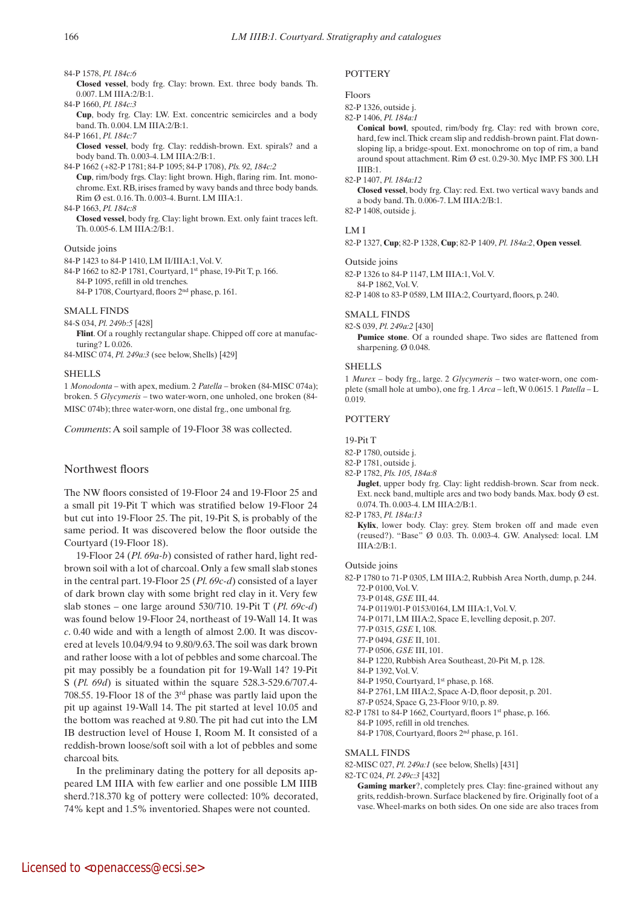84-P 1578, *Pl. 184c:6*
**Closed vessel**, body frg. Clay: brown. Ext. three body bands. Th. 0.007. LM IIIA:2/B:1.

84-P 1660, *Pl. 184c:3*
**Cup**, body frg. Clay: LW. Ext. concentric semicircles and a body band. Th. 0.004. LM IIIA:2/B:1.

84-P 1661, *Pl. 184c:7*
**Closed vessel**, body frg. Clay: reddish-brown. Ext. spirals? and a body band. Th. 0.003-4. LM IIIA:2/B:1.

84-P 1662 (+82-P 1781; 84-P 1095; 84-P 1708), *Pls. 92, 184c:2*
**Cup**, rim/body frgs. Clay: light brown. High, flaring rim. Int. monochrome. Ext. RB, irises framed by wavy bands and three body bands. Rim Ø est. 0.16. Th. 0.003-4. Burnt. LM IIIA:1.

84-P 1663, *Pl. 184c:8*
**Closed vessel**, body frg. Clay: light brown. Ext. only faint traces left. Th. 0.005-6. LM IIIA:2/B:1.

Outside joins

84-P 1423 to 84-P 1410, LM II/IIIA:1, Vol. V.
84-P 1662 to 82-P 1781, Courtyard, 1st phase, 19-Pit T, p. 166.
84-P 1095, refill in old trenches.
84-P 1708, Courtyard, floors 2nd phase, p. 161.

SMALL FINDS

84-S 034, *Pl. 249b:5* [428]
**Flint**. Of a roughly rectangular shape. Chipped off core at manufacturing? L 0.026.

84-MISC 074, *Pl. 249a:3* (see below, Shells) [429]

SHELLS

1 *Monodonta* – with apex, medium. 2 *Patella* – broken (84-MISC 074a); broken. 5 *Glycymeris* – two water-worn, one unholed, one broken (84-MISC 074b); three water-worn, one distal frg., one umbonal frg.

*Comments*: A soil sample of 19-Floor 38 was collected.

## Northwest floors

The NW floors consisted of 19-Floor 24 and 19-Floor 25 and a small pit 19-Pit T which was stratified below 19-Floor 24 but cut into 19-Floor 25. The pit, 19-Pit S, is probably of the same period. It was discovered below the floor outside the Courtyard (19-Floor 18).

19-Floor 24 (*Pl. 69a-b*) consisted of rather hard, light red-brown soil with a lot of charcoal. Only a few small slab stones in the central part. 19-Floor 25 (*Pl. 69c-d*) consisted of a layer of dark brown clay with some bright red clay in it. Very few slab stones – one large around 530/710. 19-Pit T (*Pl. 69c-d*) was found below 19-Floor 24, northeast of 19-Wall 14. It was *c*. 0.40 wide and with a length of almost 2.00. It was discovered at levels 10.04/9.94 to 9.80/9.63. The soil was dark brown and rather loose with a lot of pebbles and some charcoal. The pit may possibly be a foundation pit for 19-Wall 14? 19-Pit S (*Pl. 69d*) is situated within the square 528.3-529.6/707.4-708.55. 19-Floor 18 of the 3rd phase was partly laid upon the pit up against 19-Wall 14. The pit started at level 10.05 and the bottom was reached at 9.80. The pit had cut into the LM IB destruction level of House I, Room M. It consisted of a reddish-brown loose/soft soil with a lot of pebbles and some charcoal bits.

In the preliminary dating the pottery for all deposits appeared LM IIIA with few earlier and one possible LM IIIB sherd.?18.370 kg of pottery were collected: 10% decorated, 74% kept and 1.5% inventoried. Shapes were not counted.

POTTERY

Floors

82-P 1326, outside j.

82-P 1406, *Pl. 184a:1*
**Conical bowl**, spouted, rim/body frg. Clay: red with brown core, hard, few incl. Thick cream slip and reddish-brown paint. Flat down-sloping lip, a bridge-spout. Ext. monochrome on top of rim, a band around spout attachment. Rim Ø est. 0.29-30. Myc IMP. FS 300. LH IIIB:1.

82-P 1407, *Pl. 184a:12*
**Closed vessel**, body frg. Clay: red. Ext. two vertical wavy bands and a body band. Th. 0.006-7. LM IIIA:2/B:1.

82-P 1408, outside j.

LM I

82-P 1327, **Cup**; 82-P 1328, **Cup**; 82-P 1409, *Pl. 184a:2*, **Open vessel**.

Outside joins

82-P 1326 to 84-P 1147, LM IIIA:1, Vol. V.
84-P 1862, Vol. V.
82-P 1408 to 83-P 0589, LM IIIA:2, Courtyard, floors, p. 240.

SMALL FINDS

82-S 039, *Pl. 249a:2* [430]
**Pumice stone**. Of a rounded shape. Two sides are flattened from sharpening. Ø 0.048.

SHELLS

1 *Murex* – body frg., large. 2 *Glycymeris* – two water-worn, one complete (small hole at umbo), one frg. 1 *Arca* – left, W 0.0615. 1 *Patella* – L 0.019.

POTTERY

19-Pit T

82-P 1780, outside j.

82-P 1781, outside j.

82-P 1782, *Pls. 105, 184a:8*
**Juglet**, upper body frg. Clay: light reddish-brown. Scar from neck. Ext. neck band, multiple arcs and two body bands. Max. body Ø est. 0.074. Th. 0.003-4. LM IIIA:2/B:1.

82-P 1783, *Pl. 184a:13*
**Kylix**, lower body. Clay: grey. Stem broken off and made even (reused?). "Base" Ø 0.03. Th. 0.003-4. GW. Analysed: local. LM IIIA:2/B:1.

Outside joins

82-P 1780 to 71-P 0305, LM IIIA:2, Rubbish Area North, dump, p. 244.
72-P 0100, Vol. V.
73-P 0148, *GSE* III, 44.
74-P 0119/01-P 0153/0164, LM IIIA:1, Vol. V.
74-P 0171, LM IIIA:2, Space E, levelling deposit, p. 207.
77-P 0315, *GSE* I, 108.
77-P 0494, *GSE* II, 101.
77-P 0506, *GSE* III, 101.
84-P 1220, Rubbish Area Southeast, 20-Pit M, p. 128.
84-P 1392, Vol. V.
84-P 1950, Courtyard, 1st phase, p. 168.
84-P 2761, LM IIIA:2, Space A-D, floor deposit, p. 201.
87-P 0524, Space G, 23-Floor 9/10, p. 89.
82-P 1781 to 84-P 1662, Courtyard, floors 1st phase, p. 166.
84-P 1095, refill in old trenches.
84-P 1708, Courtyard, floors 2nd phase, p. 161.

SMALL FINDS

82-MISC 027, *Pl. 249a:1* (see below, Shells) [431]

82-TC 024, *Pl. 249c:3* [432]
**Gaming marker**?, completely pres. Clay: fine-grained without any grits, reddish-brown. Surface blackened by fire. Originally foot of a vase. Wheel-marks on both sides. On one side are also traces from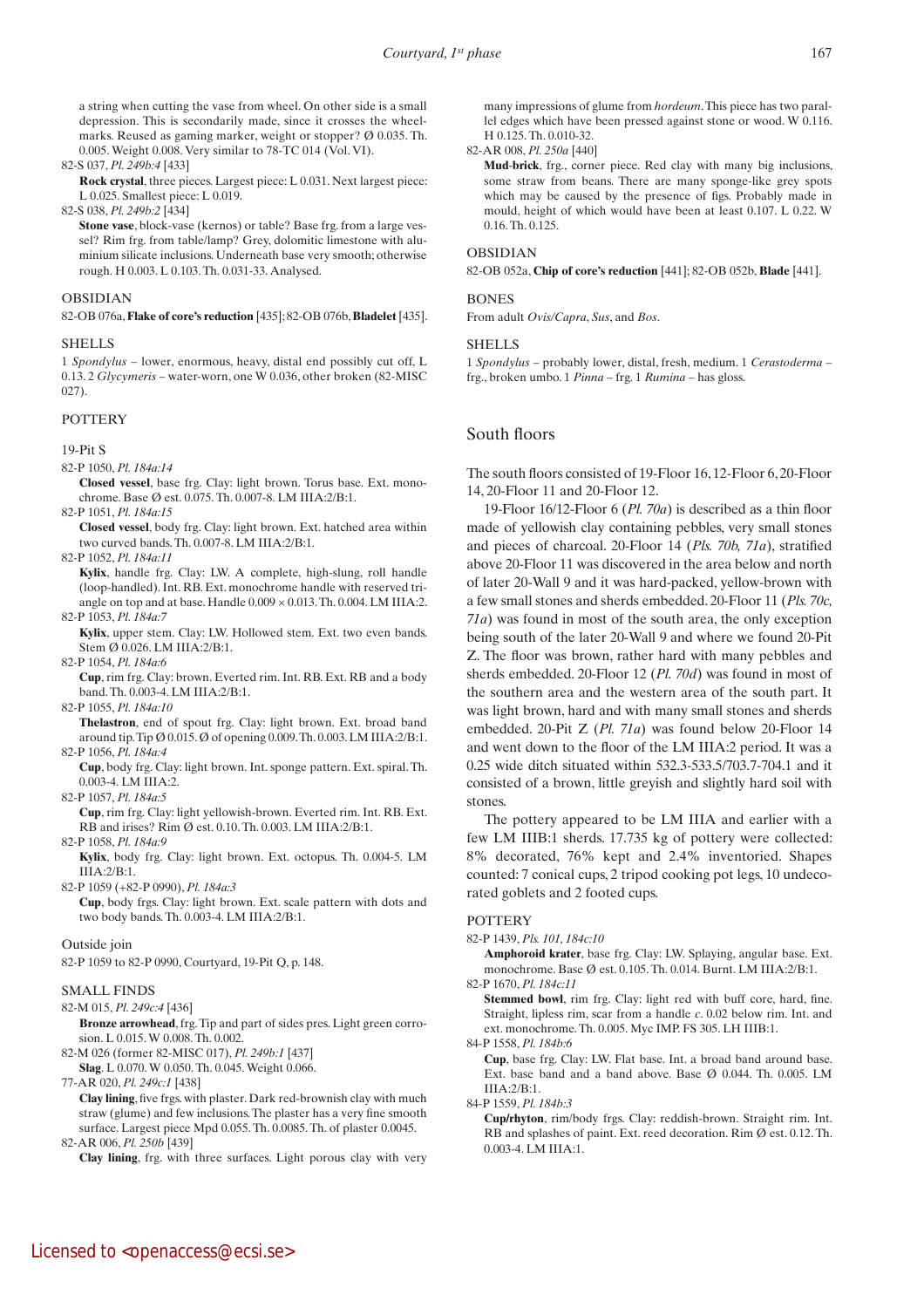a string when cutting the vase from wheel. On other side is a small depression. This is secondarily made, since it crosses the wheel-marks. Reused as gaming marker, weight or stopper? Ø 0.035. Th. 0.005. Weight 0.008. Very similar to 78-TC 014 (Vol. VI).

82-S 037, *Pl. 249b:4* [433]
**Rock crystal**, three pieces. Largest piece: L 0.031. Next largest piece: L 0.025. Smallest piece: L 0.019.

82-S 038, *Pl. 249b:2* [434]
**Stone vase**, block-vase (kernos) or table? Base frg. from a large vessel? Rim frg. from table/lamp? Grey, dolomitic limestone with aluminium silicate inclusions. Underneath base very smooth; otherwise rough. H 0.003. L 0.103. Th. 0.031-33. Analysed.

### OBSIDIAN

82-OB 076a, **Flake of core's reduction** [435]; 82-OB 076b, **Bladelet** [435].

### SHELLS

1 *Spondylus* – lower, enormous, heavy, distal end possibly cut off, L 0.13. 2 *Glycymeris* – water-worn, one W 0.036, other broken (82-MISC 027).

### POTTERY

19-Pit S

82-P 1050, *Pl. 184a:14*
**Closed vessel**, base frg. Clay: light brown. Torus base. Ext. monochrome. Base Ø est. 0.075. Th. 0.007-8. LM IIIA:2/B:1.

82-P 1051, *Pl. 184a:15*
**Closed vessel**, body frg. Clay: light brown. Ext. hatched area within two curved bands. Th. 0.007-8. LM IIIA:2/B:1.

82-P 1052, *Pl. 184a:11*
**Kylix**, handle frg. Clay: LW. A complete, high-slung, roll handle (loop-handled). Int. RB. Ext. monochrome handle with reserved triangle on top and at base. Handle 0.009 × 0.013. Th. 0.004. LM IIIA:2.

82-P 1053, *Pl. 184a:7*
**Kylix**, upper stem. Clay: LW. Hollowed stem. Ext. two even bands. Stem Ø 0.026. LM IIIA:2/B:1.

82-P 1054, *Pl. 184a:6*
**Cup**, rim frg. Clay: brown. Everted rim. Int. RB. Ext. RB and a body band. Th. 0.003-4. LM IIIA:2/B:1.

82-P 1055, *Pl. 184a:10*
**Thelastron**, end of spout frg. Clay: light brown. Ext. broad band around tip. Tip Ø 0.015. Ø of opening 0.009. Th. 0.003. LM IIIA:2/B:1.

82-P 1056, *Pl. 184a:4*
**Cup**, body frg. Clay: light brown. Int. sponge pattern. Ext. spiral. Th. 0.003-4. LM IIIA:2.

82-P 1057, *Pl. 184a:5*
**Cup**, rim frg. Clay: light yellowish-brown. Everted rim. Int. RB. Ext. RB and irises? Rim Ø est. 0.10. Th. 0.003. LM IIIA:2/B:1.

82-P 1058, *Pl. 184a:9*
**Kylix**, body frg. Clay: light brown. Ext. octopus. Th. 0.004-5. LM IIIA:2/B:1.

82-P 1059 (+82-P 0990), *Pl. 184a:3*
**Cup**, body frgs. Clay: light brown. Ext. scale pattern with dots and two body bands. Th. 0.003-4. LM IIIA:2/B:1.

Outside join

82-P 1059 to 82-P 0990, Courtyard, 19-Pit Q, p. 148.

### SMALL FINDS

82-M 015, *Pl. 249c:4* [436]
**Bronze arrowhead**, frg. Tip and part of sides pres. Light green corrosion. L 0.015. W 0.008. Th. 0.002.

82-M 026 (former 82-MISC 017), *Pl. 249b:1* [437]
**Slag**. L 0.070. W 0.050. Th. 0.045. Weight 0.066.

77-AR 020, *Pl. 249c:1* [438]
**Clay lining**, five frgs. with plaster. Dark red-brownish clay with much straw (glume) and few inclusions. The plaster has a very fine smooth surface. Largest piece Mpd 0.055. Th. 0.0085. Th. of plaster 0.0045.

82-AR 006, *Pl. 250b* [439]
**Clay lining**, frg. with three surfaces. Light porous clay with very many impressions of glume from *hordeum*. This piece has two parallel edges which have been pressed against stone or wood. W 0.116. H 0.125. Th. 0.010-32.

82-AR 008, *Pl. 250a* [440]
**Mud-brick**, frg., corner piece. Red clay with many big inclusions, some straw from beans. There are many sponge-like grey spots which may be caused by the presence of figs. Probably made in mould, height of which would have been at least 0.107. L 0.22. W 0.16. Th. 0.125.

### OBSIDIAN

82-OB 052a, **Chip of core's reduction** [441]; 82-OB 052b, **Blade** [441].

### BONES

From adult *Ovis/Capra*, *Sus*, and *Bos*.

### SHELLS

1 *Spondylus* – probably lower, distal, fresh, medium. 1 *Cerastoderma* – frg., broken umbo. 1 *Pinna* – frg. 1 *Rumina* – has gloss.

## South floors

The south floors consisted of 19-Floor 16, 12-Floor 6, 20-Floor 14, 20-Floor 11 and 20-Floor 12.

19-Floor 16/12-Floor 6 (*Pl. 70a*) is described as a thin floor made of yellowish clay containing pebbles, very small stones and pieces of charcoal. 20-Floor 14 (*Pls. 70b, 71a*), stratified above 20-Floor 11 was discovered in the area below and north of later 20-Wall 9 and it was hard-packed, yellow-brown with a few small stones and sherds embedded. 20-Floor 11 (*Pls. 70c, 71a*) was found in most of the south area, the only exception being south of the later 20-Wall 9 and where we found 20-Pit Z. The floor was brown, rather hard with many pebbles and sherds embedded. 20-Floor 12 (*Pl. 70d*) was found in most of the southern area and the western area of the south part. It was light brown, hard and with many small stones and sherds embedded. 20-Pit Z (*Pl. 71a*) was found below 20-Floor 14 and went down to the floor of the LM IIIA:2 period. It was a 0.25 wide ditch situated within 532.3-533.5/703.7-704.1 and it consisted of a brown, little greyish and slightly hard soil with stones.

The pottery appeared to be LM IIIA and earlier with a few LM IIIB:1 sherds. 17.735 kg of pottery were collected: 8% decorated, 76% kept and 2.4% inventoried. Shapes counted: 7 conical cups, 2 tripod cooking pot legs, 10 undecorated goblets and 2 footed cups.

### POTTERY

82-P 1439, *Pls. 101, 184c:10*
**Amphoroid krater**, base frg. Clay: LW. Splaying, angular base. Ext. monochrome. Base Ø est. 0.105. Th. 0.014. Burnt. LM IIIA:2/B:1.

82-P 1670, *Pl. 184c:11*
**Stemmed bowl**, rim frg. Clay: light red with buff core, hard, fine. Straight, lipless rim, scar from a handle *c*. 0.02 below rim. Int. and ext. monochrome. Th. 0.005. Myc IMP. FS 305. LH IIIB:1.

84-P 1558, *Pl. 184b:6*
**Cup**, base frg. Clay: LW. Flat base. Int. a broad band around base. Ext. base band and a band above. Base Ø 0.044. Th. 0.005. LM IIIA:2/B:1.

84-P 1559, *Pl. 184b:3*
**Cup/rhyton**, rim/body frgs. Clay: reddish-brown. Straight rim. Int. RB and splashes of paint. Ext. reed decoration. Rim Ø est. 0.12. Th. 0.003-4. LM IIIA:1.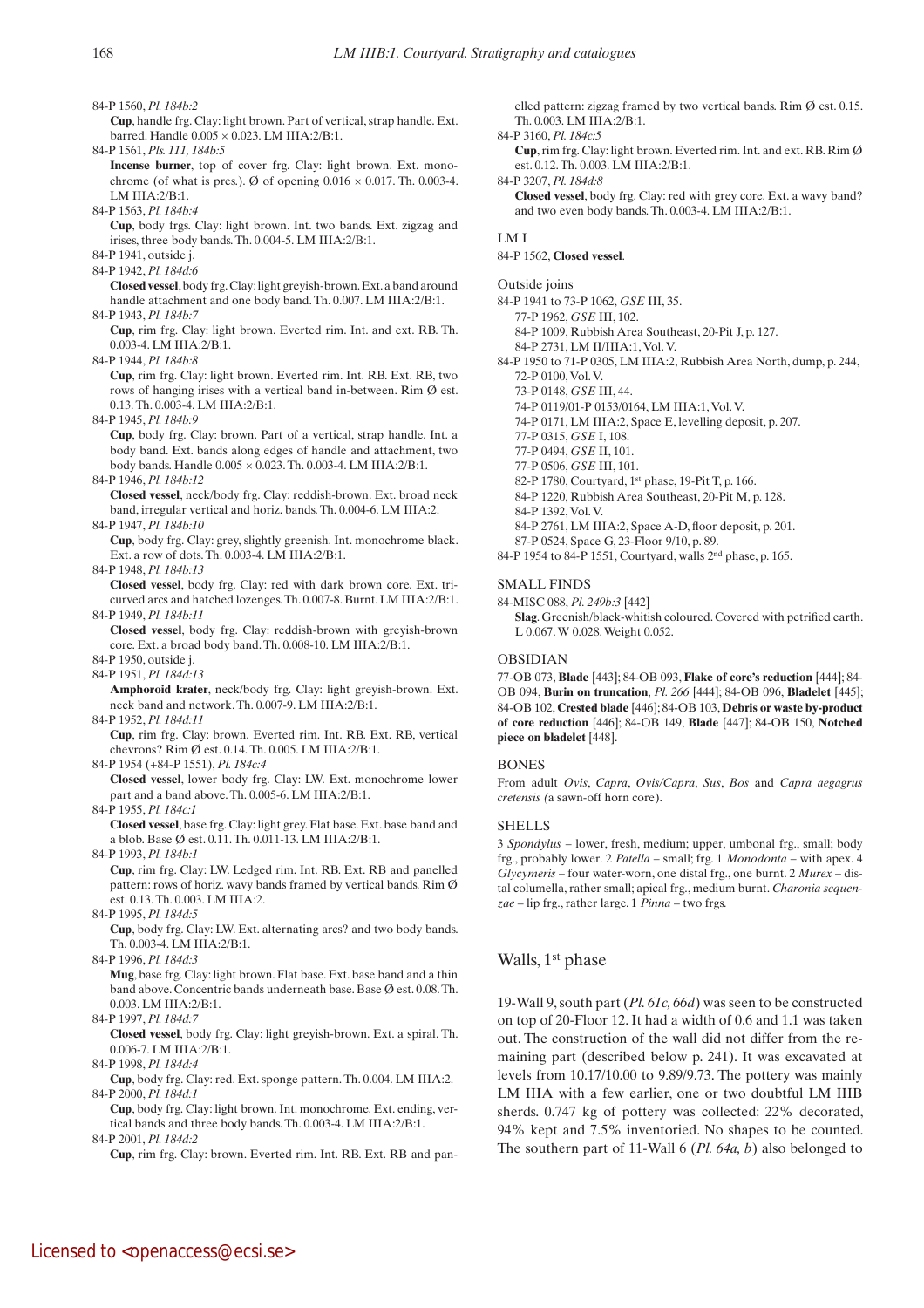84-P 1560, *Pl. 184b:2*
**Cup**, handle frg. Clay: light brown. Part of vertical, strap handle. Ext. barred. Handle 0.005 × 0.023. LM IIIA:2/B:1.

84-P 1561, *Pls. 111, 184b:5*
**Incense burner**, top of cover frg. Clay: light brown. Ext. monochrome (of what is pres.). Ø of opening 0.016 × 0.017. Th. 0.003-4. LM IIIA:2/B:1.

84-P 1563, *Pl. 184b:4*
**Cup**, body frgs. Clay: light brown. Int. two bands. Ext. zigzag and irises, three body bands. Th. 0.004-5. LM IIIA:2/B:1.

84-P 1941, outside j.

84-P 1942, *Pl. 184d:6*
**Closed vessel**, body frg. Clay: light greyish-brown. Ext. a band around handle attachment and one body band. Th. 0.007. LM IIIA:2/B:1.

84-P 1943, *Pl. 184b:7*
**Cup**, rim frg. Clay: light brown. Everted rim. Int. and ext. RB. Th. 0.003-4. LM IIIA:2/B:1.

84-P 1944, *Pl. 184b:8*
**Cup**, rim frg. Clay: light brown. Everted rim. Int. RB. Ext. RB, two rows of hanging irises with a vertical band in-between. Rim Ø est. 0.13. Th. 0.003-4. LM IIIA:2/B:1.

84-P 1945, *Pl. 184b:9*
**Cup**, body frg. Clay: brown. Part of a vertical, strap handle. Int. a body band. Ext. bands along edges of handle and attachment, two body bands. Handle 0.005 × 0.023. Th. 0.003-4. LM IIIA:2/B:1.

84-P 1946, *Pl. 184b:12*
**Closed vessel**, neck/body frg. Clay: reddish-brown. Ext. broad neck band, irregular vertical and horiz. bands. Th. 0.004-6. LM IIIA:2.

84-P 1947, *Pl. 184b:10*
**Cup**, body frg. Clay: grey, slightly greenish. Int. monochrome black. Ext. a row of dots. Th. 0.003-4. LM IIIA:2/B:1.

84-P 1948, *Pl. 184b:13*
**Closed vessel**, body frg. Clay: red with dark brown core. Ext. tricurved arcs and hatched lozenges. Th. 0.007-8. Burnt. LM IIIA:2/B:1.

84-P 1949, *Pl. 184b:11*
**Closed vessel**, body frg. Clay: reddish-brown with greyish-brown core. Ext. a broad body band. Th. 0.008-10. LM IIIA:2/B:1.

84-P 1950, outside j.

84-P 1951, *Pl. 184d:13*
**Amphoroid krater**, neck/body frg. Clay: light greyish-brown. Ext. neck band and network. Th. 0.007-9. LM IIIA:2/B:1.

84-P 1952, *Pl. 184d:11*
**Cup**, rim frg. Clay: brown. Everted rim. Int. RB. Ext. RB, vertical chevrons? Rim Ø est. 0.14. Th. 0.005. LM IIIA:2/B:1.

84-P 1954 (+84-P 1551), *Pl. 184c:4*
**Closed vessel**, lower body frg. Clay: LW. Ext. monochrome lower part and a band above. Th. 0.005-6. LM IIIA:2/B:1.

84-P 1955, *Pl. 184c:1*
**Closed vessel**, base frg. Clay: light grey. Flat base. Ext. base band and a blob. Base Ø est. 0.11. Th. 0.011-13. LM IIIA:2/B:1.

84-P 1993, *Pl. 184b:1*
**Cup**, rim frg. Clay: LW. Ledged rim. Int. RB. Ext. RB and panelled pattern: rows of horiz. wavy bands framed by vertical bands. Rim Ø est. 0.13. Th. 0.003. LM IIIA:2.

84-P 1995, *Pl. 184d:5*
**Cup**, body frg. Clay: LW. Ext. alternating arcs? and two body bands. Th. 0.003-4. LM IIIA:2/B:1.

84-P 1996, *Pl. 184d:3*
**Mug**, base frg. Clay: light brown. Flat base. Ext. base band and a thin band above. Concentric bands underneath base. Base Ø est. 0.08. Th. 0.003. LM IIIA:2/B:1.

84-P 1997, *Pl. 184d:7*
**Closed vessel**, body frg. Clay: light greyish-brown. Ext. a spiral. Th. 0.006-7. LM IIIA:2/B:1.

84-P 1998, *Pl. 184d:4*
**Cup**, body frg. Clay: red. Ext. sponge pattern. Th. 0.004. LM IIIA:2.

84-P 2000, *Pl. 184d:1*
**Cup**, body frg. Clay: light brown. Int. monochrome. Ext. ending, vertical bands and three body bands. Th. 0.003-4. LM IIIA:2/B:1.

84-P 2001, *Pl. 184d:2*
**Cup**, rim frg. Clay: brown. Everted rim. Int. RB. Ext. RB and panelled pattern: zigzag framed by two vertical bands. Rim Ø est. 0.15. Th. 0.003. LM IIIA:2/B:1.

84-P 3160, *Pl. 184c:5*
**Cup**, rim frg. Clay: light brown. Everted rim. Int. and ext. RB. Rim Ø est. 0.12. Th. 0.003. LM IIIA:2/B:1.

84-P 3207, *Pl. 184d:8*
**Closed vessel**, body frg. Clay: red with grey core. Ext. a wavy band? and two even body bands. Th. 0.003-4. LM IIIA:2/B:1.

LM I

84-P 1562, **Closed vessel**.

Outside joins

84-P 1941 to 73-P 1062, *GSE* III, 35.
77-P 1962, *GSE* III, 102.
84-P 1009, Rubbish Area Southeast, 20-Pit J, p. 127.
84-P 2731, LM II/IIIA:1, Vol. V.

84-P 1950 to 71-P 0305, LM IIIA:2, Rubbish Area North, dump, p. 244,
72-P 0100, Vol. V.
73-P 0148, *GSE* III, 44.
74-P 0119/01-P 0153/0164, LM IIIA:1, Vol. V.
74-P 0171, LM IIIA:2, Space E, levelling deposit, p. 207.
77-P 0315, *GSE* I, 108.
77-P 0494, *GSE* II, 101.
77-P 0506, *GSE* III, 101.
82-P 1780, Courtyard, 1st phase, 19-Pit T, p. 166.
84-P 1220, Rubbish Area Southeast, 20-Pit M, p. 128.
84-P 1392, Vol. V.
84-P 2761, LM IIIA:2, Space A-D, floor deposit, p. 201.
87-P 0524, Space G, 23-Floor 9/10, p. 89.

84-P 1954 to 84-P 1551, Courtyard, walls 2nd phase, p. 165.

SMALL FINDS

84-MISC 088, *Pl. 249b:3* [442]
**Slag**. Greenish/black-whitish coloured. Covered with petrified earth. L 0.067. W 0.028. Weight 0.052.

OBSIDIAN

77-OB 073, **Blade** [443]; 84-OB 093, **Flake of core's reduction** [444]; 84-OB 094, **Burin on truncation**, *Pl. 266* [444]; 84-OB 096, **Bladelet** [445]; 84-OB 102, **Crested blade** [446]; 84-OB 103, **Debris or waste by-product of core reduction** [446]; 84-OB 149, **Blade** [447]; 84-OB 150, **Notched piece on bladelet** [448].

BONES

From adult *Ovis*, *Capra*, *Ovis/Capra*, *Sus*, *Bos* and *Capra aegagrus cretensis (*a sawn-off horn core).

SHELLS

3 *Spondylus* – lower, fresh, medium; upper, umbonal frg., small; body frg., probably lower. 2 *Patella* – small; frg. 1 *Monodonta* – with apex. 4 *Glycymeris* – four water-worn, one distal frg., one burnt. 2 *Murex* – distal columella, rather small; apical frg., medium burnt. *Charonia sequenzae* – lip frg., rather large. 1 *Pinna* – two frgs.

## Walls, 1st phase

19-Wall 9, south part (*Pl. 61c, 66d*) was seen to be constructed on top of 20-Floor 12. It had a width of 0.6 and 1.1 was taken out. The construction of the wall did not differ from the remaining part (described below p. 241). It was excavated at levels from 10.17/10.00 to 9.89/9.73. The pottery was mainly LM IIIA with a few earlier, one or two doubtful LM IIIB sherds. 0.747 kg of pottery was collected: 22% decorated, 94% kept and 7.5% inventoried. No shapes to be counted. The southern part of 11-Wall 6 (*Pl. 64a, b*) also belonged to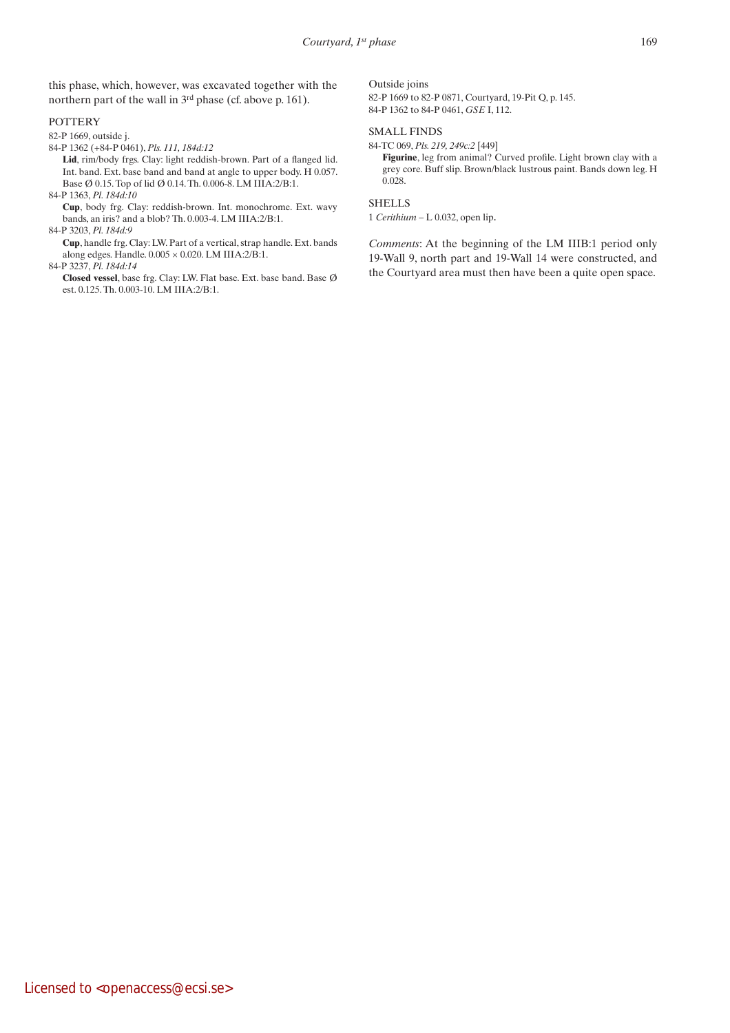this phase, which, however, was excavated together with the northern part of the wall in 3rd phase (cf. above p. 161).

## POTTERY

82-P 1669, outside j.

84-P 1362 (+84-P 0461), *Pls. 111, 184d:12*

**Lid**, rim/body frgs. Clay: light reddish-brown. Part of a flanged lid. Int. band. Ext. base band and band at angle to upper body. H 0.057. Base Ø 0.15. Top of lid Ø 0.14. Th. 0.006-8. LM IIIA:2/B:1.

84-P 1363, *Pl. 184d:10*

**Cup**, body frg. Clay: reddish-brown. Int. monochrome. Ext. wavy bands, an iris? and a blob? Th. 0.003-4. LM IIIA:2/B:1.

84-P 3203, *Pl. 184d:9*

**Cup**, handle frg. Clay: LW. Part of a vertical, strap handle. Ext. bands along edges. Handle. 0.005 × 0.020. LM IIIA:2/B:1.

84-P 3237, *Pl. 184d:14*

**Closed vessel**, base frg. Clay: LW. Flat base. Ext. base band. Base Ø est. 0.125. Th. 0.003-10. LM IIIA:2/B:1.

Outside joins

82-P 1669 to 82-P 0871, Courtyard, 19-Pit Q, p. 145.

84-P 1362 to 84-P 0461, *GSE* I, 112.

## SMALL FINDS

84-TC 069, *Pls. 219, 249c:2* [449]

**Figurine**, leg from animal? Curved profile. Light brown clay with a grey core. Buff slip. Brown/black lustrous paint. Bands down leg. H 0.028.

## SHELLS

1 *Cerithium* – L 0.032, open lip.

*Comments*: At the beginning of the LM IIIB:1 period only 19-Wall 9, north part and 19-Wall 14 were constructed, and the Courtyard area must then have been a quite open space.